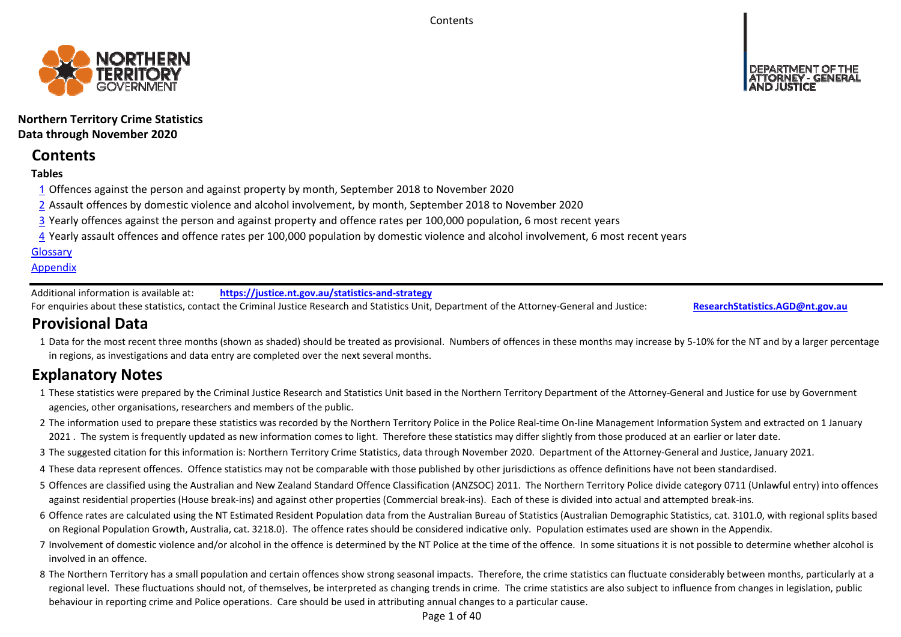**Northern Territory Crime Statistics**
**Data through November 2020**

# Contents

**Tables**

1 Offences against the person and against property by month, September 2018 to November 2020

2 Assault offences by domestic violence and alcohol involvement, by month, September 2018 to November 2020

3 Yearly offences against the person and against property and offence rates per 100,000 population, 6 most recent years

4 Yearly assault offences and offence rates per 100,000 population by domestic violence and alcohol involvement, 6 most recent years

Glossary

Appendix

Additional information is available at: **https://justice.nt.gov.au/statistics-and-strategy**

For enquiries about these statistics, contact the Criminal Justice Research and Statistics Unit, Department of the Attorney-General and Justice: **ResearchStatistics.AGD@nt.gov.au**

# Provisional Data

1 Data for the most recent three months (shown as shaded) should be treated as provisional. Numbers of offences in these months may increase by 5-10% for the NT and by a larger percentage in regions, as investigations and data entry are completed over the next several months.

# Explanatory Notes

1 These statistics were prepared by the Criminal Justice Research and Statistics Unit based in the Northern Territory Department of the Attorney-General and Justice for use by Government agencies, other organisations, researchers and members of the public.

2 The information used to prepare these statistics was recorded by the Northern Territory Police in the Police Real-time On-line Management Information System and extracted on 1 January 2021 . The system is frequently updated as new information comes to light. Therefore these statistics may differ slightly from those produced at an earlier or later date.

3 The suggested citation for this information is: Northern Territory Crime Statistics, data through November 2020. Department of the Attorney-General and Justice, January 2021.

4 These data represent offences. Offence statistics may not be comparable with those published by other jurisdictions as offence definitions have not been standardised.

5 Offences are classified using the Australian and New Zealand Standard Offence Classification (ANZSOC) 2011. The Northern Territory Police divide category 0711 (Unlawful entry) into offences against residential properties (House break-ins) and against other properties (Commercial break-ins). Each of these is divided into actual and attempted break-ins.

6 Offence rates are calculated using the NT Estimated Resident Population data from the Australian Bureau of Statistics (Australian Demographic Statistics, cat. 3101.0, with regional splits based on Regional Population Growth, Australia, cat. 3218.0). The offence rates should be considered indicative only. Population estimates used are shown in the Appendix.

7 Involvement of domestic violence and/or alcohol in the offence is determined by the NT Police at the time of the offence. In some situations it is not possible to determine whether alcohol is involved in an offence.

8 The Northern Territory has a small population and certain offences show strong seasonal impacts. Therefore, the crime statistics can fluctuate considerably between months, particularly at a regional level. These fluctuations should not, of themselves, be interpreted as changing trends in crime. The crime statistics are also subject to influence from changes in legislation, public behaviour in reporting crime and Police operations. Care should be used in attributing annual changes to a particular cause.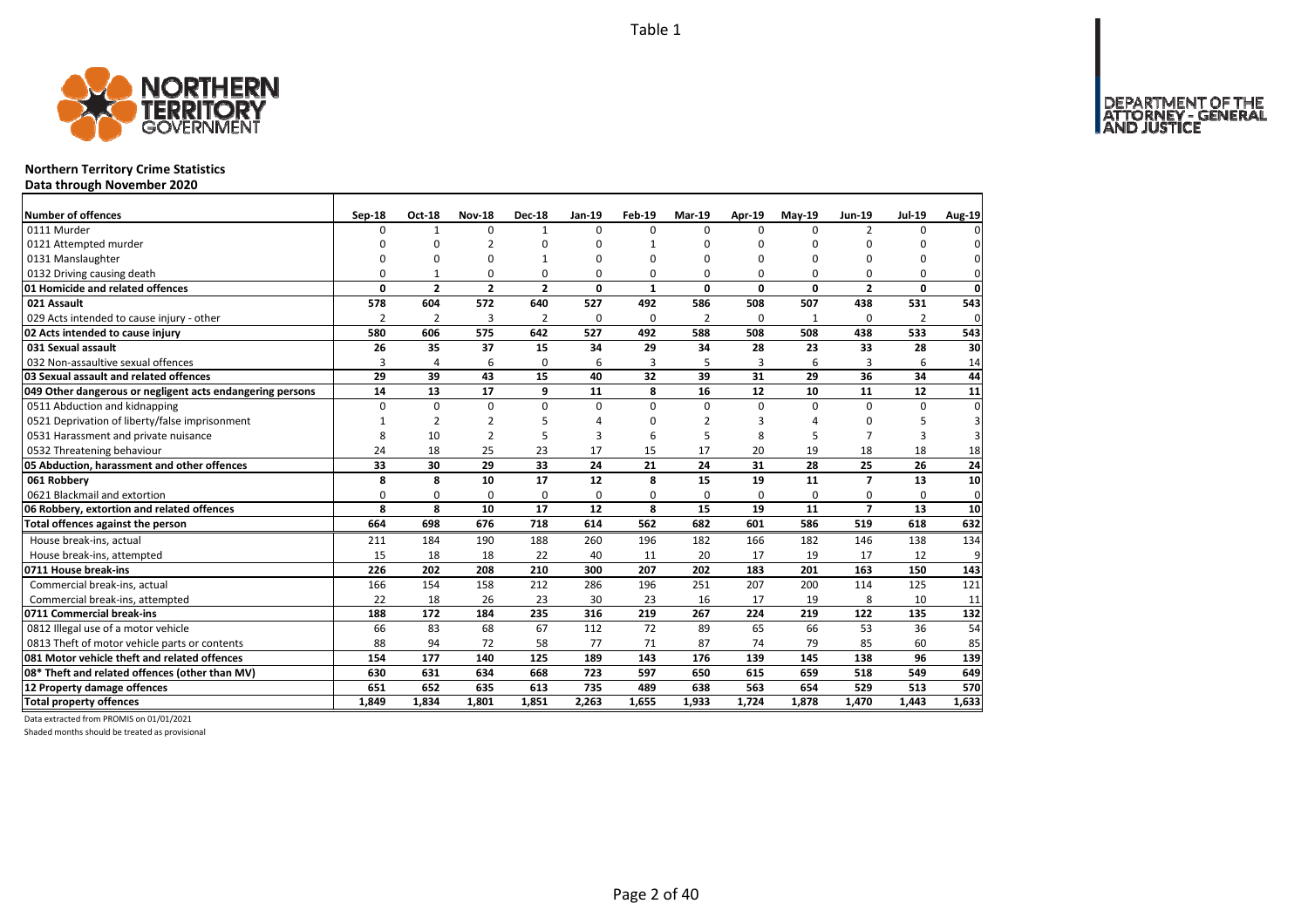Table 1

# Northern Territory Crime Statistics

**Data through November 2020**

| Number of offences | Sep-18 | Oct-18 | Nov-18 | Dec-18 | Jan-19 | Feb-19 | Mar-19 | Apr-19 | May-19 | Jun-19 | Jul-19 | Aug-19 |
|---|---|---|---|---|---|---|---|---|---|---|---|---|
| 0111 Murder | 0 | 1 | 0 | 1 | 0 | 0 | 0 | 0 | 0 | 2 | 0 | 0 |
| 0121 Attempted murder | 0 | 0 | 2 | 0 | 0 | 1 | 0 | 0 | 0 | 0 | 0 | 0 |
| 0131 Manslaughter | 0 | 0 | 0 | 1 | 0 | 0 | 0 | 0 | 0 | 0 | 0 | 0 |
| 0132 Driving causing death | 0 | 1 | 0 | 0 | 0 | 0 | 0 | 0 | 0 | 0 | 0 | 0 |
| **01 Homicide and related offences** | **0** | **2** | **2** | **2** | **0** | **1** | **0** | **0** | **0** | **2** | **0** | **0** |
| **021 Assault** | **578** | **604** | **572** | **640** | **527** | **492** | **586** | **508** | **507** | **438** | **531** | **543** |
| 029 Acts intended to cause injury - other | 2 | 2 | 3 | 2 | 0 | 0 | 2 | 0 | 1 | 0 | 2 | 0 |
| **02 Acts intended to cause injury** | **580** | **606** | **575** | **642** | **527** | **492** | **588** | **508** | **508** | **438** | **533** | **543** |
| **031 Sexual assault** | **26** | **35** | **37** | **15** | **34** | **29** | **34** | **28** | **23** | **33** | **28** | **30** |
| 032 Non-assaultive sexual offences | 3 | 4 | 6 | 0 | 6 | 3 | 5 | 3 | 6 | 3 | 6 | 14 |
| **03 Sexual assault and related offences** | **29** | **39** | **43** | **15** | **40** | **32** | **39** | **31** | **29** | **36** | **34** | **44** |
| **049 Other dangerous or negligent acts endangering persons** | **14** | **13** | **17** | **9** | **11** | **8** | **16** | **12** | **10** | **11** | **12** | **11** |
| 0511 Abduction and kidnapping | 0 | 0 | 0 | 0 | 0 | 0 | 0 | 0 | 0 | 0 | 0 | 0 |
| 0521 Deprivation of liberty/false imprisonment | 1 | 2 | 2 | 5 | 4 | 0 | 2 | 3 | 4 | 0 | 5 | 3 |
| 0531 Harassment and private nuisance | 8 | 10 | 2 | 5 | 3 | 6 | 5 | 8 | 5 | 7 | 3 | 3 |
| 0532 Threatening behaviour | 24 | 18 | 25 | 23 | 17 | 15 | 17 | 20 | 19 | 18 | 18 | 18 |
| **05 Abduction, harassment and other offences** | **33** | **30** | **29** | **33** | **24** | **21** | **24** | **31** | **28** | **25** | **26** | **24** |
| **061 Robbery** | **8** | **8** | **10** | **17** | **12** | **8** | **15** | **19** | **11** | **7** | **13** | **10** |
| 0621 Blackmail and extortion | 0 | 0 | 0 | 0 | 0 | 0 | 0 | 0 | 0 | 0 | 0 | 0 |
| **06 Robbery, extortion and related offences** | **8** | **8** | **10** | **17** | **12** | **8** | **15** | **19** | **11** | **7** | **13** | **10** |
| **Total offences against the person** | **664** | **698** | **676** | **718** | **614** | **562** | **682** | **601** | **586** | **519** | **618** | **632** |
| House break-ins, actual | 211 | 184 | 190 | 188 | 260 | 196 | 182 | 166 | 182 | 146 | 138 | 134 |
| House break-ins, attempted | 15 | 18 | 18 | 22 | 40 | 11 | 20 | 17 | 19 | 17 | 12 | 9 |
| **0711 House break-ins** | **226** | **202** | **208** | **210** | **300** | **207** | **202** | **183** | **201** | **163** | **150** | **143** |
| Commercial break-ins, actual | 166 | 154 | 158 | 212 | 286 | 196 | 251 | 207 | 200 | 114 | 125 | 121 |
| Commercial break-ins, attempted | 22 | 18 | 26 | 23 | 30 | 23 | 16 | 17 | 19 | 8 | 10 | 11 |
| **0711 Commercial break-ins** | **188** | **172** | **184** | **235** | **316** | **219** | **267** | **224** | **219** | **122** | **135** | **132** |
| 0812 Illegal use of a motor vehicle | 66 | 83 | 68 | 67 | 112 | 72 | 89 | 65 | 66 | 53 | 36 | 54 |
| 0813 Theft of motor vehicle parts or contents | 88 | 94 | 72 | 58 | 77 | 71 | 87 | 74 | 79 | 85 | 60 | 85 |
| **081 Motor vehicle theft and related offences** | **154** | **177** | **140** | **125** | **189** | **143** | **176** | **139** | **145** | **138** | **96** | **139** |
| **08* Theft and related offences (other than MV)** | **630** | **631** | **634** | **668** | **723** | **597** | **650** | **615** | **659** | **518** | **549** | **649** |
| **12 Property damage offences** | **651** | **652** | **635** | **613** | **735** | **489** | **638** | **563** | **654** | **529** | **513** | **570** |
| **Total property offences** | **1,849** | **1,834** | **1,801** | **1,851** | **2,263** | **1,655** | **1,933** | **1,724** | **1,878** | **1,470** | **1,443** | **1,633** |

Data extracted from PROMIS on 01/01/2021

Shaded months should be treated as provisional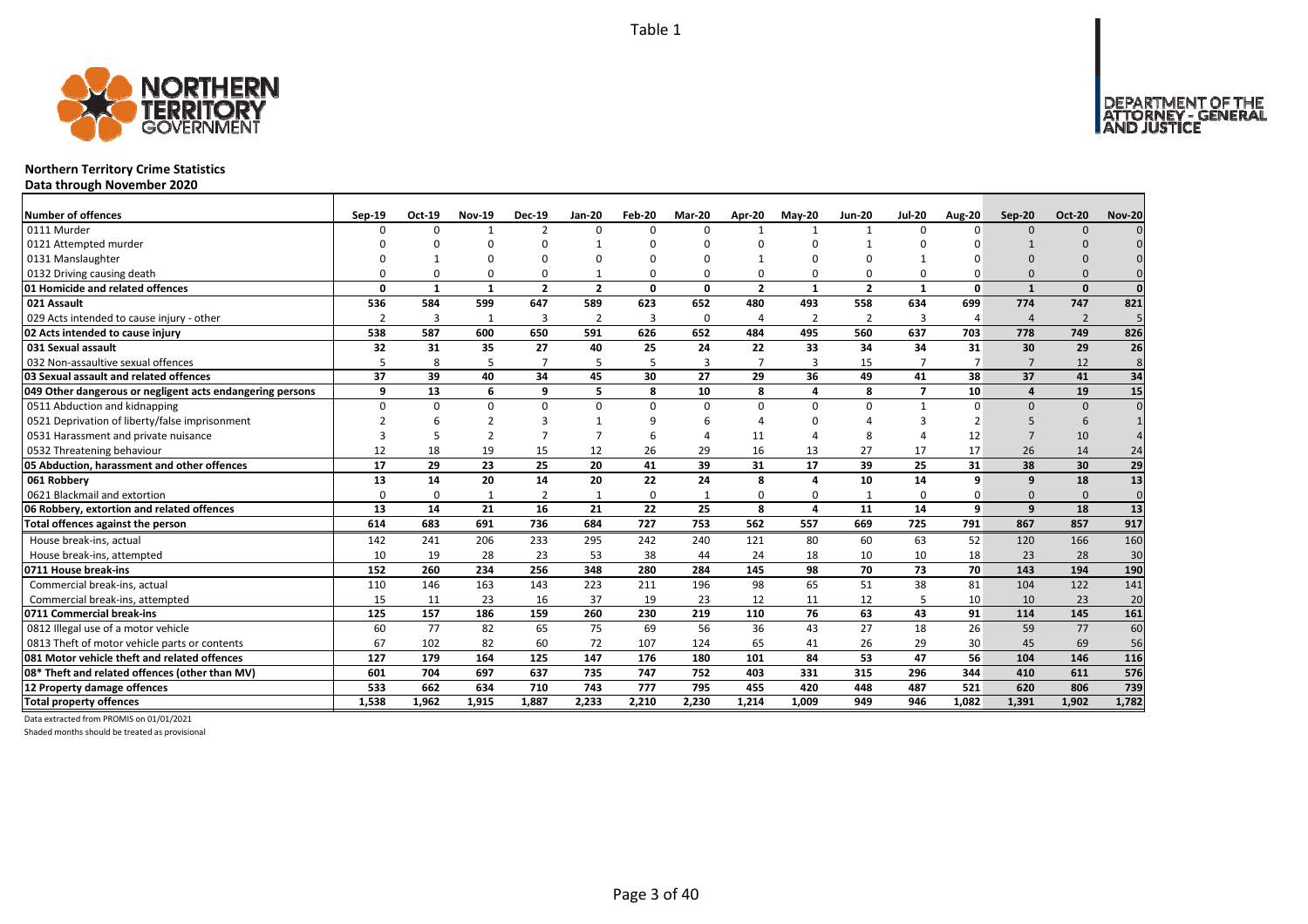Table 1

# Northern Territory Crime Statistics

**Data through November 2020**

| Number of offences | Sep-19 | Oct-19 | Nov-19 | Dec-19 | Jan-20 | Feb-20 | Mar-20 | Apr-20 | May-20 | Jun-20 | Jul-20 | Aug-20 | Sep-20 | Oct-20 | Nov-20 |
|---|---|---|---|---|---|---|---|---|---|---|---|---|---|---|---|
| 0111 Murder | 0 | 0 | 1 | 2 | 0 | 0 | 0 | 1 | 1 | 1 | 0 | 0 | 0 | 0 | 0 |
| 0121 Attempted murder | 0 | 0 | 0 | 0 | 1 | 0 | 0 | 0 | 0 | 1 | 0 | 0 | 1 | 0 | 0 |
| 0131 Manslaughter | 0 | 1 | 0 | 0 | 0 | 0 | 0 | 1 | 0 | 0 | 1 | 0 | 0 | 0 | 0 |
| 0132 Driving causing death | 0 | 0 | 0 | 0 | 1 | 0 | 0 | 0 | 0 | 0 | 0 | 0 | 0 | 0 | 0 |
| **01 Homicide and related offences** | **0** | **1** | **1** | **2** | **2** | **0** | **0** | **2** | **1** | **2** | **1** | **0** | **1** | **0** | **0** |
| **021 Assault** | **536** | **584** | **599** | **647** | **589** | **623** | **652** | **480** | **493** | **558** | **634** | **699** | **774** | **747** | **821** |
| 029 Acts intended to cause injury - other | 2 | 3 | 1 | 3 | 2 | 3 | 0 | 4 | 2 | 2 | 3 | 4 | 4 | 2 | 5 |
| **02 Acts intended to cause injury** | **538** | **587** | **600** | **650** | **591** | **626** | **652** | **484** | **495** | **560** | **637** | **703** | **778** | **749** | **826** |
| **031 Sexual assault** | **32** | **31** | **35** | **27** | **40** | **25** | **24** | **22** | **33** | **34** | **34** | **31** | **30** | **29** | **26** |
| 032 Non-assaultive sexual offences | 5 | 8 | 5 | 7 | 5 | 5 | 3 | 7 | 3 | 15 | 7 | 7 | 7 | 12 | 8 |
| **03 Sexual assault and related offences** | **37** | **39** | **40** | **34** | **45** | **30** | **27** | **29** | **36** | **49** | **41** | **38** | **37** | **41** | **34** |
| **049 Other dangerous or negligent acts endangering persons** | **9** | **13** | **6** | **9** | **5** | **8** | **10** | **8** | **4** | **8** | **7** | **10** | **4** | **19** | **15** |
| 0511 Abduction and kidnapping | 0 | 0 | 0 | 0 | 0 | 0 | 0 | 0 | 0 | 0 | 1 | 0 | 0 | 0 | 0 |
| 0521 Deprivation of liberty/false imprisonment | 2 | 6 | 2 | 3 | 1 | 9 | 6 | 4 | 0 | 4 | 3 | 2 | 5 | 6 | 1 |
| 0531 Harassment and private nuisance | 3 | 5 | 2 | 7 | 7 | 6 | 4 | 11 | 4 | 8 | 4 | 12 | 7 | 10 | 4 |
| 0532 Threatening behaviour | 12 | 18 | 19 | 15 | 12 | 26 | 29 | 16 | 13 | 27 | 17 | 17 | 26 | 14 | 24 |
| **05 Abduction, harassment and other offences** | **17** | **29** | **23** | **25** | **20** | **41** | **39** | **31** | **17** | **39** | **25** | **31** | **38** | **30** | **29** |
| **061 Robbery** | **13** | **14** | **20** | **14** | **20** | **22** | **24** | **8** | **4** | **10** | **14** | **9** | **9** | **18** | **13** |
| 0621 Blackmail and extortion | 0 | 0 | 1 | 2 | 1 | 0 | 1 | 0 | 0 | 1 | 0 | 0 | 0 | 0 | 0 |
| **06 Robbery, extortion and related offences** | **13** | **14** | **21** | **16** | **21** | **22** | **25** | **8** | **4** | **11** | **14** | **9** | **9** | **18** | **13** |
| **Total offences against the person** | **614** | **683** | **691** | **736** | **684** | **727** | **753** | **562** | **557** | **669** | **725** | **791** | **867** | **857** | **917** |
| House break-ins, actual | 142 | 241 | 206 | 233 | 295 | 242 | 240 | 121 | 80 | 60 | 63 | 52 | 120 | 166 | 160 |
| House break-ins, attempted | 10 | 19 | 28 | 23 | 53 | 38 | 44 | 24 | 18 | 10 | 10 | 18 | 23 | 28 | 30 |
| **0711 House break-ins** | **152** | **260** | **234** | **256** | **348** | **280** | **284** | **145** | **98** | **70** | **73** | **70** | **143** | **194** | **190** |
| Commercial break-ins, actual | 110 | 146 | 163 | 143 | 223 | 211 | 196 | 98 | 65 | 51 | 38 | 81 | 104 | 122 | 141 |
| Commercial break-ins, attempted | 15 | 11 | 23 | 16 | 37 | 19 | 23 | 12 | 11 | 12 | 5 | 10 | 10 | 23 | 20 |
| **0711 Commercial break-ins** | **125** | **157** | **186** | **159** | **260** | **230** | **219** | **110** | **76** | **63** | **43** | **91** | **114** | **145** | **161** |
| 0812 Illegal use of a motor vehicle | 60 | 77 | 82 | 65 | 75 | 69 | 56 | 36 | 43 | 27 | 18 | 26 | 59 | 77 | 60 |
| 0813 Theft of motor vehicle parts or contents | 67 | 102 | 82 | 60 | 72 | 107 | 124 | 65 | 41 | 26 | 29 | 30 | 45 | 69 | 56 |
| **081 Motor vehicle theft and related offences** | **127** | **179** | **164** | **125** | **147** | **176** | **180** | **101** | **84** | **53** | **47** | **56** | **104** | **146** | **116** |
| **08* Theft and related offences (other than MV)** | **601** | **704** | **697** | **637** | **735** | **747** | **752** | **403** | **331** | **315** | **296** | **344** | **410** | **611** | **576** |
| **12 Property damage offences** | **533** | **662** | **634** | **710** | **743** | **777** | **795** | **455** | **420** | **448** | **487** | **521** | **620** | **806** | **739** |
| **Total property offences** | **1,538** | **1,962** | **1,915** | **1,887** | **2,233** | **2,210** | **2,230** | **1,214** | **1,009** | **949** | **946** | **1,082** | **1,391** | **1,902** | **1,782** |

Data extracted from PROMIS on 01/01/2021

Shaded months should be treated as provisional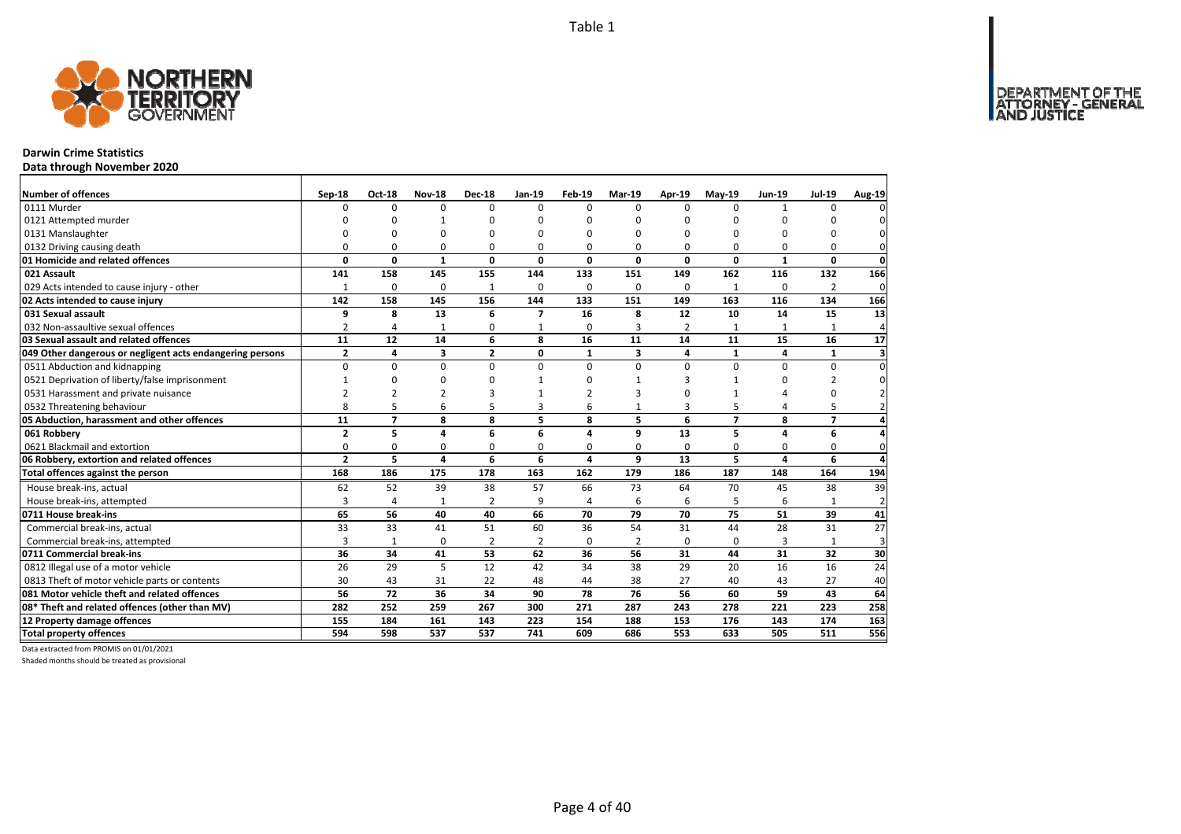Table 1

**Darwin Crime Statistics**

**Data through November 2020**

| Number of offences | Sep-18 | Oct-18 | Nov-18 | Dec-18 | Jan-19 | Feb-19 | Mar-19 | Apr-19 | May-19 | Jun-19 | Jul-19 | Aug-19 |
|---|---|---|---|---|---|---|---|---|---|---|---|---|
| 0111 Murder | 0 | 0 | 0 | 0 | 0 | 0 | 0 | 0 | 0 | 1 | 0 | 0 |
| 0121 Attempted murder | 0 | 0 | 1 | 0 | 0 | 0 | 0 | 0 | 0 | 0 | 0 | 0 |
| 0131 Manslaughter | 0 | 0 | 0 | 0 | 0 | 0 | 0 | 0 | 0 | 0 | 0 | 0 |
| 0132 Driving causing death | 0 | 0 | 0 | 0 | 0 | 0 | 0 | 0 | 0 | 0 | 0 | 0 |
| **01 Homicide and related offences** | **0** | **0** | **1** | **0** | **0** | **0** | **0** | **0** | **0** | **1** | **0** | **0** |
| **021 Assault** | **141** | **158** | **145** | **155** | **144** | **133** | **151** | **149** | **162** | **116** | **132** | **166** |
| 029 Acts intended to cause injury - other | 1 | 0 | 0 | 1 | 0 | 0 | 0 | 0 | 1 | 0 | 2 | 0 |
| **02 Acts intended to cause injury** | **142** | **158** | **145** | **156** | **144** | **133** | **151** | **149** | **163** | **116** | **134** | **166** |
| **031 Sexual assault** | **9** | **8** | **13** | **6** | **7** | **16** | **8** | **12** | **10** | **14** | **15** | **13** |
| 032 Non-assaultive sexual offences | 2 | 4 | 1 | 0 | 1 | 0 | 3 | 2 | 1 | 1 | 1 | 4 |
| **03 Sexual assault and related offences** | **11** | **12** | **14** | **6** | **8** | **16** | **11** | **14** | **11** | **15** | **16** | **17** |
| **049 Other dangerous or negligent acts endangering persons** | **2** | **4** | **3** | **2** | **0** | **1** | **3** | **4** | **1** | **4** | **1** | **3** |
| 0511 Abduction and kidnapping | 0 | 0 | 0 | 0 | 0 | 0 | 0 | 0 | 0 | 0 | 0 | 0 |
| 0521 Deprivation of liberty/false imprisonment | 1 | 0 | 0 | 0 | 1 | 0 | 1 | 3 | 1 | 0 | 2 | 0 |
| 0531 Harassment and private nuisance | 2 | 2 | 2 | 3 | 1 | 2 | 3 | 0 | 1 | 4 | 0 | 2 |
| 0532 Threatening behaviour | 8 | 5 | 6 | 5 | 3 | 6 | 1 | 3 | 5 | 4 | 5 | 2 |
| **05 Abduction, harassment and other offences** | **11** | **7** | **8** | **8** | **5** | **8** | **5** | **6** | **7** | **8** | **7** | **4** |
| **061 Robbery** | **2** | **5** | **4** | **6** | **6** | **4** | **9** | **13** | **5** | **4** | **6** | **4** |
| 0621 Blackmail and extortion | 0 | 0 | 0 | 0 | 0 | 0 | 0 | 0 | 0 | 0 | 0 | 0 |
| **06 Robbery, extortion and related offences** | **2** | **5** | **4** | **6** | **6** | **4** | **9** | **13** | **5** | **4** | **6** | **4** |
| **Total offences against the person** | **168** | **186** | **175** | **178** | **163** | **162** | **179** | **186** | **187** | **148** | **164** | **194** |
| House break-ins, actual | 62 | 52 | 39 | 38 | 57 | 66 | 73 | 64 | 70 | 45 | 38 | 39 |
| House break-ins, attempted | 3 | 4 | 1 | 2 | 9 | 4 | 6 | 6 | 5 | 6 | 1 | 2 |
| **0711 House break-ins** | **65** | **56** | **40** | **40** | **66** | **70** | **79** | **70** | **75** | **51** | **39** | **41** |
| Commercial break-ins, actual | 33 | 33 | 41 | 51 | 60 | 36 | 54 | 31 | 44 | 28 | 31 | 27 |
| Commercial break-ins, attempted | 3 | 1 | 0 | 2 | 2 | 0 | 2 | 0 | 0 | 3 | 1 | 3 |
| **0711 Commercial break-ins** | **36** | **34** | **41** | **53** | **62** | **36** | **56** | **31** | **44** | **31** | **32** | **30** |
| 0812 Illegal use of a motor vehicle | 26 | 29 | 5 | 12 | 42 | 34 | 38 | 29 | 20 | 16 | 16 | 24 |
| 0813 Theft of motor vehicle parts or contents | 30 | 43 | 31 | 22 | 48 | 44 | 38 | 27 | 40 | 43 | 27 | 40 |
| **081 Motor vehicle theft and related offences** | **56** | **72** | **36** | **34** | **90** | **78** | **76** | **56** | **60** | **59** | **43** | **64** |
| **08* Theft and related offences (other than MV)** | **282** | **252** | **259** | **267** | **300** | **271** | **287** | **243** | **278** | **221** | **223** | **258** |
| **12 Property damage offences** | **155** | **184** | **161** | **143** | **223** | **154** | **188** | **153** | **176** | **143** | **174** | **163** |
| **Total property offences** | **594** | **598** | **537** | **537** | **741** | **609** | **686** | **553** | **633** | **505** | **511** | **556** |

Data extracted from PROMIS on 01/01/2021

Shaded months should be treated as provisional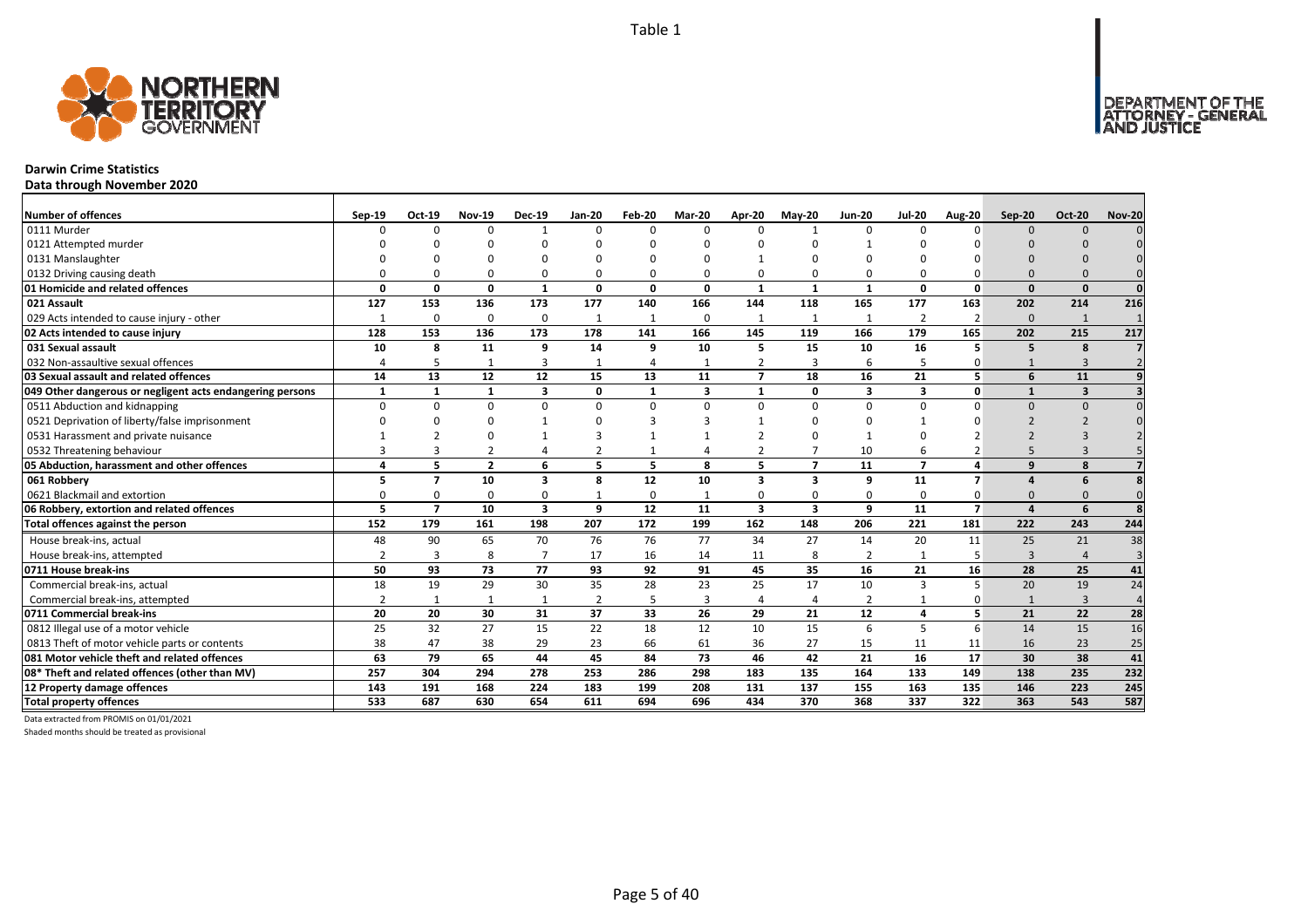Table 1

**Darwin Crime Statistics**

**Data through November 2020**

| Number of offences | Sep-19 | Oct-19 | Nov-19 | Dec-19 | Jan-20 | Feb-20 | Mar-20 | Apr-20 | May-20 | Jun-20 | Jul-20 | Aug-20 | Sep-20 | Oct-20 | Nov-20 |
|---|---|---|---|---|---|---|---|---|---|---|---|---|---|---|---|
| 0111 Murder | 0 | 0 | 0 | 1 | 0 | 0 | 0 | 0 | 1 | 0 | 0 | 0 | 0 | 0 | 0 |
| 0121 Attempted murder | 0 | 0 | 0 | 0 | 0 | 0 | 0 | 0 | 0 | 1 | 0 | 0 | 0 | 0 | 0 |
| 0131 Manslaughter | 0 | 0 | 0 | 0 | 0 | 0 | 0 | 1 | 0 | 0 | 0 | 0 | 0 | 0 | 0 |
| 0132 Driving causing death | 0 | 0 | 0 | 0 | 0 | 0 | 0 | 0 | 0 | 0 | 0 | 0 | 0 | 0 | 0 |
| **01 Homicide and related offences** | **0** | **0** | **0** | **1** | **0** | **0** | **0** | **1** | **1** | **1** | **0** | **0** | **0** | **0** | **0** |
| **021 Assault** | **127** | **153** | **136** | **173** | **177** | **140** | **166** | **144** | **118** | **165** | **177** | **163** | **202** | **214** | **216** |
| 029 Acts intended to cause injury - other | 1 | 0 | 0 | 0 | 1 | 1 | 0 | 1 | 1 | 1 | 2 | 2 | 0 | 1 | 1 |
| **02 Acts intended to cause injury** | **128** | **153** | **136** | **173** | **178** | **141** | **166** | **145** | **119** | **166** | **179** | **165** | **202** | **215** | **217** |
| **031 Sexual assault** | **10** | **8** | **11** | **9** | **14** | **9** | **10** | **5** | **15** | **10** | **16** | **5** | **5** | **8** | **7** |
| 032 Non-assaultive sexual offences | 4 | 5 | 1 | 3 | 1 | 4 | 1 | 2 | 3 | 6 | 5 | 0 | 1 | 3 | 2 |
| **03 Sexual assault and related offences** | **14** | **13** | **12** | **12** | **15** | **13** | **11** | **7** | **18** | **16** | **21** | **5** | **6** | **11** | **9** |
| **049 Other dangerous or negligent acts endangering persons** | **1** | **1** | **1** | **3** | **0** | **1** | **3** | **1** | **0** | **3** | **3** | **0** | **1** | **3** | **3** |
| 0511 Abduction and kidnapping | 0 | 0 | 0 | 0 | 0 | 0 | 0 | 0 | 0 | 0 | 0 | 0 | 0 | 0 | 0 |
| 0521 Deprivation of liberty/false imprisonment | 0 | 0 | 0 | 1 | 0 | 3 | 3 | 1 | 0 | 0 | 1 | 0 | 2 | 2 | 0 |
| 0531 Harassment and private nuisance | 1 | 2 | 0 | 1 | 3 | 1 | 1 | 2 | 0 | 1 | 0 | 2 | 2 | 3 | 2 |
| 0532 Threatening behaviour | 3 | 3 | 2 | 4 | 2 | 1 | 4 | 2 | 7 | 10 | 6 | 2 | 5 | 3 | 5 |
| **05 Abduction, harassment and other offences** | **4** | **5** | **2** | **6** | **5** | **5** | **8** | **5** | **7** | **11** | **7** | **4** | **9** | **8** | **7** |
| **061 Robbery** | **5** | **7** | **10** | **3** | **8** | **12** | **10** | **3** | **3** | **9** | **11** | **7** | **4** | **6** | **8** |
| 0621 Blackmail and extortion | 0 | 0 | 0 | 0 | 1 | 0 | 1 | 0 | 0 | 0 | 0 | 0 | 0 | 0 | 0 |
| **06 Robbery, extortion and related offences** | **5** | **7** | **10** | **3** | **9** | **12** | **11** | **3** | **3** | **9** | **11** | **7** | **4** | **6** | **8** |
| **Total offences against the person** | **152** | **179** | **161** | **198** | **207** | **172** | **199** | **162** | **148** | **206** | **221** | **181** | **222** | **243** | **244** |
| House break-ins, actual | 48 | 90 | 65 | 70 | 76 | 76 | 77 | 34 | 27 | 14 | 20 | 11 | 25 | 21 | 38 |
| House break-ins, attempted | 2 | 3 | 8 | 7 | 17 | 16 | 14 | 11 | 8 | 2 | 1 | 5 | 3 | 4 | 3 |
| **0711 House break-ins** | **50** | **93** | **73** | **77** | **93** | **92** | **91** | **45** | **35** | **16** | **21** | **16** | **28** | **25** | **41** |
| Commercial break-ins, actual | 18 | 19 | 29 | 30 | 35 | 28 | 23 | 25 | 17 | 10 | 3 | 5 | 20 | 19 | 24 |
| Commercial break-ins, attempted | 2 | 1 | 1 | 1 | 2 | 5 | 3 | 4 | 4 | 2 | 1 | 0 | 1 | 3 | 4 |
| **0711 Commercial break-ins** | **20** | **20** | **30** | **31** | **37** | **33** | **26** | **29** | **21** | **12** | **4** | **5** | **21** | **22** | **28** |
| 0812 Illegal use of a motor vehicle | 25 | 32 | 27 | 15 | 22 | 18 | 12 | 10 | 15 | 6 | 5 | 6 | 14 | 15 | 16 |
| 0813 Theft of motor vehicle parts or contents | 38 | 47 | 38 | 29 | 23 | 66 | 61 | 36 | 27 | 15 | 11 | 11 | 16 | 23 | 25 |
| **081 Motor vehicle theft and related offences** | **63** | **79** | **65** | **44** | **45** | **84** | **73** | **46** | **42** | **21** | **16** | **17** | **30** | **38** | **41** |
| **08* Theft and related offences (other than MV)** | **257** | **304** | **294** | **278** | **253** | **286** | **298** | **183** | **135** | **164** | **133** | **149** | **138** | **235** | **232** |
| **12 Property damage offences** | **143** | **191** | **168** | **224** | **183** | **199** | **208** | **131** | **137** | **155** | **163** | **135** | **146** | **223** | **245** |
| **Total property offences** | **533** | **687** | **630** | **654** | **611** | **694** | **696** | **434** | **370** | **368** | **337** | **322** | **363** | **543** | **587** |

Data extracted from PROMIS on 01/01/2021

Shaded months should be treated as provisional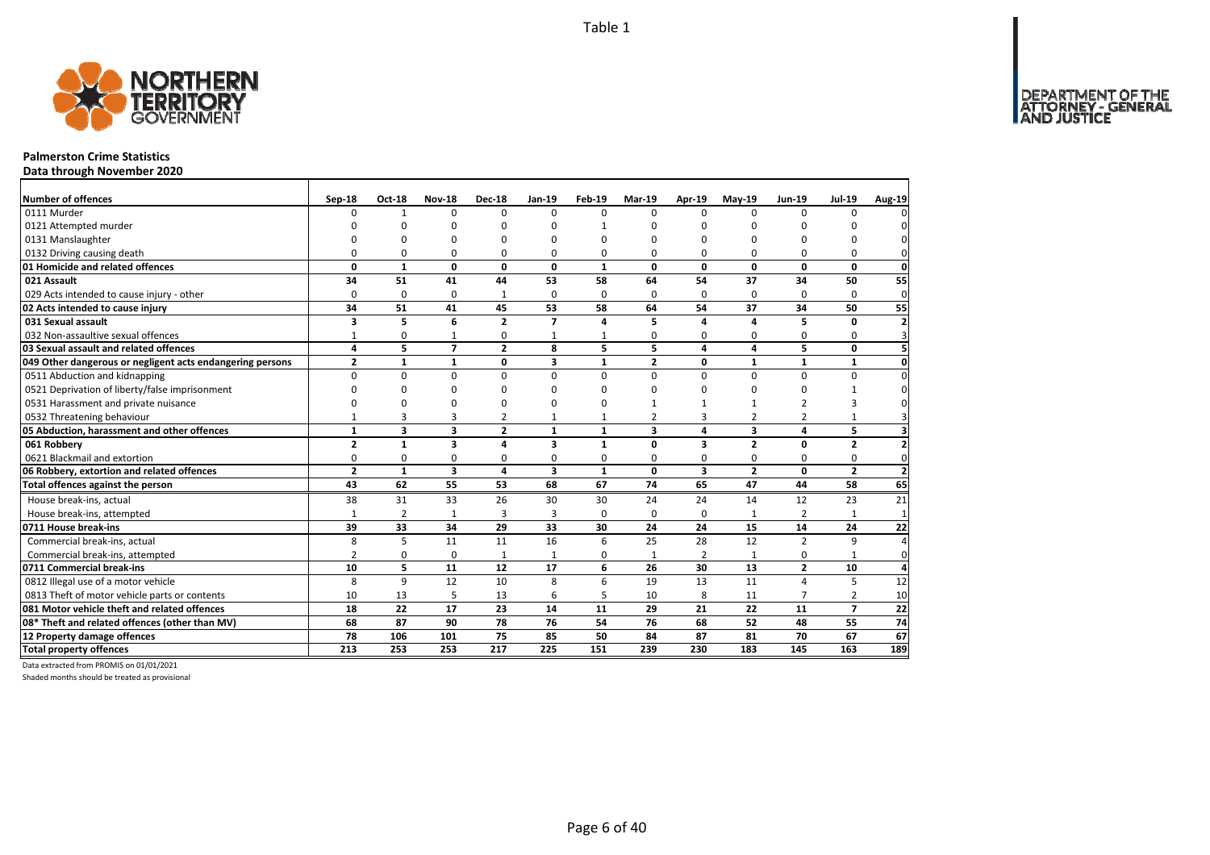Table 1

# Palmerston Crime Statistics

## Data through November 2020

| Number of offences | Sep-18 | Oct-18 | Nov-18 | Dec-18 | Jan-19 | Feb-19 | Mar-19 | Apr-19 | May-19 | Jun-19 | Jul-19 | Aug-19 |
|---|---|---|---|---|---|---|---|---|---|---|---|---|
| 0111 Murder | 0 | 1 | 0 | 0 | 0 | 0 | 0 | 0 | 0 | 0 | 0 | 0 |
| 0121 Attempted murder | 0 | 0 | 0 | 0 | 0 | 1 | 0 | 0 | 0 | 0 | 0 | 0 |
| 0131 Manslaughter | 0 | 0 | 0 | 0 | 0 | 0 | 0 | 0 | 0 | 0 | 0 | 0 |
| 0132 Driving causing death | 0 | 0 | 0 | 0 | 0 | 0 | 0 | 0 | 0 | 0 | 0 | 0 |
| **01 Homicide and related offences** | **0** | **1** | **0** | **0** | **0** | **1** | **0** | **0** | **0** | **0** | **0** | **0** |
| **021 Assault** | **34** | **51** | **41** | **44** | **53** | **58** | **64** | **54** | **37** | **34** | **50** | **55** |
| 029 Acts intended to cause injury - other | 0 | 0 | 0 | 1 | 0 | 0 | 0 | 0 | 0 | 0 | 0 | 0 |
| **02 Acts intended to cause injury** | **34** | **51** | **41** | **45** | **53** | **58** | **64** | **54** | **37** | **34** | **50** | **55** |
| **031 Sexual assault** | **3** | **5** | **6** | **2** | **7** | **4** | **5** | **4** | **4** | **5** | **0** | **2** |
| 032 Non-assaultive sexual offences | 1 | 0 | 1 | 0 | 1 | 1 | 0 | 0 | 0 | 0 | 0 | 3 |
| **03 Sexual assault and related offences** | **4** | **5** | **7** | **2** | **8** | **5** | **5** | **4** | **4** | **5** | **0** | **5** |
| **049 Other dangerous or negligent acts endangering persons** | **2** | **1** | **1** | **0** | **3** | **1** | **2** | **0** | **1** | **1** | **1** | **0** |
| 0511 Abduction and kidnapping | 0 | 0 | 0 | 0 | 0 | 0 | 0 | 0 | 0 | 0 | 0 | 0 |
| 0521 Deprivation of liberty/false imprisonment | 0 | 0 | 0 | 0 | 0 | 0 | 0 | 0 | 0 | 0 | 1 | 0 |
| 0531 Harassment and private nuisance | 0 | 0 | 0 | 0 | 0 | 0 | 1 | 1 | 1 | 2 | 3 | 0 |
| 0532 Threatening behaviour | 1 | 3 | 3 | 2 | 1 | 1 | 2 | 3 | 2 | 2 | 1 | 3 |
| **05 Abduction, harassment and other offences** | **1** | **3** | **3** | **2** | **1** | **1** | **3** | **4** | **3** | **4** | **5** | **3** |
| **061 Robbery** | **2** | **1** | **3** | **4** | **3** | **1** | **0** | **3** | **2** | **0** | **2** | **2** |
| 0621 Blackmail and extortion | 0 | 0 | 0 | 0 | 0 | 0 | 0 | 0 | 0 | 0 | 0 | 0 |
| **06 Robbery, extortion and related offences** | **2** | **1** | **3** | **4** | **3** | **1** | **0** | **3** | **2** | **0** | **2** | **2** |
| **Total offences against the person** | **43** | **62** | **55** | **53** | **68** | **67** | **74** | **65** | **47** | **44** | **58** | **65** |
| House break-ins, actual | 38 | 31 | 33 | 26 | 30 | 30 | 24 | 24 | 14 | 12 | 23 | 21 |
| House break-ins, attempted | 1 | 2 | 1 | 3 | 3 | 0 | 0 | 0 | 1 | 2 | 1 | 1 |
| **0711 House break-ins** | **39** | **33** | **34** | **29** | **33** | **30** | **24** | **24** | **15** | **14** | **24** | **22** |
| Commercial break-ins, actual | 8 | 5 | 11 | 11 | 16 | 6 | 25 | 28 | 12 | 2 | 9 | 4 |
| Commercial break-ins, attempted | 2 | 0 | 0 | 1 | 1 | 0 | 1 | 2 | 1 | 0 | 1 | 0 |
| **0711 Commercial break-ins** | **10** | **5** | **11** | **12** | **17** | **6** | **26** | **30** | **13** | **2** | **10** | **4** |
| 0812 Illegal use of a motor vehicle | 8 | 9 | 12 | 10 | 8 | 6 | 19 | 13 | 11 | 4 | 5 | 12 |
| 0813 Theft of motor vehicle parts or contents | 10 | 13 | 5 | 13 | 6 | 5 | 10 | 8 | 11 | 7 | 2 | 10 |
| **081 Motor vehicle theft and related offences** | **18** | **22** | **17** | **23** | **14** | **11** | **29** | **21** | **22** | **11** | **7** | **22** |
| **08* Theft and related offences (other than MV)** | **68** | **87** | **90** | **78** | **76** | **54** | **76** | **68** | **52** | **48** | **55** | **74** |
| **12 Property damage offences** | **78** | **106** | **101** | **75** | **85** | **50** | **84** | **87** | **81** | **70** | **67** | **67** |
| **Total property offences** | **213** | **253** | **253** | **217** | **225** | **151** | **239** | **230** | **183** | **145** | **163** | **189** |

Data extracted from PROMIS on 01/01/2021

Shaded months should be treated as provisional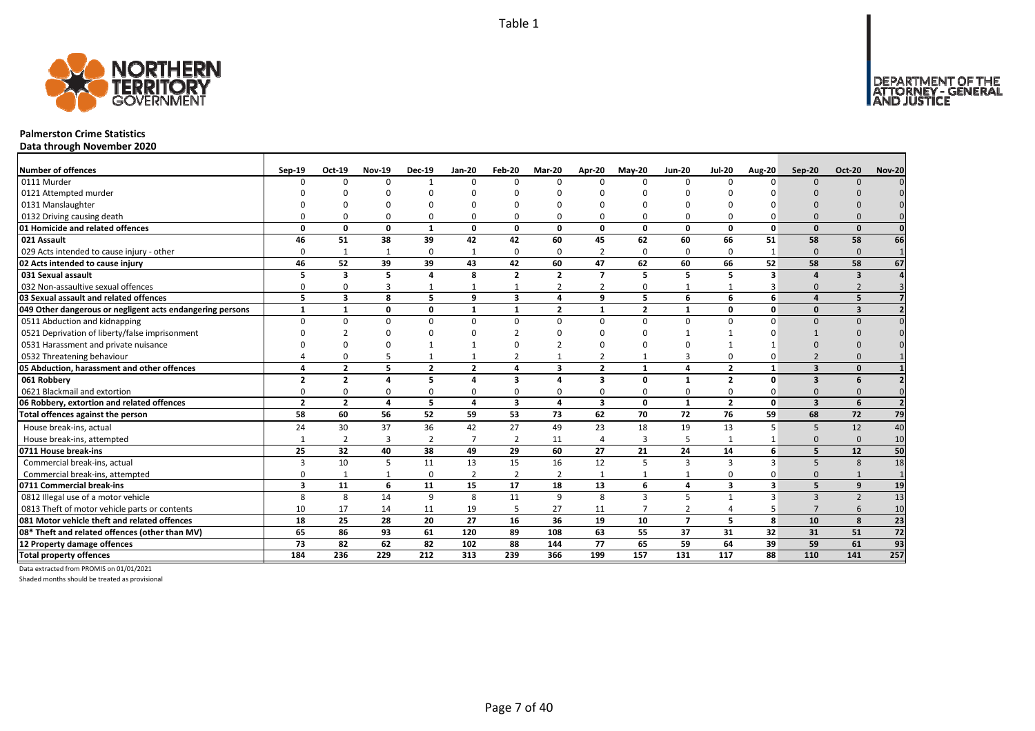Table 1

**Palmerston Crime Statistics**

**Data through November 2020**

| Number of offences | Sep-19 | Oct-19 | Nov-19 | Dec-19 | Jan-20 | Feb-20 | Mar-20 | Apr-20 | May-20 | Jun-20 | Jul-20 | Aug-20 | Sep-20 | Oct-20 | Nov-20 |
|---|---|---|---|---|---|---|---|---|---|---|---|---|---|---|---|
| 0111 Murder | 0 | 0 | 0 | 1 | 0 | 0 | 0 | 0 | 0 | 0 | 0 | 0 | 0 | 0 | 0 |
| 0121 Attempted murder | 0 | 0 | 0 | 0 | 0 | 0 | 0 | 0 | 0 | 0 | 0 | 0 | 0 | 0 | 0 |
| 0131 Manslaughter | 0 | 0 | 0 | 0 | 0 | 0 | 0 | 0 | 0 | 0 | 0 | 0 | 0 | 0 | 0 |
| 0132 Driving causing death | 0 | 0 | 0 | 0 | 0 | 0 | 0 | 0 | 0 | 0 | 0 | 0 | 0 | 0 | 0 |
| **01 Homicide and related offences** | **0** | **0** | **0** | **1** | **0** | **0** | **0** | **0** | **0** | **0** | **0** | **0** | **0** | **0** | **0** |
| **021 Assault** | **46** | **51** | **38** | **39** | **42** | **42** | **60** | **45** | **62** | **60** | **66** | **51** | **58** | **58** | **66** |
| 029 Acts intended to cause injury - other | 0 | 1 | 1 | 0 | 1 | 0 | 0 | 2 | 0 | 0 | 0 | 1 | 0 | 0 | 1 |
| **02 Acts intended to cause injury** | **46** | **52** | **39** | **39** | **43** | **42** | **60** | **47** | **62** | **60** | **66** | **52** | **58** | **58** | **67** |
| **031 Sexual assault** | **5** | **3** | **5** | **4** | **8** | **2** | **2** | **7** | **5** | **5** | **5** | **3** | **4** | **3** | **4** |
| 032 Non-assaultive sexual offences | 0 | 0 | 3 | 1 | 1 | 1 | 2 | 2 | 0 | 1 | 1 | 3 | 0 | 2 | 3 |
| **03 Sexual assault and related offences** | **5** | **3** | **8** | **5** | **9** | **3** | **4** | **9** | **5** | **6** | **6** | **6** | **4** | **5** | **7** |
| **049 Other dangerous or negligent acts endangering persons** | **1** | **1** | **0** | **0** | **1** | **1** | **2** | **1** | **2** | **1** | **0** | **0** | **0** | **3** | **2** |
| 0511 Abduction and kidnapping | 0 | 0 | 0 | 0 | 0 | 0 | 0 | 0 | 0 | 0 | 0 | 0 | 0 | 0 | 0 |
| 0521 Deprivation of liberty/false imprisonment | 0 | 2 | 0 | 0 | 0 | 2 | 0 | 0 | 0 | 1 | 1 | 0 | 1 | 0 | 0 |
| 0531 Harassment and private nuisance | 0 | 0 | 0 | 1 | 1 | 0 | 2 | 0 | 0 | 0 | 1 | 1 | 0 | 0 | 0 |
| 0532 Threatening behaviour | 4 | 0 | 5 | 1 | 1 | 2 | 1 | 2 | 1 | 3 | 0 | 0 | 2 | 0 | 1 |
| **05 Abduction, harassment and other offences** | **4** | **2** | **5** | **2** | **2** | **4** | **3** | **2** | **1** | **4** | **2** | **1** | **3** | **0** | **1** |
| **061 Robbery** | **2** | **2** | **4** | **5** | **4** | **3** | **4** | **3** | **0** | **1** | **2** | **0** | **3** | **6** | **2** |
| 0621 Blackmail and extortion | 0 | 0 | 0 | 0 | 0 | 0 | 0 | 0 | 0 | 0 | 0 | 0 | 0 | 0 | 0 |
| **06 Robbery, extortion and related offences** | **2** | **2** | **4** | **5** | **4** | **3** | **4** | **3** | **0** | **1** | **2** | **0** | **3** | **6** | **2** |
| **Total offences against the person** | **58** | **60** | **56** | **52** | **59** | **53** | **73** | **62** | **70** | **72** | **76** | **59** | **68** | **72** | **79** |
| House break-ins, actual | 24 | 30 | 37 | 36 | 42 | 27 | 49 | 23 | 18 | 19 | 13 | 5 | 5 | 12 | 40 |
| House break-ins, attempted | 1 | 2 | 3 | 2 | 7 | 2 | 11 | 4 | 3 | 5 | 1 | 1 | 0 | 0 | 10 |
| **0711 House break-ins** | **25** | **32** | **40** | **38** | **49** | **29** | **60** | **27** | **21** | **24** | **14** | **6** | **5** | **12** | **50** |
| Commercial break-ins, actual | 3 | 10 | 5 | 11 | 13 | 15 | 16 | 12 | 5 | 3 | 3 | 3 | 5 | 8 | 18 |
| Commercial break-ins, attempted | 0 | 1 | 1 | 0 | 2 | 2 | 2 | 1 | 1 | 1 | 0 | 0 | 0 | 1 | 1 |
| **0711 Commercial break-ins** | **3** | **11** | **6** | **11** | **15** | **17** | **18** | **13** | **6** | **4** | **3** | **3** | **5** | **9** | **19** |
| 0812 Illegal use of a motor vehicle | 8 | 8 | 14 | 9 | 8 | 11 | 9 | 8 | 3 | 5 | 1 | 3 | 3 | 2 | 13 |
| 0813 Theft of motor vehicle parts or contents | 10 | 17 | 14 | 11 | 19 | 5 | 27 | 11 | 7 | 2 | 4 | 5 | 7 | 6 | 10 |
| **081 Motor vehicle theft and related offences** | **18** | **25** | **28** | **20** | **27** | **16** | **36** | **19** | **10** | **7** | **5** | **8** | **10** | **8** | **23** |
| **08* Theft and related offences (other than MV)** | **65** | **86** | **93** | **61** | **120** | **89** | **108** | **63** | **55** | **37** | **31** | **32** | **31** | **51** | **72** |
| **12 Property damage offences** | **73** | **82** | **62** | **82** | **102** | **88** | **144** | **77** | **65** | **59** | **64** | **39** | **59** | **61** | **93** |
| **Total property offences** | **184** | **236** | **229** | **212** | **313** | **239** | **366** | **199** | **157** | **131** | **117** | **88** | **110** | **141** | **257** |

Data extracted from PROMIS on 01/01/2021

Shaded months should be treated as provisional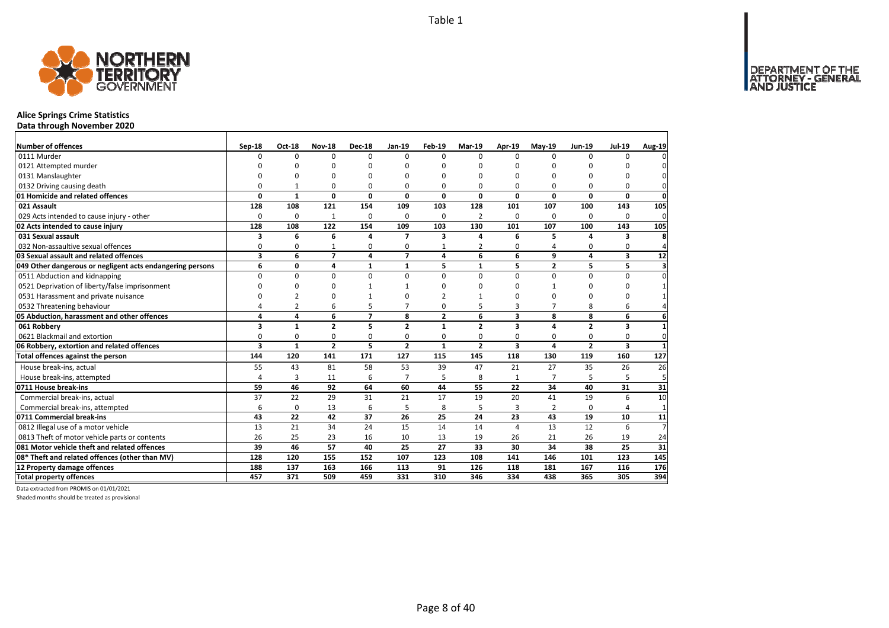Table 1

# Alice Springs Crime Statistics

**Data through November 2020**

| Number of offences | Sep-18 | Oct-18 | Nov-18 | Dec-18 | Jan-19 | Feb-19 | Mar-19 | Apr-19 | May-19 | Jun-19 | Jul-19 | Aug-19 |
|---|---|---|---|---|---|---|---|---|---|---|---|---|
| 0111 Murder | 0 | 0 | 0 | 0 | 0 | 0 | 0 | 0 | 0 | 0 | 0 | 0 |
| 0121 Attempted murder | 0 | 0 | 0 | 0 | 0 | 0 | 0 | 0 | 0 | 0 | 0 | 0 |
| 0131 Manslaughter | 0 | 0 | 0 | 0 | 0 | 0 | 0 | 0 | 0 | 0 | 0 | 0 |
| 0132 Driving causing death | 0 | 1 | 0 | 0 | 0 | 0 | 0 | 0 | 0 | 0 | 0 | 0 |
| **01 Homicide and related offences** | **0** | **1** | **0** | **0** | **0** | **0** | **0** | **0** | **0** | **0** | **0** | **0** |
| **021 Assault** | **128** | **108** | **121** | **154** | **109** | **103** | **128** | **101** | **107** | **100** | **143** | **105** |
| 029 Acts intended to cause injury - other | 0 | 0 | 1 | 0 | 0 | 0 | 2 | 0 | 0 | 0 | 0 | 0 |
| **02 Acts intended to cause injury** | **128** | **108** | **122** | **154** | **109** | **103** | **130** | **101** | **107** | **100** | **143** | **105** |
| **031 Sexual assault** | **3** | **6** | **6** | **4** | **7** | **3** | **4** | **6** | **5** | **4** | **3** | **8** |
| 032 Non-assaultive sexual offences | 0 | 0 | 1 | 0 | 0 | 1 | 2 | 0 | 4 | 0 | 0 | 4 |
| **03 Sexual assault and related offences** | **3** | **6** | **7** | **4** | **7** | **4** | **6** | **6** | **9** | **4** | **3** | **12** |
| **049 Other dangerous or negligent acts endangering persons** | **6** | **0** | **4** | **1** | **1** | **5** | **1** | **5** | **2** | **5** | **5** | **3** |
| 0511 Abduction and kidnapping | 0 | 0 | 0 | 0 | 0 | 0 | 0 | 0 | 0 | 0 | 0 | 0 |
| 0521 Deprivation of liberty/false imprisonment | 0 | 0 | 0 | 1 | 1 | 0 | 0 | 0 | 1 | 0 | 0 | 1 |
| 0531 Harassment and private nuisance | 0 | 2 | 0 | 1 | 0 | 2 | 1 | 0 | 0 | 0 | 0 | 1 |
| 0532 Threatening behaviour | 4 | 2 | 6 | 5 | 7 | 0 | 5 | 3 | 7 | 8 | 6 | 4 |
| **05 Abduction, harassment and other offences** | **4** | **4** | **6** | **7** | **8** | **2** | **6** | **3** | **8** | **8** | **6** | **6** |
| **061 Robbery** | **3** | **1** | **2** | **5** | **2** | **1** | **2** | **3** | **4** | **2** | **3** | **1** |
| 0621 Blackmail and extortion | 0 | 0 | 0 | 0 | 0 | 0 | 0 | 0 | 0 | 0 | 0 | 0 |
| **06 Robbery, extortion and related offences** | **3** | **1** | **2** | **5** | **2** | **1** | **2** | **3** | **4** | **2** | **3** | **1** |
| **Total offences against the person** | **144** | **120** | **141** | **171** | **127** | **115** | **145** | **118** | **130** | **119** | **160** | **127** |
| House break-ins, actual | 55 | 43 | 81 | 58 | 53 | 39 | 47 | 21 | 27 | 35 | 26 | 26 |
| House break-ins, attempted | 4 | 3 | 11 | 6 | 7 | 5 | 8 | 1 | 7 | 5 | 5 | 5 |
| **0711 House break-ins** | **59** | **46** | **92** | **64** | **60** | **44** | **55** | **22** | **34** | **40** | **31** | **31** |
| Commercial break-ins, actual | 37 | 22 | 29 | 31 | 21 | 17 | 19 | 20 | 41 | 19 | 6 | 10 |
| Commercial break-ins, attempted | 6 | 0 | 13 | 6 | 5 | 8 | 5 | 3 | 2 | 0 | 4 | 1 |
| **0711 Commercial break-ins** | **43** | **22** | **42** | **37** | **26** | **25** | **24** | **23** | **43** | **19** | **10** | **11** |
| 0812 Illegal use of a motor vehicle | 13 | 21 | 34 | 24 | 15 | 14 | 14 | 4 | 13 | 12 | 6 | 7 |
| 0813 Theft of motor vehicle parts or contents | 26 | 25 | 23 | 16 | 10 | 13 | 19 | 26 | 21 | 26 | 19 | 24 |
| **081 Motor vehicle theft and related offences** | **39** | **46** | **57** | **40** | **25** | **27** | **33** | **30** | **34** | **38** | **25** | **31** |
| **08* Theft and related offences (other than MV)** | **128** | **120** | **155** | **152** | **107** | **123** | **108** | **141** | **146** | **101** | **123** | **145** |
| **12 Property damage offences** | **188** | **137** | **163** | **166** | **113** | **91** | **126** | **118** | **181** | **167** | **116** | **176** |
| **Total property offences** | **457** | **371** | **509** | **459** | **331** | **310** | **346** | **334** | **438** | **365** | **305** | **394** |

Data extracted from PROMIS on 01/01/2021

Shaded months should be treated as provisional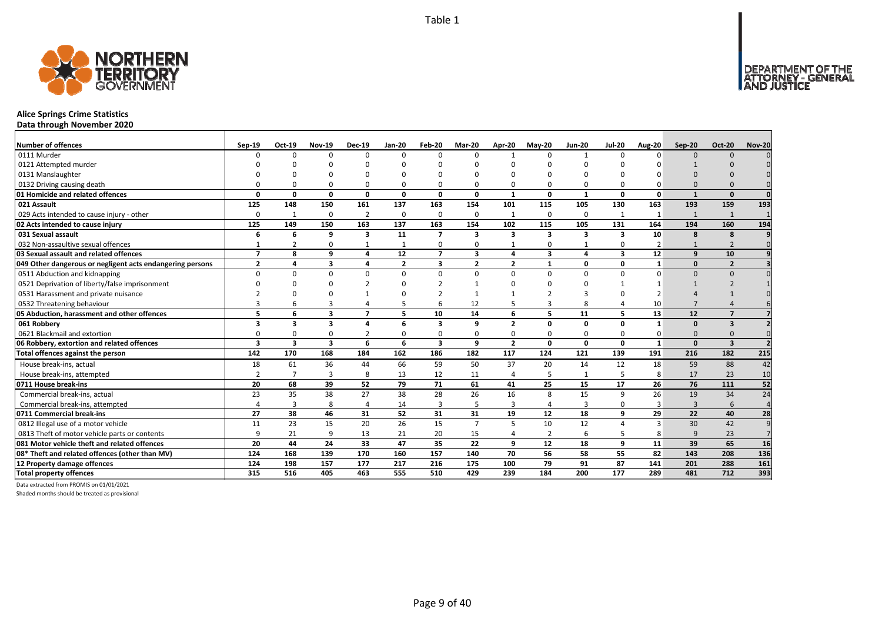Table 1

# Alice Springs Crime Statistics

**Data through November 2020**

| Number of offences | Sep-19 | Oct-19 | Nov-19 | Dec-19 | Jan-20 | Feb-20 | Mar-20 | Apr-20 | May-20 | Jun-20 | Jul-20 | Aug-20 | Sep-20 | Oct-20 | Nov-20 |
|---|---|---|---|---|---|---|---|---|---|---|---|---|---|---|---|
| 0111 Murder | 0 | 0 | 0 | 0 | 0 | 0 | 0 | 1 | 0 | 1 | 0 | 0 | 0 | 0 | 0 |
| 0121 Attempted murder | 0 | 0 | 0 | 0 | 0 | 0 | 0 | 0 | 0 | 0 | 0 | 0 | 1 | 0 | 0 |
| 0131 Manslaughter | 0 | 0 | 0 | 0 | 0 | 0 | 0 | 0 | 0 | 0 | 0 | 0 | 0 | 0 | 0 |
| 0132 Driving causing death | 0 | 0 | 0 | 0 | 0 | 0 | 0 | 0 | 0 | 0 | 0 | 0 | 0 | 0 | 0 |
| **01 Homicide and related offences** | **0** | **0** | **0** | **0** | **0** | **0** | **0** | **1** | **0** | **1** | **0** | **0** | **1** | **0** | **0** |
| **021 Assault** | **125** | **148** | **150** | **161** | **137** | **163** | **154** | **101** | **115** | **105** | **130** | **163** | **193** | **159** | **193** |
| 029 Acts intended to cause injury - other | 0 | 1 | 0 | 2 | 0 | 0 | 0 | 1 | 0 | 0 | 1 | 1 | 1 | 1 | 1 |
| **02 Acts intended to cause injury** | **125** | **149** | **150** | **163** | **137** | **163** | **154** | **102** | **115** | **105** | **131** | **164** | **194** | **160** | **194** |
| **031 Sexual assault** | **6** | **6** | **9** | **3** | **11** | **7** | **3** | **3** | **3** | **3** | **3** | **10** | **8** | **8** | **9** |
| 032 Non-assaultive sexual offences | 1 | 2 | 0 | 1 | 1 | 0 | 0 | 1 | 0 | 1 | 0 | 2 | 1 | 2 | 0 |
| **03 Sexual assault and related offences** | **7** | **8** | **9** | **4** | **12** | **7** | **3** | **4** | **3** | **4** | **3** | **12** | **9** | **10** | **9** |
| **049 Other dangerous or negligent acts endangering persons** | **2** | **4** | **3** | **4** | **2** | **3** | **2** | **2** | **1** | **0** | **0** | **1** | **0** | **2** | **3** |
| 0511 Abduction and kidnapping | 0 | 0 | 0 | 0 | 0 | 0 | 0 | 0 | 0 | 0 | 0 | 0 | 0 | 0 | 0 |
| 0521 Deprivation of liberty/false imprisonment | 0 | 0 | 0 | 2 | 0 | 2 | 1 | 0 | 0 | 0 | 1 | 1 | 1 | 2 | 1 |
| 0531 Harassment and private nuisance | 2 | 0 | 0 | 1 | 0 | 2 | 1 | 1 | 2 | 3 | 0 | 2 | 4 | 1 | 0 |
| 0532 Threatening behaviour | 3 | 6 | 3 | 4 | 5 | 6 | 12 | 5 | 3 | 8 | 4 | 10 | 7 | 4 | 6 |
| **05 Abduction, harassment and other offences** | **5** | **6** | **3** | **7** | **5** | **10** | **14** | **6** | **5** | **11** | **5** | **13** | **12** | **7** | **7** |
| **061 Robbery** | **3** | **3** | **3** | **4** | **6** | **3** | **9** | **2** | **0** | **0** | **0** | **1** | **0** | **3** | **2** |
| 0621 Blackmail and extortion | 0 | 0 | 0 | 2 | 0 | 0 | 0 | 0 | 0 | 0 | 0 | 0 | 0 | 0 | 0 |
| **06 Robbery, extortion and related offences** | **3** | **3** | **3** | **6** | **6** | **3** | **9** | **2** | **0** | **0** | **0** | **1** | **0** | **3** | **2** |
| **Total offences against the person** | **142** | **170** | **168** | **184** | **162** | **186** | **182** | **117** | **124** | **121** | **139** | **191** | **216** | **182** | **215** |
| House break-ins, actual | 18 | 61 | 36 | 44 | 66 | 59 | 50 | 37 | 20 | 14 | 12 | 18 | 59 | 88 | 42 |
| House break-ins, attempted | 2 | 7 | 3 | 8 | 13 | 12 | 11 | 4 | 5 | 1 | 5 | 8 | 17 | 23 | 10 |
| **0711 House break-ins** | **20** | **68** | **39** | **52** | **79** | **71** | **61** | **41** | **25** | **15** | **17** | **26** | **76** | **111** | **52** |
| Commercial break-ins, actual | 23 | 35 | 38 | 27 | 38 | 28 | 26 | 16 | 8 | 15 | 9 | 26 | 19 | 34 | 24 |
| Commercial break-ins, attempted | 4 | 3 | 8 | 4 | 14 | 3 | 5 | 3 | 4 | 3 | 0 | 3 | 3 | 6 | 4 |
| **0711 Commercial break-ins** | **27** | **38** | **46** | **31** | **52** | **31** | **31** | **19** | **12** | **18** | **9** | **29** | **22** | **40** | **28** |
| 0812 Illegal use of a motor vehicle | 11 | 23 | 15 | 20 | 26 | 15 | 7 | 5 | 10 | 12 | 4 | 3 | 30 | 42 | 9 |
| 0813 Theft of motor vehicle parts or contents | 9 | 21 | 9 | 13 | 21 | 20 | 15 | 4 | 2 | 6 | 5 | 8 | 9 | 23 | 7 |
| **081 Motor vehicle theft and related offences** | **20** | **44** | **24** | **33** | **47** | **35** | **22** | **9** | **12** | **18** | **9** | **11** | **39** | **65** | **16** |
| **08* Theft and related offences (other than MV)** | **124** | **168** | **139** | **170** | **160** | **157** | **140** | **70** | **56** | **58** | **55** | **82** | **143** | **208** | **136** |
| **12 Property damage offences** | **124** | **198** | **157** | **177** | **217** | **216** | **175** | **100** | **79** | **91** | **87** | **141** | **201** | **288** | **161** |
| **Total property offences** | **315** | **516** | **405** | **463** | **555** | **510** | **429** | **239** | **184** | **200** | **177** | **289** | **481** | **712** | **393** |

Data extracted from PROMIS on 01/01/2021

Shaded months should be treated as provisional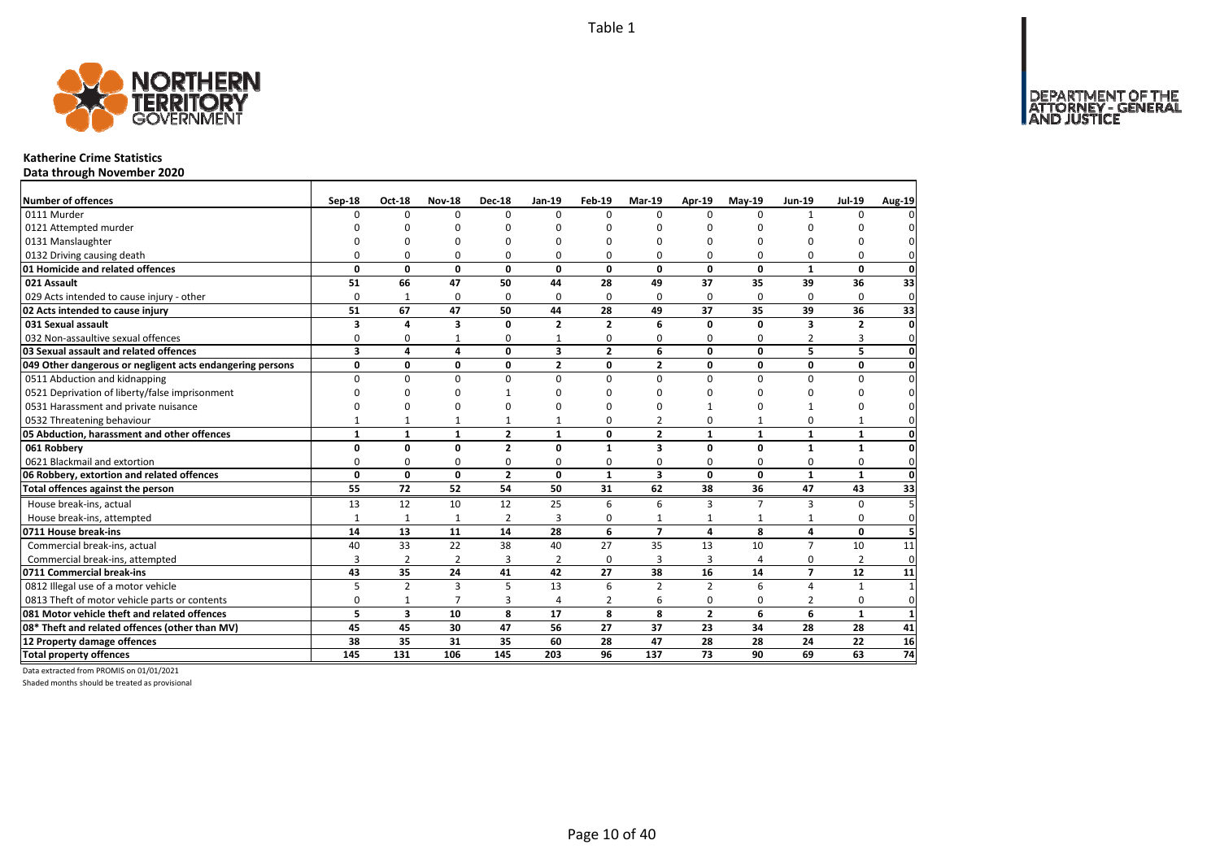Table 1

# Katherine Crime Statistics

**Data through November 2020**

| Number of offences | Sep-18 | Oct-18 | Nov-18 | Dec-18 | Jan-19 | Feb-19 | Mar-19 | Apr-19 | May-19 | Jun-19 | Jul-19 | Aug-19 |
|---|---|---|---|---|---|---|---|---|---|---|---|---|
| 0111 Murder | 0 | 0 | 0 | 0 | 0 | 0 | 0 | 0 | 0 | 1 | 0 | 0 |
| 0121 Attempted murder | 0 | 0 | 0 | 0 | 0 | 0 | 0 | 0 | 0 | 0 | 0 | 0 |
| 0131 Manslaughter | 0 | 0 | 0 | 0 | 0 | 0 | 0 | 0 | 0 | 0 | 0 | 0 |
| 0132 Driving causing death | 0 | 0 | 0 | 0 | 0 | 0 | 0 | 0 | 0 | 0 | 0 | 0 |
| **01 Homicide and related offences** | **0** | **0** | **0** | **0** | **0** | **0** | **0** | **0** | **0** | **1** | **0** | **0** |
| **021 Assault** | **51** | **66** | **47** | **50** | **44** | **28** | **49** | **37** | **35** | **39** | **36** | **33** |
| 029 Acts intended to cause injury - other | 0 | 1 | 0 | 0 | 0 | 0 | 0 | 0 | 0 | 0 | 0 | 0 |
| **02 Acts intended to cause injury** | **51** | **67** | **47** | **50** | **44** | **28** | **49** | **37** | **35** | **39** | **36** | **33** |
| **031 Sexual assault** | **3** | **4** | **3** | **0** | **2** | **2** | **6** | **0** | **0** | **3** | **2** | **0** |
| 032 Non-assaultive sexual offences | 0 | 0 | 1 | 0 | 1 | 0 | 0 | 0 | 0 | 2 | 3 | 0 |
| **03 Sexual assault and related offences** | **3** | **4** | **4** | **0** | **3** | **2** | **6** | **0** | **0** | **5** | **5** | **0** |
| **049 Other dangerous or negligent acts endangering persons** | **0** | **0** | **0** | **0** | **2** | **0** | **2** | **0** | **0** | **0** | **0** | **0** |
| 0511 Abduction and kidnapping | 0 | 0 | 0 | 0 | 0 | 0 | 0 | 0 | 0 | 0 | 0 | 0 |
| 0521 Deprivation of liberty/false imprisonment | 0 | 0 | 0 | 1 | 0 | 0 | 0 | 0 | 0 | 0 | 0 | 0 |
| 0531 Harassment and private nuisance | 0 | 0 | 0 | 0 | 0 | 0 | 0 | 1 | 0 | 1 | 0 | 0 |
| 0532 Threatening behaviour | 1 | 1 | 1 | 1 | 1 | 0 | 2 | 0 | 1 | 0 | 1 | 0 |
| **05 Abduction, harassment and other offences** | **1** | **1** | **1** | **2** | **1** | **0** | **2** | **1** | **1** | **1** | **1** | **0** |
| **061 Robbery** | **0** | **0** | **0** | **2** | **0** | **1** | **3** | **0** | **0** | **1** | **1** | **0** |
| 0621 Blackmail and extortion | 0 | 0 | 0 | 0 | 0 | 0 | 0 | 0 | 0 | 0 | 0 | 0 |
| **06 Robbery, extortion and related offences** | **0** | **0** | **0** | **2** | **0** | **1** | **3** | **0** | **0** | **1** | **1** | **0** |
| **Total offences against the person** | **55** | **72** | **52** | **54** | **50** | **31** | **62** | **38** | **36** | **47** | **43** | **33** |
| House break-ins, actual | 13 | 12 | 10 | 12 | 25 | 6 | 6 | 3 | 7 | 3 | 0 | 5 |
| House break-ins, attempted | 1 | 1 | 1 | 2 | 3 | 0 | 1 | 1 | 1 | 1 | 0 | 0 |
| **0711 House break-ins** | **14** | **13** | **11** | **14** | **28** | **6** | **7** | **4** | **8** | **4** | **0** | **5** |
| Commercial break-ins, actual | 40 | 33 | 22 | 38 | 40 | 27 | 35 | 13 | 10 | 7 | 10 | 11 |
| Commercial break-ins, attempted | 3 | 2 | 2 | 3 | 2 | 0 | 3 | 3 | 4 | 0 | 2 | 0 |
| **0711 Commercial break-ins** | **43** | **35** | **24** | **41** | **42** | **27** | **38** | **16** | **14** | **7** | **12** | **11** |
| 0812 Illegal use of a motor vehicle | 5 | 2 | 3 | 5 | 13 | 6 | 2 | 2 | 6 | 4 | 1 | 1 |
| 0813 Theft of motor vehicle parts or contents | 0 | 1 | 7 | 3 | 4 | 2 | 6 | 0 | 0 | 2 | 0 | 0 |
| **081 Motor vehicle theft and related offences** | **5** | **3** | **10** | **8** | **17** | **8** | **8** | **2** | **6** | **6** | **1** | **1** |
| **08* Theft and related offences (other than MV)** | **45** | **45** | **30** | **47** | **56** | **27** | **37** | **23** | **34** | **28** | **28** | **41** |
| **12 Property damage offences** | **38** | **35** | **31** | **35** | **60** | **28** | **47** | **28** | **28** | **24** | **22** | **16** |
| **Total property offences** | **145** | **131** | **106** | **145** | **203** | **96** | **137** | **73** | **90** | **69** | **63** | **74** |

Data extracted from PROMIS on 01/01/2021

Shaded months should be treated as provisional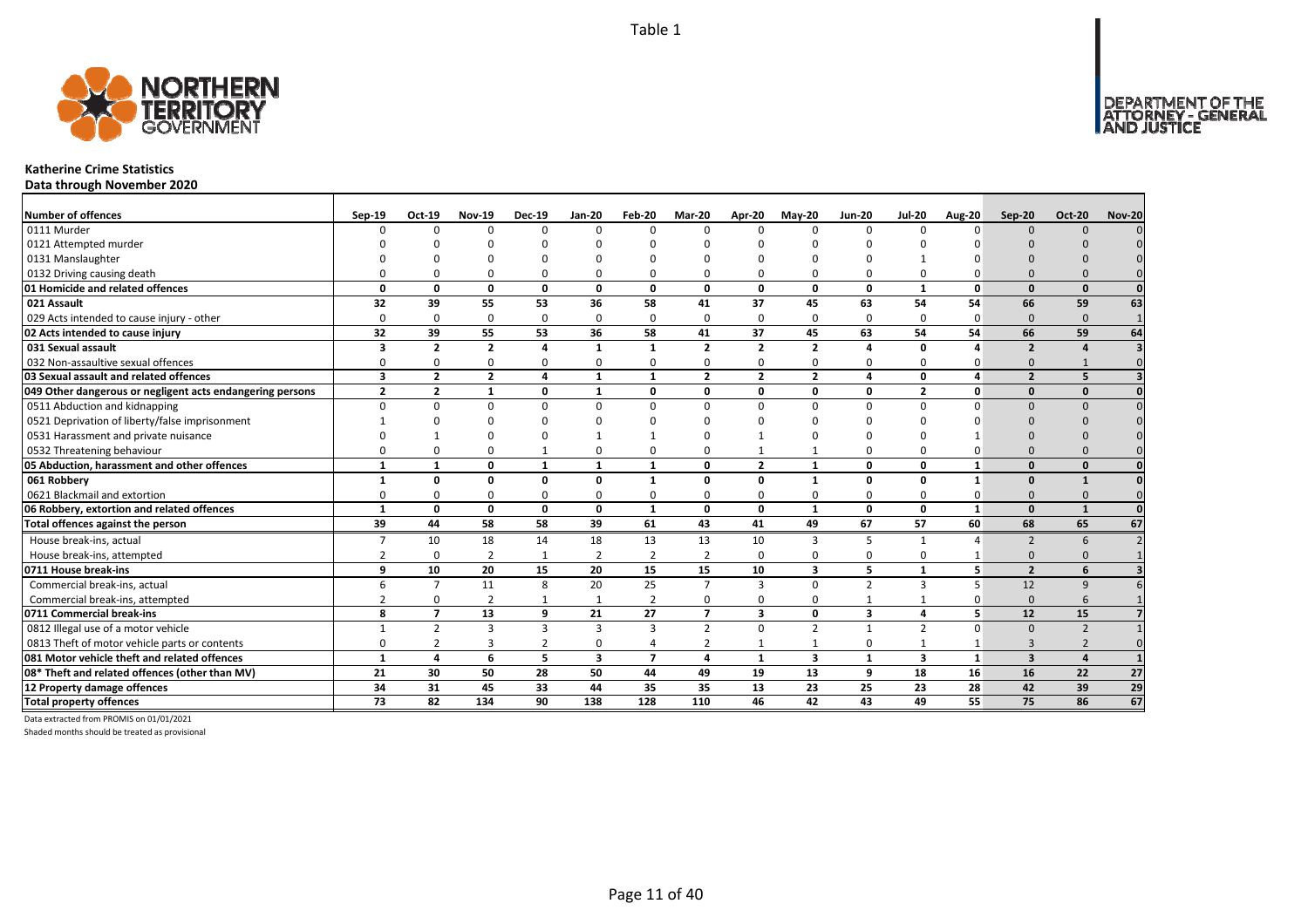Table 1

# Katherine Crime Statistics

**Data through November 2020**

| Number of offences | Sep-19 | Oct-19 | Nov-19 | Dec-19 | Jan-20 | Feb-20 | Mar-20 | Apr-20 | May-20 | Jun-20 | Jul-20 | Aug-20 | Sep-20 | Oct-20 | Nov-20 |
|---|---|---|---|---|---|---|---|---|---|---|---|---|---|---|---|
| 0111 Murder | 0 | 0 | 0 | 0 | 0 | 0 | 0 | 0 | 0 | 0 | 0 | 0 | 0 | 0 | 0 |
| 0121 Attempted murder | 0 | 0 | 0 | 0 | 0 | 0 | 0 | 0 | 0 | 0 | 0 | 0 | 0 | 0 | 0 |
| 0131 Manslaughter | 0 | 0 | 0 | 0 | 0 | 0 | 0 | 0 | 0 | 0 | 1 | 0 | 0 | 0 | 0 |
| 0132 Driving causing death | 0 | 0 | 0 | 0 | 0 | 0 | 0 | 0 | 0 | 0 | 0 | 0 | 0 | 0 | 0 |
| **01 Homicide and related offences** | **0** | **0** | **0** | **0** | **0** | **0** | **0** | **0** | **0** | **0** | **1** | **0** | **0** | **0** | **0** |
| **021 Assault** | **32** | **39** | **55** | **53** | **36** | **58** | **41** | **37** | **45** | **63** | **54** | **54** | **66** | **59** | **63** |
| 029 Acts intended to cause injury - other | 0 | 0 | 0 | 0 | 0 | 0 | 0 | 0 | 0 | 0 | 0 | 0 | 0 | 0 | 1 |
| **02 Acts intended to cause injury** | **32** | **39** | **55** | **53** | **36** | **58** | **41** | **37** | **45** | **63** | **54** | **54** | **66** | **59** | **64** |
| **031 Sexual assault** | **3** | **2** | **2** | **4** | **1** | **1** | **2** | **2** | **2** | **4** | **0** | **4** | **2** | **4** | **3** |
| 032 Non-assaultive sexual offences | 0 | 0 | 0 | 0 | 0 | 0 | 0 | 0 | 0 | 0 | 0 | 0 | 0 | 1 | 0 |
| **03 Sexual assault and related offences** | **3** | **2** | **2** | **4** | **1** | **1** | **2** | **2** | **2** | **4** | **0** | **4** | **2** | **5** | **3** |
| **049 Other dangerous or negligent acts endangering persons** | **2** | **2** | **1** | **0** | **1** | **0** | **0** | **0** | **0** | **0** | **2** | **0** | **0** | **0** | **0** |
| 0511 Abduction and kidnapping | 0 | 0 | 0 | 0 | 0 | 0 | 0 | 0 | 0 | 0 | 0 | 0 | 0 | 0 | 0 |
| 0521 Deprivation of liberty/false imprisonment | 1 | 0 | 0 | 0 | 0 | 0 | 0 | 0 | 0 | 0 | 0 | 0 | 0 | 0 | 0 |
| 0531 Harassment and private nuisance | 0 | 1 | 0 | 0 | 1 | 1 | 0 | 1 | 0 | 0 | 0 | 1 | 0 | 0 | 0 |
| 0532 Threatening behaviour | 0 | 0 | 0 | 1 | 0 | 0 | 0 | 1 | 1 | 0 | 0 | 0 | 0 | 0 | 0 |
| **05 Abduction, harassment and other offences** | **1** | **1** | **0** | **1** | **1** | **1** | **0** | **2** | **1** | **0** | **0** | **1** | **0** | **0** | **0** |
| **061 Robbery** | **1** | **0** | **0** | **0** | **0** | **1** | **0** | **0** | **1** | **0** | **0** | **1** | **0** | **1** | **0** |
| 0621 Blackmail and extortion | 0 | 0 | 0 | 0 | 0 | 0 | 0 | 0 | 0 | 0 | 0 | 0 | 0 | 0 | 0 |
| **06 Robbery, extortion and related offences** | **1** | **0** | **0** | **0** | **0** | **1** | **0** | **0** | **1** | **0** | **0** | **1** | **0** | **1** | **0** |
| **Total offences against the person** | **39** | **44** | **58** | **58** | **39** | **61** | **43** | **41** | **49** | **67** | **57** | **60** | **68** | **65** | **67** |
| House break-ins, actual | 7 | 10 | 18 | 14 | 18 | 13 | 13 | 10 | 3 | 5 | 1 | 4 | 2 | 6 | 2 |
| House break-ins, attempted | 2 | 0 | 2 | 1 | 2 | 2 | 2 | 0 | 0 | 0 | 0 | 1 | 0 | 0 | 1 |
| **0711 House break-ins** | **9** | **10** | **20** | **15** | **20** | **15** | **15** | **10** | **3** | **5** | **1** | **5** | **2** | **6** | **3** |
| Commercial break-ins, actual | 6 | 7 | 11 | 8 | 20 | 25 | 7 | 3 | 0 | 2 | 3 | 5 | 12 | 9 | 6 |
| Commercial break-ins, attempted | 2 | 0 | 2 | 1 | 1 | 2 | 0 | 0 | 0 | 1 | 1 | 0 | 0 | 6 | 1 |
| **0711 Commercial break-ins** | **8** | **7** | **13** | **9** | **21** | **27** | **7** | **3** | **0** | **3** | **4** | **5** | **12** | **15** | **7** |
| 0812 Illegal use of a motor vehicle | 1 | 2 | 3 | 3 | 3 | 3 | 2 | 0 | 2 | 1 | 2 | 0 | 0 | 2 | 1 |
| 0813 Theft of motor vehicle parts or contents | 0 | 2 | 3 | 2 | 0 | 4 | 2 | 1 | 1 | 0 | 1 | 1 | 3 | 2 | 0 |
| **081 Motor vehicle theft and related offences** | **1** | **4** | **6** | **5** | **3** | **7** | **4** | **1** | **3** | **1** | **3** | **1** | **3** | **4** | **1** |
| **08* Theft and related offences (other than MV)** | **21** | **30** | **50** | **28** | **50** | **44** | **49** | **19** | **13** | **9** | **18** | **16** | **16** | **22** | **27** |
| **12 Property damage offences** | **34** | **31** | **45** | **33** | **44** | **35** | **35** | **13** | **23** | **25** | **23** | **28** | **42** | **39** | **29** |
| **Total property offences** | **73** | **82** | **134** | **90** | **138** | **128** | **110** | **46** | **42** | **43** | **49** | **55** | **75** | **86** | **67** |

Data extracted from PROMIS on 01/01/2021

Shaded months should be treated as provisional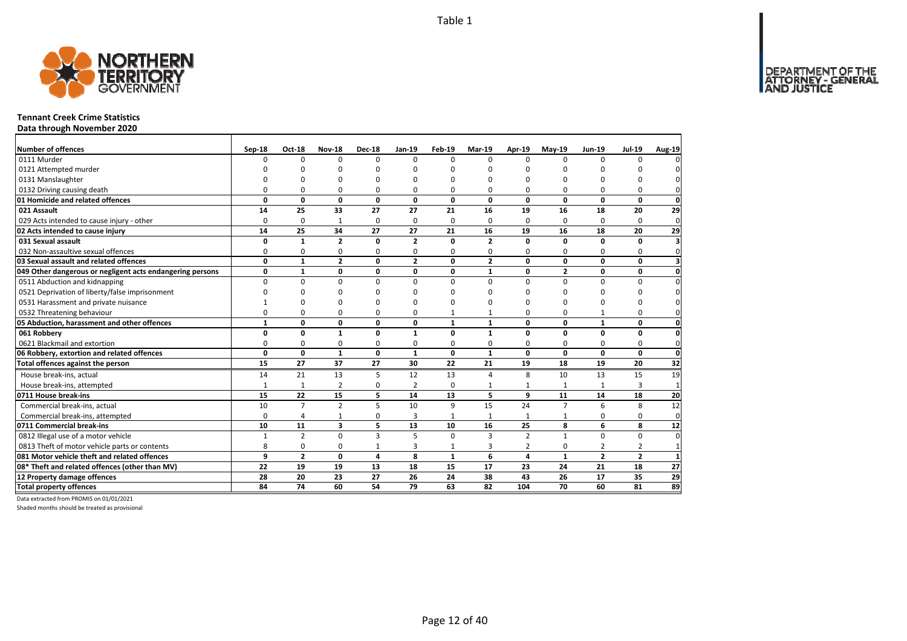Table 1

**Tennant Creek Crime Statistics**
**Data through November 2020**

| Number of offences | Sep-18 | Oct-18 | Nov-18 | Dec-18 | Jan-19 | Feb-19 | Mar-19 | Apr-19 | May-19 | Jun-19 | Jul-19 | Aug-19 |
|---|---|---|---|---|---|---|---|---|---|---|---|---|
| 0111 Murder | 0 | 0 | 0 | 0 | 0 | 0 | 0 | 0 | 0 | 0 | 0 | 0 |
| 0121 Attempted murder | 0 | 0 | 0 | 0 | 0 | 0 | 0 | 0 | 0 | 0 | 0 | 0 |
| 0131 Manslaughter | 0 | 0 | 0 | 0 | 0 | 0 | 0 | 0 | 0 | 0 | 0 | 0 |
| 0132 Driving causing death | 0 | 0 | 0 | 0 | 0 | 0 | 0 | 0 | 0 | 0 | 0 | 0 |
| **01 Homicide and related offences** | **0** | **0** | **0** | **0** | **0** | **0** | **0** | **0** | **0** | **0** | **0** | **0** |
| **021 Assault** | **14** | **25** | **33** | **27** | **27** | **21** | **16** | **19** | **16** | **18** | **20** | **29** |
| 029 Acts intended to cause injury - other | 0 | 0 | 1 | 0 | 0 | 0 | 0 | 0 | 0 | 0 | 0 | 0 |
| **02 Acts intended to cause injury** | **14** | **25** | **34** | **27** | **27** | **21** | **16** | **19** | **16** | **18** | **20** | **29** |
| **031 Sexual assault** | **0** | **1** | **2** | **0** | **2** | **0** | **2** | **0** | **0** | **0** | **0** | **3** |
| 032 Non-assaultive sexual offences | 0 | 0 | 0 | 0 | 0 | 0 | 0 | 0 | 0 | 0 | 0 | 0 |
| **03 Sexual assault and related offences** | **0** | **1** | **2** | **0** | **2** | **0** | **2** | **0** | **0** | **0** | **0** | **3** |
| **049 Other dangerous or negligent acts endangering persons** | **0** | **1** | **0** | **0** | **0** | **0** | **1** | **0** | **2** | **0** | **0** | **0** |
| 0511 Abduction and kidnapping | 0 | 0 | 0 | 0 | 0 | 0 | 0 | 0 | 0 | 0 | 0 | 0 |
| 0521 Deprivation of liberty/false imprisonment | 0 | 0 | 0 | 0 | 0 | 0 | 0 | 0 | 0 | 0 | 0 | 0 |
| 0531 Harassment and private nuisance | 1 | 0 | 0 | 0 | 0 | 0 | 0 | 0 | 0 | 0 | 0 | 0 |
| 0532 Threatening behaviour | 0 | 0 | 0 | 0 | 0 | 1 | 1 | 0 | 0 | 1 | 0 | 0 |
| **05 Abduction, harassment and other offences** | **1** | **0** | **0** | **0** | **0** | **1** | **1** | **0** | **0** | **1** | **0** | **0** |
| **061 Robbery** | **0** | **0** | **1** | **0** | **1** | **0** | **1** | **0** | **0** | **0** | **0** | **0** |
| 0621 Blackmail and extortion | 0 | 0 | 0 | 0 | 0 | 0 | 0 | 0 | 0 | 0 | 0 | 0 |
| **06 Robbery, extortion and related offences** | **0** | **0** | **1** | **0** | **1** | **0** | **1** | **0** | **0** | **0** | **0** | **0** |
| **Total offences against the person** | **15** | **27** | **37** | **27** | **30** | **22** | **21** | **19** | **18** | **19** | **20** | **32** |
| House break-ins, actual | 14 | 21 | 13 | 5 | 12 | 13 | 4 | 8 | 10 | 13 | 15 | 19 |
| House break-ins, attempted | 1 | 1 | 2 | 0 | 2 | 0 | 1 | 1 | 1 | 1 | 3 | 1 |
| **0711 House break-ins** | **15** | **22** | **15** | **5** | **14** | **13** | **5** | **9** | **11** | **14** | **18** | **20** |
| Commercial break-ins, actual | 10 | 7 | 2 | 5 | 10 | 9 | 15 | 24 | 7 | 6 | 8 | 12 |
| Commercial break-ins, attempted | 0 | 4 | 1 | 0 | 3 | 1 | 1 | 1 | 1 | 0 | 0 | 0 |
| **0711 Commercial break-ins** | **10** | **11** | **3** | **5** | **13** | **10** | **16** | **25** | **8** | **6** | **8** | **12** |
| 0812 Illegal use of a motor vehicle | 1 | 2 | 0 | 3 | 5 | 0 | 3 | 2 | 1 | 0 | 0 | 0 |
| 0813 Theft of motor vehicle parts or contents | 8 | 0 | 0 | 1 | 3 | 1 | 3 | 2 | 0 | 2 | 2 | 1 |
| **081 Motor vehicle theft and related offences** | **9** | **2** | **0** | **4** | **8** | **1** | **6** | **4** | **1** | **2** | **2** | **1** |
| **08* Theft and related offences (other than MV)** | **22** | **19** | **19** | **13** | **18** | **15** | **17** | **23** | **24** | **21** | **18** | **27** |
| **12 Property damage offences** | **28** | **20** | **23** | **27** | **26** | **24** | **38** | **43** | **26** | **17** | **35** | **29** |
| **Total property offences** | **84** | **74** | **60** | **54** | **79** | **63** | **82** | **104** | **70** | **60** | **81** | **89** |

Data extracted from PROMIS on 01/01/2021

Shaded months should be treated as provisional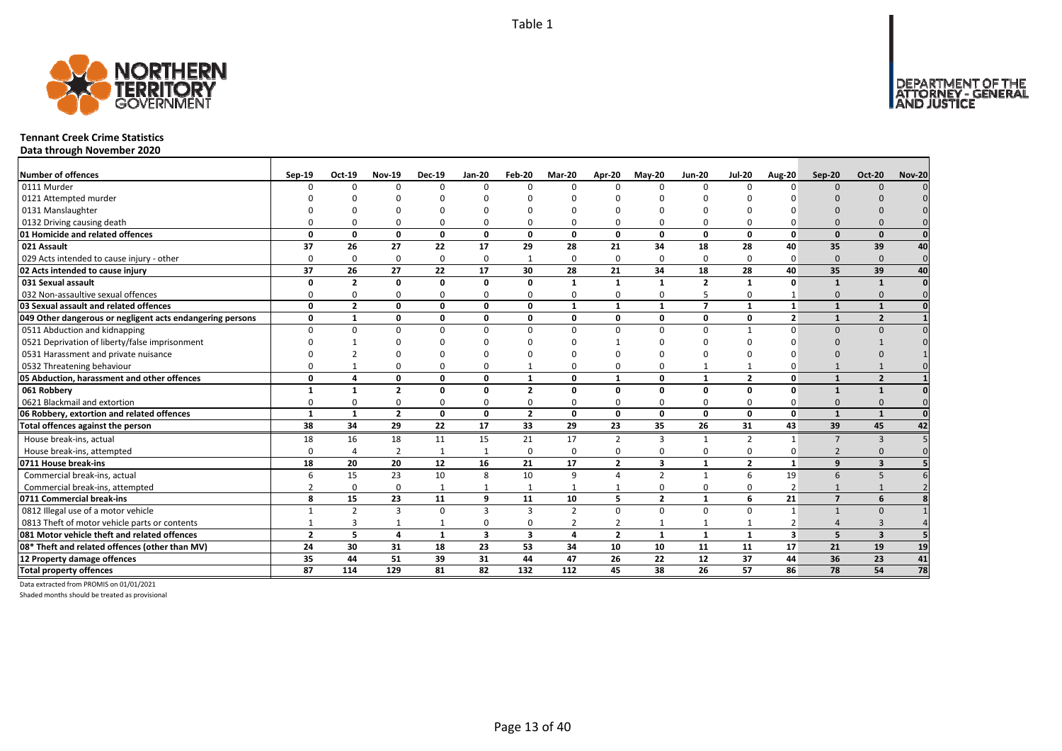Table 1

DEPARTMENT OF THE ATTORNEY - GENERAL AND JUSTICE

# Tennant Creek Crime Statistics

**Data through November 2020**

| Number of offences | Sep-19 | Oct-19 | Nov-19 | Dec-19 | Jan-20 | Feb-20 | Mar-20 | Apr-20 | May-20 | Jun-20 | Jul-20 | Aug-20 | Sep-20 | Oct-20 | Nov-20 |
|---|---|---|---|---|---|---|---|---|---|---|---|---|---|---|---|
| 0111 Murder | 0 | 0 | 0 | 0 | 0 | 0 | 0 | 0 | 0 | 0 | 0 | 0 | 0 | 0 | 0 |
| 0121 Attempted murder | 0 | 0 | 0 | 0 | 0 | 0 | 0 | 0 | 0 | 0 | 0 | 0 | 0 | 0 | 0 |
| 0131 Manslaughter | 0 | 0 | 0 | 0 | 0 | 0 | 0 | 0 | 0 | 0 | 0 | 0 | 0 | 0 | 0 |
| 0132 Driving causing death | 0 | 0 | 0 | 0 | 0 | 0 | 0 | 0 | 0 | 0 | 0 | 0 | 0 | 0 | 0 |
| **01 Homicide and related offences** | **0** | **0** | **0** | **0** | **0** | **0** | **0** | **0** | **0** | **0** | **0** | **0** | **0** | **0** | **0** |
| **021 Assault** | **37** | **26** | **27** | **22** | **17** | **29** | **28** | **21** | **34** | **18** | **28** | **40** | **35** | **39** | **40** |
| 029 Acts intended to cause injury - other | 0 | 0 | 0 | 0 | 0 | 1 | 0 | 0 | 0 | 0 | 0 | 0 | 0 | 0 | 0 |
| **02 Acts intended to cause injury** | **37** | **26** | **27** | **22** | **17** | **30** | **28** | **21** | **34** | **18** | **28** | **40** | **35** | **39** | **40** |
| **031 Sexual assault** | **0** | **2** | **0** | **0** | **0** | **0** | **1** | **1** | **1** | **2** | **1** | **0** | **1** | **1** | **0** |
| 032 Non-assaultive sexual offences | 0 | 0 | 0 | 0 | 0 | 0 | 0 | 0 | 0 | 5 | 0 | 1 | 0 | 0 | 0 |
| **03 Sexual assault and related offences** | **0** | **2** | **0** | **0** | **0** | **0** | **1** | **1** | **1** | **7** | **1** | **1** | **1** | **1** | **0** |
| **049 Other dangerous or negligent acts endangering persons** | **0** | **1** | **0** | **0** | **0** | **0** | **0** | **0** | **0** | **0** | **0** | **2** | **1** | **2** | **1** |
| 0511 Abduction and kidnapping | 0 | 0 | 0 | 0 | 0 | 0 | 0 | 0 | 0 | 0 | 1 | 0 | 0 | 0 | 0 |
| 0521 Deprivation of liberty/false imprisonment | 0 | 1 | 0 | 0 | 0 | 0 | 0 | 1 | 0 | 0 | 0 | 0 | 0 | 1 | 0 |
| 0531 Harassment and private nuisance | 0 | 2 | 0 | 0 | 0 | 0 | 0 | 0 | 0 | 0 | 0 | 0 | 0 | 0 | 1 |
| 0532 Threatening behaviour | 0 | 1 | 0 | 0 | 0 | 1 | 0 | 0 | 0 | 1 | 1 | 0 | 1 | 1 | 0 |
| **05 Abduction, harassment and other offences** | **0** | **4** | **0** | **0** | **0** | **1** | **0** | **1** | **0** | **1** | **2** | **0** | **1** | **2** | **1** |
| **061 Robbery** | **1** | **1** | **2** | **0** | **0** | **2** | **0** | **0** | **0** | **0** | **0** | **0** | **1** | **1** | **0** |
| 0621 Blackmail and extortion | 0 | 0 | 0 | 0 | 0 | 0 | 0 | 0 | 0 | 0 | 0 | 0 | 0 | 0 | 0 |
| **06 Robbery, extortion and related offences** | **1** | **1** | **2** | **0** | **0** | **2** | **0** | **0** | **0** | **0** | **0** | **0** | **1** | **1** | **0** |
| **Total offences against the person** | **38** | **34** | **29** | **22** | **17** | **33** | **29** | **23** | **35** | **26** | **31** | **43** | **39** | **45** | **42** |
| House break-ins, actual | 18 | 16 | 18 | 11 | 15 | 21 | 17 | 2 | 3 | 1 | 2 | 1 | 7 | 3 | 5 |
| House break-ins, attempted | 0 | 4 | 2 | 1 | 1 | 0 | 0 | 0 | 0 | 0 | 0 | 0 | 2 | 0 | 0 |
| **0711 House break-ins** | **18** | **20** | **20** | **12** | **16** | **21** | **17** | **2** | **3** | **1** | **2** | **1** | **9** | **3** | **5** |
| Commercial break-ins, actual | 6 | 15 | 23 | 10 | 8 | 10 | 9 | 4 | 2 | 1 | 6 | 19 | 6 | 5 | 6 |
| Commercial break-ins, attempted | 2 | 0 | 0 | 1 | 1 | 1 | 1 | 1 | 0 | 0 | 0 | 2 | 1 | 1 | 2 |
| **0711 Commercial break-ins** | **8** | **15** | **23** | **11** | **9** | **11** | **10** | **5** | **2** | **1** | **6** | **21** | **7** | **6** | **8** |
| 0812 Illegal use of a motor vehicle | 1 | 2 | 3 | 0 | 3 | 3 | 2 | 0 | 0 | 0 | 0 | 1 | 1 | 0 | 1 |
| 0813 Theft of motor vehicle parts or contents | 1 | 3 | 1 | 1 | 0 | 0 | 2 | 2 | 1 | 1 | 1 | 2 | 4 | 3 | 4 |
| **081 Motor vehicle theft and related offences** | **2** | **5** | **4** | **1** | **3** | **3** | **4** | **2** | **1** | **1** | **1** | **3** | **5** | **3** | **5** |
| **08* Theft and related offences (other than MV)** | **24** | **30** | **31** | **18** | **23** | **53** | **34** | **10** | **10** | **11** | **11** | **17** | **21** | **19** | **19** |
| **12 Property damage offences** | **35** | **44** | **51** | **39** | **31** | **44** | **47** | **26** | **22** | **12** | **37** | **44** | **36** | **23** | **41** |
| **Total property offences** | **87** | **114** | **129** | **81** | **82** | **132** | **112** | **45** | **38** | **26** | **57** | **86** | **78** | **54** | **78** |

Data extracted from PROMIS on 01/01/2021

Shaded months should be treated as provisional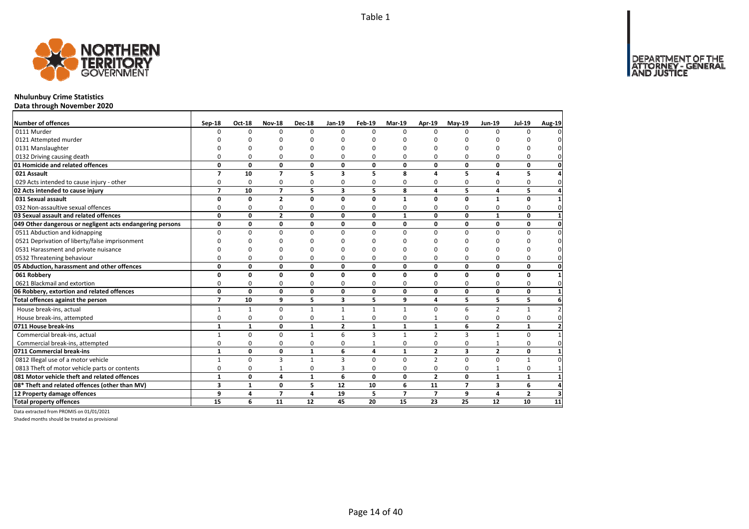Table 1

## Nhulunbuy Crime Statistics

**Data through November 2020**

| Number of offences | Sep-18 | Oct-18 | Nov-18 | Dec-18 | Jan-19 | Feb-19 | Mar-19 | Apr-19 | May-19 | Jun-19 | Jul-19 | Aug-19 |
|---|---|---|---|---|---|---|---|---|---|---|---|---|
| 0111 Murder | 0 | 0 | 0 | 0 | 0 | 0 | 0 | 0 | 0 | 0 | 0 | 0 |
| 0121 Attempted murder | 0 | 0 | 0 | 0 | 0 | 0 | 0 | 0 | 0 | 0 | 0 | 0 |
| 0131 Manslaughter | 0 | 0 | 0 | 0 | 0 | 0 | 0 | 0 | 0 | 0 | 0 | 0 |
| 0132 Driving causing death | 0 | 0 | 0 | 0 | 0 | 0 | 0 | 0 | 0 | 0 | 0 | 0 |
| **01 Homicide and related offences** | **0** | **0** | **0** | **0** | **0** | **0** | **0** | **0** | **0** | **0** | **0** | **0** |
| **021 Assault** | **7** | **10** | **7** | **5** | **3** | **5** | **8** | **4** | **5** | **4** | **5** | **4** |
| 029 Acts intended to cause injury - other | 0 | 0 | 0 | 0 | 0 | 0 | 0 | 0 | 0 | 0 | 0 | 0 |
| **02 Acts intended to cause injury** | **7** | **10** | **7** | **5** | **3** | **5** | **8** | **4** | **5** | **4** | **5** | **4** |
| **031 Sexual assault** | **0** | **0** | **2** | **0** | **0** | **0** | **1** | **0** | **0** | **1** | **0** | **1** |
| 032 Non-assaultive sexual offences | 0 | 0 | 0 | 0 | 0 | 0 | 0 | 0 | 0 | 0 | 0 | 0 |
| **03 Sexual assault and related offences** | **0** | **0** | **2** | **0** | **0** | **0** | **1** | **0** | **0** | **1** | **0** | **1** |
| **049 Other dangerous or negligent acts endangering persons** | **0** | **0** | **0** | **0** | **0** | **0** | **0** | **0** | **0** | **0** | **0** | **0** |
| 0511 Abduction and kidnapping | 0 | 0 | 0 | 0 | 0 | 0 | 0 | 0 | 0 | 0 | 0 | 0 |
| 0521 Deprivation of liberty/false imprisonment | 0 | 0 | 0 | 0 | 0 | 0 | 0 | 0 | 0 | 0 | 0 | 0 |
| 0531 Harassment and private nuisance | 0 | 0 | 0 | 0 | 0 | 0 | 0 | 0 | 0 | 0 | 0 | 0 |
| 0532 Threatening behaviour | 0 | 0 | 0 | 0 | 0 | 0 | 0 | 0 | 0 | 0 | 0 | 0 |
| **05 Abduction, harassment and other offences** | **0** | **0** | **0** | **0** | **0** | **0** | **0** | **0** | **0** | **0** | **0** | **0** |
| **061 Robbery** | **0** | **0** | **0** | **0** | **0** | **0** | **0** | **0** | **0** | **0** | **0** | **1** |
| 0621 Blackmail and extortion | 0 | 0 | 0 | 0 | 0 | 0 | 0 | 0 | 0 | 0 | 0 | 0 |
| **06 Robbery, extortion and related offences** | **0** | **0** | **0** | **0** | **0** | **0** | **0** | **0** | **0** | **0** | **0** | **1** |
| **Total offences against the person** | **7** | **10** | **9** | **5** | **3** | **5** | **9** | **4** | **5** | **5** | **5** | **6** |
| House break-ins, actual | 1 | 1 | 0 | 1 | 1 | 1 | 1 | 0 | 6 | 2 | 1 | 2 |
| House break-ins, attempted | 0 | 0 | 0 | 0 | 1 | 0 | 0 | 1 | 0 | 0 | 0 | 0 |
| **0711 House break-ins** | **1** | **1** | **0** | **1** | **2** | **1** | **1** | **1** | **6** | **2** | **1** | **2** |
| Commercial break-ins, actual | 1 | 0 | 0 | 1 | 6 | 3 | 1 | 2 | 3 | 1 | 0 | 1 |
| Commercial break-ins, attempted | 0 | 0 | 0 | 0 | 0 | 1 | 0 | 0 | 0 | 1 | 0 | 0 |
| **0711 Commercial break-ins** | **1** | **0** | **0** | **1** | **6** | **4** | **1** | **2** | **3** | **2** | **0** | **1** |
| 0812 Illegal use of a motor vehicle | 1 | 0 | 3 | 1 | 3 | 0 | 0 | 2 | 0 | 0 | 1 | 0 |
| 0813 Theft of motor vehicle parts or contents | 0 | 0 | 1 | 0 | 3 | 0 | 0 | 0 | 0 | 1 | 0 | 1 |
| **081 Motor vehicle theft and related offences** | **1** | **0** | **4** | **1** | **6** | **0** | **0** | **2** | **0** | **1** | **1** | **1** |
| **08* Theft and related offences (other than MV)** | **3** | **1** | **0** | **5** | **12** | **10** | **6** | **11** | **7** | **3** | **6** | **4** |
| **12 Property damage offences** | **9** | **4** | **7** | **4** | **19** | **5** | **7** | **7** | **9** | **4** | **2** | **3** |
| **Total property offences** | **15** | **6** | **11** | **12** | **45** | **20** | **15** | **23** | **25** | **12** | **10** | **11** |

Data extracted from PROMIS on 01/01/2021

Shaded months should be treated as provisional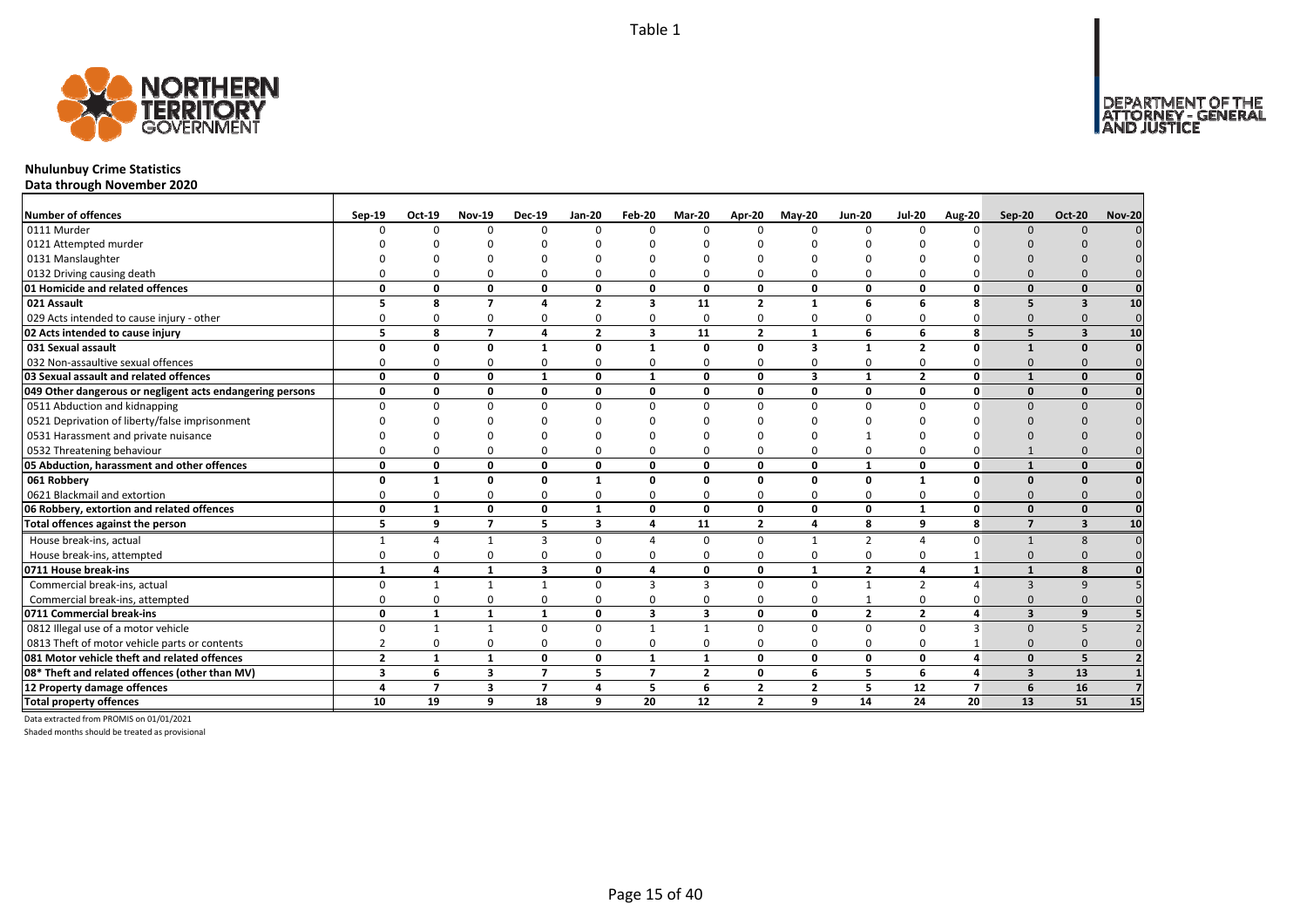Table 1

**Nhulunbuy Crime Statistics**
**Data through November 2020**

| Number of offences | Sep-19 | Oct-19 | Nov-19 | Dec-19 | Jan-20 | Feb-20 | Mar-20 | Apr-20 | May-20 | Jun-20 | Jul-20 | Aug-20 | Sep-20 | Oct-20 | Nov-20 |
|---|---|---|---|---|---|---|---|---|---|---|---|---|---|---|---|
| 0111 Murder | 0 | 0 | 0 | 0 | 0 | 0 | 0 | 0 | 0 | 0 | 0 | 0 | 0 | 0 | 0 |
| 0121 Attempted murder | 0 | 0 | 0 | 0 | 0 | 0 | 0 | 0 | 0 | 0 | 0 | 0 | 0 | 0 | 0 |
| 0131 Manslaughter | 0 | 0 | 0 | 0 | 0 | 0 | 0 | 0 | 0 | 0 | 0 | 0 | 0 | 0 | 0 |
| 0132 Driving causing death | 0 | 0 | 0 | 0 | 0 | 0 | 0 | 0 | 0 | 0 | 0 | 0 | 0 | 0 | 0 |
| **01 Homicide and related offences** | **0** | **0** | **0** | **0** | **0** | **0** | **0** | **0** | **0** | **0** | **0** | **0** | **0** | **0** | **0** |
| **021 Assault** | **5** | **8** | **7** | **4** | **2** | **3** | **11** | **2** | **1** | **6** | **6** | **8** | **5** | **3** | **10** |
| 029 Acts intended to cause injury - other | 0 | 0 | 0 | 0 | 0 | 0 | 0 | 0 | 0 | 0 | 0 | 0 | 0 | 0 | 0 |
| **02 Acts intended to cause injury** | **5** | **8** | **7** | **4** | **2** | **3** | **11** | **2** | **1** | **6** | **6** | **8** | **5** | **3** | **10** |
| **031 Sexual assault** | **0** | **0** | **0** | **1** | **0** | **1** | **0** | **0** | **3** | **1** | **2** | **0** | **1** | **0** | **0** |
| 032 Non-assaultive sexual offences | 0 | 0 | 0 | 0 | 0 | 0 | 0 | 0 | 0 | 0 | 0 | 0 | 0 | 0 | 0 |
| **03 Sexual assault and related offences** | **0** | **0** | **0** | **1** | **0** | **1** | **0** | **0** | **3** | **1** | **2** | **0** | **1** | **0** | **0** |
| **049 Other dangerous or negligent acts endangering persons** | **0** | **0** | **0** | **0** | **0** | **0** | **0** | **0** | **0** | **0** | **0** | **0** | **0** | **0** | **0** |
| 0511 Abduction and kidnapping | 0 | 0 | 0 | 0 | 0 | 0 | 0 | 0 | 0 | 0 | 0 | 0 | 0 | 0 | 0 |
| 0521 Deprivation of liberty/false imprisonment | 0 | 0 | 0 | 0 | 0 | 0 | 0 | 0 | 0 | 0 | 0 | 0 | 0 | 0 | 0 |
| 0531 Harassment and private nuisance | 0 | 0 | 0 | 0 | 0 | 0 | 0 | 0 | 0 | 1 | 0 | 0 | 0 | 0 | 0 |
| 0532 Threatening behaviour | 0 | 0 | 0 | 0 | 0 | 0 | 0 | 0 | 0 | 0 | 0 | 0 | 1 | 0 | 0 |
| **05 Abduction, harassment and other offences** | **0** | **0** | **0** | **0** | **0** | **0** | **0** | **0** | **0** | **1** | **0** | **0** | **1** | **0** | **0** |
| **061 Robbery** | **0** | **1** | **0** | **0** | **1** | **0** | **0** | **0** | **0** | **0** | **1** | **0** | **0** | **0** | **0** |
| 0621 Blackmail and extortion | 0 | 0 | 0 | 0 | 0 | 0 | 0 | 0 | 0 | 0 | 0 | 0 | 0 | 0 | 0 |
| **06 Robbery, extortion and related offences** | **0** | **1** | **0** | **0** | **1** | **0** | **0** | **0** | **0** | **0** | **1** | **0** | **0** | **0** | **0** |
| **Total offences against the person** | **5** | **9** | **7** | **5** | **3** | **4** | **11** | **2** | **4** | **8** | **9** | **8** | **7** | **3** | **10** |
| House break-ins, actual | 1 | 4 | 1 | 3 | 0 | 4 | 0 | 0 | 1 | 2 | 4 | 0 | 1 | 8 | 0 |
| House break-ins, attempted | 0 | 0 | 0 | 0 | 0 | 0 | 0 | 0 | 0 | 0 | 0 | 1 | 0 | 0 | 0 |
| **0711 House break-ins** | **1** | **4** | **1** | **3** | **0** | **4** | **0** | **0** | **1** | **2** | **4** | **1** | **1** | **8** | **0** |
| Commercial break-ins, actual | 0 | 1 | 1 | 1 | 0 | 3 | 3 | 0 | 0 | 1 | 2 | 4 | 3 | 9 | 5 |
| Commercial break-ins, attempted | 0 | 0 | 0 | 0 | 0 | 0 | 0 | 0 | 0 | 1 | 0 | 0 | 0 | 0 | 0 |
| **0711 Commercial break-ins** | **0** | **1** | **1** | **1** | **0** | **3** | **3** | **0** | **0** | **2** | **2** | **4** | **3** | **9** | **5** |
| 0812 Illegal use of a motor vehicle | 0 | 1 | 1 | 0 | 0 | 1 | 1 | 0 | 0 | 0 | 0 | 3 | 0 | 5 | 2 |
| 0813 Theft of motor vehicle parts or contents | 2 | 0 | 0 | 0 | 0 | 0 | 0 | 0 | 0 | 0 | 0 | 1 | 0 | 0 | 0 |
| **081 Motor vehicle theft and related offences** | **2** | **1** | **1** | **0** | **0** | **1** | **1** | **0** | **0** | **0** | **0** | **4** | **0** | **5** | **2** |
| **08* Theft and related offences (other than MV)** | **3** | **6** | **3** | **7** | **5** | **7** | **2** | **0** | **6** | **5** | **6** | **4** | **3** | **13** | **1** |
| **12 Property damage offences** | **4** | **7** | **3** | **7** | **4** | **5** | **6** | **2** | **2** | **5** | **12** | **7** | **6** | **16** | **7** |
| **Total property offences** | **10** | **19** | **9** | **18** | **9** | **20** | **12** | **2** | **9** | **14** | **24** | **20** | **13** | **51** | **15** |

Data extracted from PROMIS on 01/01/2021

Shaded months should be treated as provisional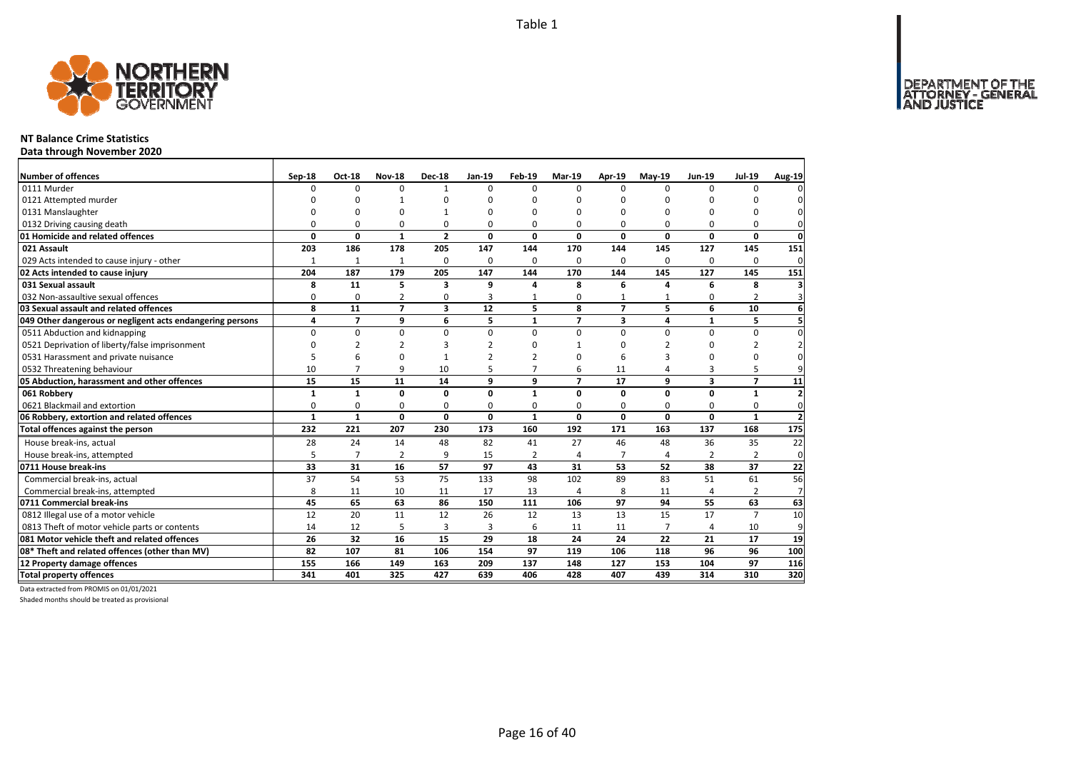Table 1

## NT Balance Crime Statistics

**Data through November 2020**

| Number of offences | Sep-18 | Oct-18 | Nov-18 | Dec-18 | Jan-19 | Feb-19 | Mar-19 | Apr-19 | May-19 | Jun-19 | Jul-19 | Aug-19 |
|---|---|---|---|---|---|---|---|---|---|---|---|---|
| 0111 Murder | 0 | 0 | 0 | 1 | 0 | 0 | 0 | 0 | 0 | 0 | 0 | 0 |
| 0121 Attempted murder | 0 | 0 | 1 | 0 | 0 | 0 | 0 | 0 | 0 | 0 | 0 | 0 |
| 0131 Manslaughter | 0 | 0 | 0 | 1 | 0 | 0 | 0 | 0 | 0 | 0 | 0 | 0 |
| 0132 Driving causing death | 0 | 0 | 0 | 0 | 0 | 0 | 0 | 0 | 0 | 0 | 0 | 0 |
| **01 Homicide and related offences** | **0** | **0** | **1** | **2** | **0** | **0** | **0** | **0** | **0** | **0** | **0** | **0** |
| **021 Assault** | **203** | **186** | **178** | **205** | **147** | **144** | **170** | **144** | **145** | **127** | **145** | **151** |
| 029 Acts intended to cause injury - other | 1 | 1 | 1 | 0 | 0 | 0 | 0 | 0 | 0 | 0 | 0 | 0 |
| **02 Acts intended to cause injury** | **204** | **187** | **179** | **205** | **147** | **144** | **170** | **144** | **145** | **127** | **145** | **151** |
| **031 Sexual assault** | **8** | **11** | **5** | **3** | **9** | **4** | **8** | **6** | **4** | **6** | **8** | **3** |
| 032 Non-assaultive sexual offences | 0 | 0 | 2 | 0 | 3 | 1 | 0 | 1 | 1 | 0 | 2 | 3 |
| **03 Sexual assault and related offences** | **8** | **11** | **7** | **3** | **12** | **5** | **8** | **7** | **5** | **6** | **10** | **6** |
| **049 Other dangerous or negligent acts endangering persons** | **4** | **7** | **9** | **6** | **5** | **1** | **7** | **3** | **4** | **1** | **5** | **5** |
| 0511 Abduction and kidnapping | 0 | 0 | 0 | 0 | 0 | 0 | 0 | 0 | 0 | 0 | 0 | 0 |
| 0521 Deprivation of liberty/false imprisonment | 0 | 2 | 2 | 3 | 2 | 0 | 1 | 0 | 2 | 0 | 2 | 2 |
| 0531 Harassment and private nuisance | 5 | 6 | 0 | 1 | 2 | 2 | 0 | 6 | 3 | 0 | 0 | 0 |
| 0532 Threatening behaviour | 10 | 7 | 9 | 10 | 5 | 7 | 6 | 11 | 4 | 3 | 5 | 9 |
| **05 Abduction, harassment and other offences** | **15** | **15** | **11** | **14** | **9** | **9** | **7** | **17** | **9** | **3** | **7** | **11** |
| **061 Robbery** | **1** | **1** | **0** | **0** | **0** | **1** | **0** | **0** | **0** | **0** | **1** | **2** |
| 0621 Blackmail and extortion | 0 | 0 | 0 | 0 | 0 | 0 | 0 | 0 | 0 | 0 | 0 | 0 |
| **06 Robbery, extortion and related offences** | **1** | **1** | **0** | **0** | **0** | **1** | **0** | **0** | **0** | **0** | **1** | **2** |
| **Total offences against the person** | **232** | **221** | **207** | **230** | **173** | **160** | **192** | **171** | **163** | **137** | **168** | **175** |
| House break-ins, actual | 28 | 24 | 14 | 48 | 82 | 41 | 27 | 46 | 48 | 36 | 35 | 22 |
| House break-ins, attempted | 5 | 7 | 2 | 9 | 15 | 2 | 4 | 7 | 4 | 2 | 2 | 0 |
| **0711 House break-ins** | **33** | **31** | **16** | **57** | **97** | **43** | **31** | **53** | **52** | **38** | **37** | **22** |
| Commercial break-ins, actual | 37 | 54 | 53 | 75 | 133 | 98 | 102 | 89 | 83 | 51 | 61 | 56 |
| Commercial break-ins, attempted | 8 | 11 | 10 | 11 | 17 | 13 | 4 | 8 | 11 | 4 | 2 | 7 |
| **0711 Commercial break-ins** | **45** | **65** | **63** | **86** | **150** | **111** | **106** | **97** | **94** | **55** | **63** | **63** |
| 0812 Illegal use of a motor vehicle | 12 | 20 | 11 | 12 | 26 | 12 | 13 | 13 | 15 | 17 | 7 | 10 |
| 0813 Theft of motor vehicle parts or contents | 14 | 12 | 5 | 3 | 3 | 6 | 11 | 11 | 7 | 4 | 10 | 9 |
| **081 Motor vehicle theft and related offences** | **26** | **32** | **16** | **15** | **29** | **18** | **24** | **24** | **22** | **21** | **17** | **19** |
| **08* Theft and related offences (other than MV)** | **82** | **107** | **81** | **106** | **154** | **97** | **119** | **106** | **118** | **96** | **96** | **100** |
| **12 Property damage offences** | **155** | **166** | **149** | **163** | **209** | **137** | **148** | **127** | **153** | **104** | **97** | **116** |
| **Total property offences** | **341** | **401** | **325** | **427** | **639** | **406** | **428** | **407** | **439** | **314** | **310** | **320** |

Data extracted from PROMIS on 01/01/2021

Shaded months should be treated as provisional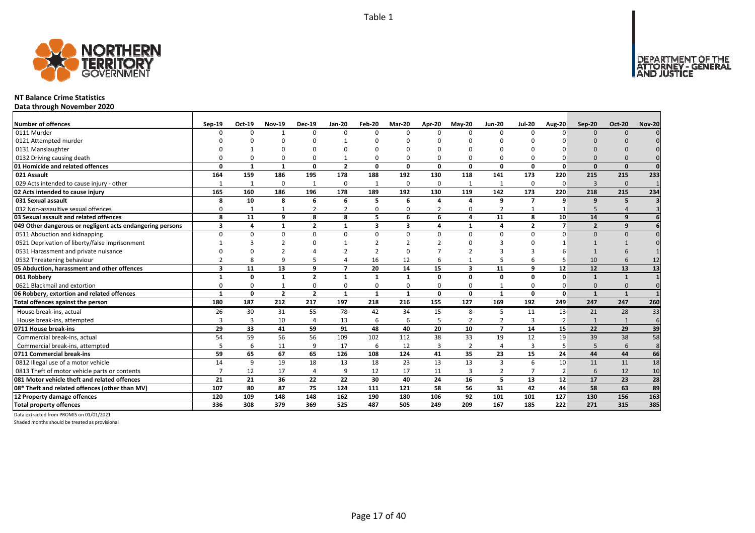Table 1

DEPARTMENT OF THE ATTORNEY - GENERAL AND JUSTICE

## NT Balance Crime Statistics

**Data through November 2020**

| Number of offences | Sep-19 | Oct-19 | Nov-19 | Dec-19 | Jan-20 | Feb-20 | Mar-20 | Apr-20 | May-20 | Jun-20 | Jul-20 | Aug-20 | Sep-20 | Oct-20 | Nov-20 |
|---|---|---|---|---|---|---|---|---|---|---|---|---|---|---|---|
| 0111 Murder | 0 | 0 | 1 | 0 | 0 | 0 | 0 | 0 | 0 | 0 | 0 | 0 | 0 | 0 | 0 |
| 0121 Attempted murder | 0 | 0 | 0 | 0 | 1 | 0 | 0 | 0 | 0 | 0 | 0 | 0 | 0 | 0 | 0 |
| 0131 Manslaughter | 0 | 1 | 0 | 0 | 0 | 0 | 0 | 0 | 0 | 0 | 0 | 0 | 0 | 0 | 0 |
| 0132 Driving causing death | 0 | 0 | 0 | 0 | 1 | 0 | 0 | 0 | 0 | 0 | 0 | 0 | 0 | 0 | 0 |
| **01 Homicide and related offences** | **0** | **1** | **1** | **0** | **2** | **0** | **0** | **0** | **0** | **0** | **0** | **0** | **0** | **0** | **0** |
| **021 Assault** | **164** | **159** | **186** | **195** | **178** | **188** | **192** | **130** | **118** | **141** | **173** | **220** | **215** | **215** | **233** |
| 029 Acts intended to cause injury - other | 1 | 1 | 0 | 1 | 0 | 1 | 0 | 0 | 1 | 1 | 0 | 0 | 3 | 0 | 1 |
| **02 Acts intended to cause injury** | **165** | **160** | **186** | **196** | **178** | **189** | **192** | **130** | **119** | **142** | **173** | **220** | **218** | **215** | **234** |
| **031 Sexual assault** | **8** | **10** | **8** | **6** | **6** | **5** | **6** | **4** | **4** | **9** | **7** | **9** | **9** | **5** | **3** |
| 032 Non-assaultive sexual offences | 0 | 1 | 1 | 2 | 2 | 0 | 0 | 2 | 0 | 2 | 1 | 1 | 5 | 4 | 3 |
| **03 Sexual assault and related offences** | **8** | **11** | **9** | **8** | **8** | **5** | **6** | **6** | **4** | **11** | **8** | **10** | **14** | **9** | **6** |
| **049 Other dangerous or negligent acts endangering persons** | **3** | **4** | **1** | **2** | **1** | **3** | **3** | **4** | **1** | **4** | **2** | **7** | **2** | **9** | **6** |
| 0511 Abduction and kidnapping | 0 | 0 | 0 | 0 | 0 | 0 | 0 | 0 | 0 | 0 | 0 | 0 | 0 | 0 | 0 |
| 0521 Deprivation of liberty/false imprisonment | 1 | 3 | 2 | 0 | 1 | 2 | 2 | 2 | 0 | 3 | 0 | 1 | 1 | 1 | 0 |
| 0531 Harassment and private nuisance | 0 | 0 | 2 | 4 | 2 | 2 | 0 | 7 | 2 | 3 | 3 | 6 | 1 | 6 | 1 |
| 0532 Threatening behaviour | 2 | 8 | 9 | 5 | 4 | 16 | 12 | 6 | 1 | 5 | 6 | 5 | 10 | 6 | 12 |
| **05 Abduction, harassment and other offences** | **3** | **11** | **13** | **9** | **7** | **20** | **14** | **15** | **3** | **11** | **9** | **12** | **12** | **13** | **13** |
| **061 Robbery** | **1** | **0** | **1** | **2** | **1** | **1** | **1** | **0** | **0** | **0** | **0** | **0** | **1** | **1** | **1** |
| 0621 Blackmail and extortion | 0 | 0 | 1 | 0 | 0 | 0 | 0 | 0 | 0 | 1 | 0 | 0 | 0 | 0 | 0 |
| **06 Robbery, extortion and related offences** | **1** | **0** | **2** | **2** | **1** | **1** | **1** | **0** | **0** | **1** | **0** | **0** | **1** | **1** | **1** |
| **Total offences against the person** | **180** | **187** | **212** | **217** | **197** | **218** | **216** | **155** | **127** | **169** | **192** | **249** | **247** | **247** | **260** |
| House break-ins, actual | 26 | 30 | 31 | 55 | 78 | 42 | 34 | 15 | 8 | 5 | 11 | 13 | 21 | 28 | 33 |
| House break-ins, attempted | 3 | 3 | 10 | 4 | 13 | 6 | 6 | 5 | 2 | 2 | 3 | 2 | 1 | 1 | 6 |
| **0711 House break-ins** | **29** | **33** | **41** | **59** | **91** | **48** | **40** | **20** | **10** | **7** | **14** | **15** | **22** | **29** | **39** |
| Commercial break-ins, actual | 54 | 59 | 56 | 56 | 109 | 102 | 112 | 38 | 33 | 19 | 12 | 19 | 39 | 38 | 58 |
| Commercial break-ins, attempted | 5 | 6 | 11 | 9 | 17 | 6 | 12 | 3 | 2 | 4 | 3 | 5 | 5 | 6 | 8 |
| **0711 Commercial break-ins** | **59** | **65** | **67** | **65** | **126** | **108** | **124** | **41** | **35** | **23** | **15** | **24** | **44** | **44** | **66** |
| 0812 Illegal use of a motor vehicle | 14 | 9 | 19 | 18 | 13 | 18 | 23 | 13 | 13 | 3 | 6 | 10 | 11 | 11 | 18 |
| 0813 Theft of motor vehicle parts or contents | 7 | 12 | 17 | 4 | 9 | 12 | 17 | 11 | 3 | 2 | 7 | 2 | 6 | 12 | 10 |
| **081 Motor vehicle theft and related offences** | **21** | **21** | **36** | **22** | **22** | **30** | **40** | **24** | **16** | **5** | **13** | **12** | **17** | **23** | **28** |
| **08* Theft and related offences (other than MV)** | **107** | **80** | **87** | **75** | **124** | **111** | **121** | **58** | **56** | **31** | **42** | **44** | **58** | **63** | **89** |
| **12 Property damage offences** | **120** | **109** | **148** | **148** | **162** | **190** | **180** | **106** | **92** | **101** | **101** | **127** | **130** | **156** | **163** |
| **Total property offences** | **336** | **308** | **379** | **369** | **525** | **487** | **505** | **249** | **209** | **167** | **185** | **222** | **271** | **315** | **385** |

Data extracted from PROMIS on 01/01/2021

Shaded months should be treated as provisional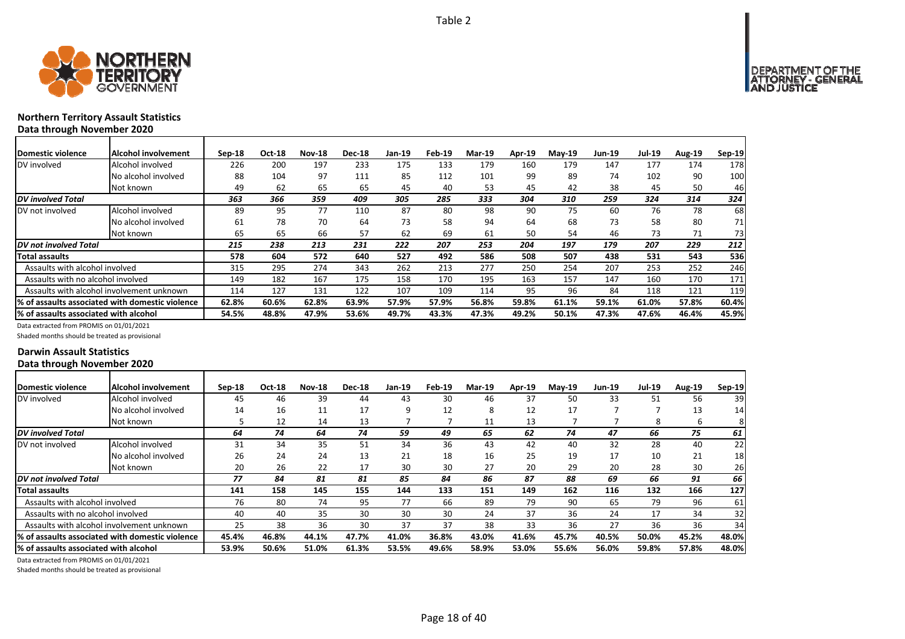Table 2

## Northern Territory Assault Statistics
### Data through November 2020

| Domestic violence | Alcohol involvement | Sep-18 | Oct-18 | Nov-18 | Dec-18 | Jan-19 | Feb-19 | Mar-19 | Apr-19 | May-19 | Jun-19 | Jul-19 | Aug-19 | Sep-19 |
|---|---|---|---|---|---|---|---|---|---|---|---|---|---|---|
| DV involved | Alcohol involved | 226 | 200 | 197 | 233 | 175 | 133 | 179 | 160 | 179 | 147 | 177 | 174 | 178 |
| | No alcohol involved | 88 | 104 | 97 | 111 | 85 | 112 | 101 | 99 | 89 | 74 | 102 | 90 | 100 |
| | Not known | 49 | 62 | 65 | 65 | 45 | 40 | 53 | 45 | 42 | 38 | 45 | 50 | 46 |
| *DV involved Total* | | *363* | *366* | *359* | *409* | *305* | *285* | *333* | *304* | *310* | *259* | *324* | *314* | *324* |
| DV not involved | Alcohol involved | 89 | 95 | 77 | 110 | 87 | 80 | 98 | 90 | 75 | 60 | 76 | 78 | 68 |
| | No alcohol involved | 61 | 78 | 70 | 64 | 73 | 58 | 94 | 64 | 68 | 73 | 58 | 80 | 71 |
| | Not known | 65 | 65 | 66 | 57 | 62 | 69 | 61 | 50 | 54 | 46 | 73 | 71 | 73 |
| *DV not involved Total* | | *215* | *238* | *213* | *231* | *222* | *207* | *253* | *204* | *197* | *179* | *207* | *229* | *212* |
| **Total assaults** | | **578** | **604** | **572** | **640** | **527** | **492** | **586** | **508** | **507** | **438** | **531** | **543** | **536** |
| Assaults with alcohol involved | | 315 | 295 | 274 | 343 | 262 | 213 | 277 | 250 | 254 | 207 | 253 | 252 | 246 |
| Assaults with no alcohol involved | | 149 | 182 | 167 | 175 | 158 | 170 | 195 | 163 | 157 | 147 | 160 | 170 | 171 |
| Assaults with alcohol involvement unknown | | 114 | 127 | 131 | 122 | 107 | 109 | 114 | 95 | 96 | 84 | 118 | 121 | 119 |
| **% of assaults associated with domestic violence** | | **62.8%** | **60.6%** | **62.8%** | **63.9%** | **57.9%** | **57.9%** | **56.8%** | **59.8%** | **61.1%** | **59.1%** | **61.0%** | **57.8%** | **60.4%** |
| **% of assaults associated with alcohol** | | **54.5%** | **48.8%** | **47.9%** | **53.6%** | **49.7%** | **43.3%** | **47.3%** | **49.2%** | **50.1%** | **47.3%** | **47.6%** | **46.4%** | **45.9%** |

Data extracted from PROMIS on 01/01/2021
Shaded months should be treated as provisional

## Darwin Assault Statistics
### Data through November 2020

| Domestic violence | Alcohol involvement | Sep-18 | Oct-18 | Nov-18 | Dec-18 | Jan-19 | Feb-19 | Mar-19 | Apr-19 | May-19 | Jun-19 | Jul-19 | Aug-19 | Sep-19 |
|---|---|---|---|---|---|---|---|---|---|---|---|---|---|---|
| DV involved | Alcohol involved | 45 | 46 | 39 | 44 | 43 | 30 | 46 | 37 | 50 | 33 | 51 | 56 | 39 |
| | No alcohol involved | 14 | 16 | 11 | 17 | 9 | 12 | 8 | 12 | 17 | 7 | 7 | 13 | 14 |
| | Not known | 5 | 12 | 14 | 13 | 7 | 7 | 11 | 13 | 7 | 7 | 8 | 6 | 8 |
| *DV involved Total* | | *64* | *74* | *64* | *74* | *59* | *49* | *65* | *62* | *74* | *47* | *66* | *75* | *61* |
| DV not involved | Alcohol involved | 31 | 34 | 35 | 51 | 34 | 36 | 43 | 42 | 40 | 32 | 28 | 40 | 22 |
| | No alcohol involved | 26 | 24 | 24 | 13 | 21 | 18 | 16 | 25 | 19 | 17 | 10 | 21 | 18 |
| | Not known | 20 | 26 | 22 | 17 | 30 | 30 | 27 | 20 | 29 | 20 | 28 | 30 | 26 |
| *DV not involved Total* | | *77* | *84* | *81* | *81* | *85* | *84* | *86* | *87* | *88* | *69* | *66* | *91* | *66* |
| **Total assaults** | | **141** | **158** | **145** | **155** | **144** | **133** | **151** | **149** | **162** | **116** | **132** | **166** | **127** |
| Assaults with alcohol involved | | 76 | 80 | 74 | 95 | 77 | 66 | 89 | 79 | 90 | 65 | 79 | 96 | 61 |
| Assaults with no alcohol involved | | 40 | 40 | 35 | 30 | 30 | 30 | 24 | 37 | 36 | 24 | 17 | 34 | 32 |
| Assaults with alcohol involvement unknown | | 25 | 38 | 36 | 30 | 37 | 37 | 38 | 33 | 36 | 27 | 36 | 36 | 34 |
| **% of assaults associated with domestic violence** | | **45.4%** | **46.8%** | **44.1%** | **47.7%** | **41.0%** | **36.8%** | **43.0%** | **41.6%** | **45.7%** | **40.5%** | **50.0%** | **45.2%** | **48.0%** |
| **% of assaults associated with alcohol** | | **53.9%** | **50.6%** | **51.0%** | **61.3%** | **53.5%** | **49.6%** | **58.9%** | **53.0%** | **55.6%** | **56.0%** | **59.8%** | **57.8%** | **48.0%** |

Data extracted from PROMIS on 01/01/2021
Shaded months should be treated as provisional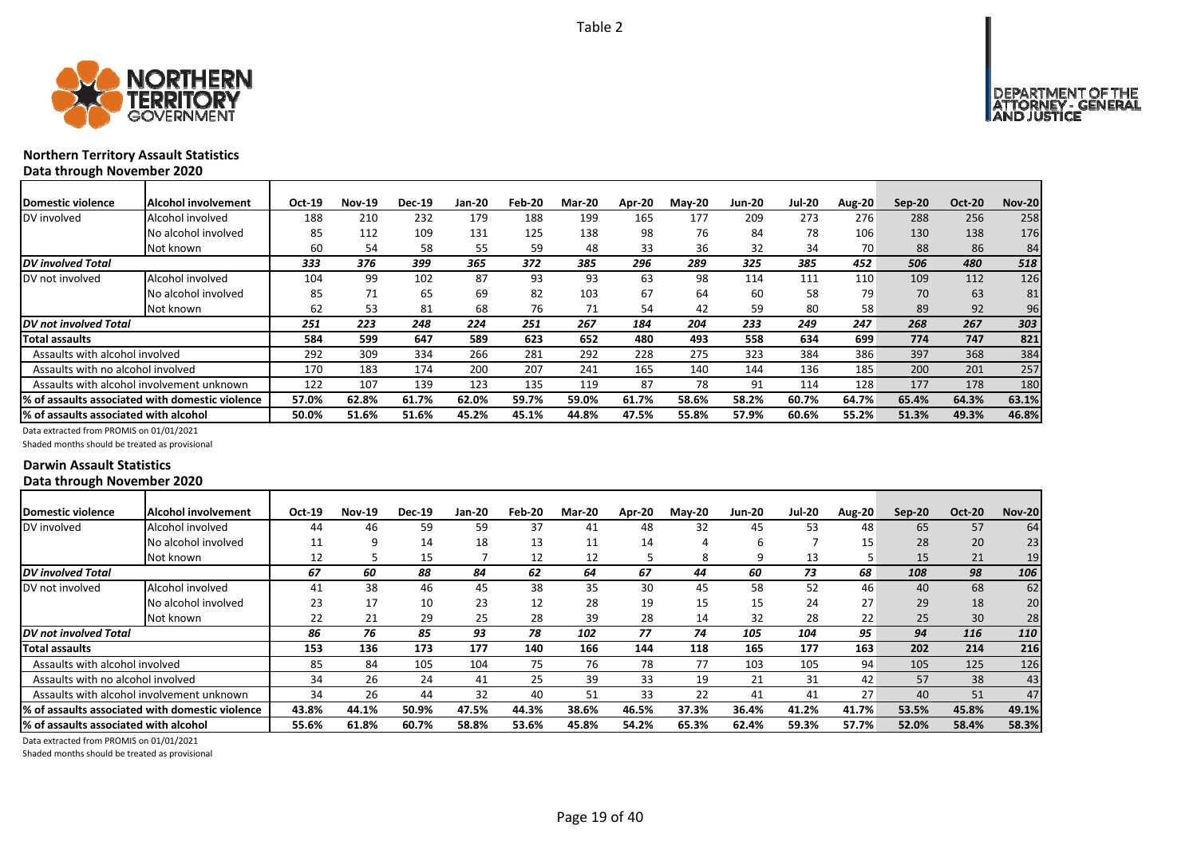Table 2

## Northern Territory Assault Statistics

### Data through November 2020

| Domestic violence | Alcohol involvement | Oct-19 | Nov-19 | Dec-19 | Jan-20 | Feb-20 | Mar-20 | Apr-20 | May-20 | Jun-20 | Jul-20 | Aug-20 | Sep-20 | Oct-20 | Nov-20 |
|---|---|---|---|---|---|---|---|---|---|---|---|---|---|---|---|
| DV involved | Alcohol involved | 188 | 210 | 232 | 179 | 188 | 199 | 165 | 177 | 209 | 273 | 276 | 288 | 256 | 258 |
| | No alcohol involved | 85 | 112 | 109 | 131 | 125 | 138 | 98 | 76 | 84 | 78 | 106 | 130 | 138 | 176 |
| | Not known | 60 | 54 | 58 | 55 | 59 | 48 | 33 | 36 | 32 | 34 | 70 | 88 | 86 | 84 |
| *DV involved Total* | | *333* | *376* | *399* | *365* | *372* | *385* | *296* | *289* | *325* | *385* | *452* | *506* | *480* | *518* |
| DV not involved | Alcohol involved | 104 | 99 | 102 | 87 | 93 | 93 | 63 | 98 | 114 | 111 | 110 | 109 | 112 | 126 |
| | No alcohol involved | 85 | 71 | 65 | 69 | 82 | 103 | 67 | 64 | 60 | 58 | 79 | 70 | 63 | 81 |
| | Not known | 62 | 53 | 81 | 68 | 76 | 71 | 54 | 42 | 59 | 80 | 58 | 89 | 92 | 96 |
| *DV not involved Total* | | *251* | *223* | *248* | *224* | *251* | *267* | *184* | *204* | *233* | *249* | *247* | *268* | *267* | *303* |
| **Total assaults** | | **584** | **599** | **647** | **589** | **623** | **652** | **480** | **493** | **558** | **634** | **699** | **774** | **747** | **821** |
| Assaults with alcohol involved | | 292 | 309 | 334 | 266 | 281 | 292 | 228 | 275 | 323 | 384 | 386 | 397 | 368 | 384 |
| Assaults with no alcohol involved | | 170 | 183 | 174 | 200 | 207 | 241 | 165 | 140 | 144 | 136 | 185 | 200 | 201 | 257 |
| Assaults with alcohol involvement unknown | | 122 | 107 | 139 | 123 | 135 | 119 | 87 | 78 | 91 | 114 | 128 | 177 | 178 | 180 |
| **% of assaults associated with domestic violence** | | **57.0%** | **62.8%** | **61.7%** | **62.0%** | **59.7%** | **59.0%** | **61.7%** | **58.6%** | **58.2%** | **60.7%** | **64.7%** | **65.4%** | **64.3%** | **63.1%** |
| **% of assaults associated with alcohol** | | **50.0%** | **51.6%** | **51.6%** | **45.2%** | **45.1%** | **44.8%** | **47.5%** | **55.8%** | **57.9%** | **60.6%** | **55.2%** | **51.3%** | **49.3%** | **46.8%** |

Data extracted from PROMIS on 01/01/2021

Shaded months should be treated as provisional

## Darwin Assault Statistics

### Data through November 2020

| Domestic violence | Alcohol involvement | Oct-19 | Nov-19 | Dec-19 | Jan-20 | Feb-20 | Mar-20 | Apr-20 | May-20 | Jun-20 | Jul-20 | Aug-20 | Sep-20 | Oct-20 | Nov-20 |
|---|---|---|---|---|---|---|---|---|---|---|---|---|---|---|---|
| DV involved | Alcohol involved | 44 | 46 | 59 | 59 | 37 | 41 | 48 | 32 | 45 | 53 | 48 | 65 | 57 | 64 |
| | No alcohol involved | 11 | 9 | 14 | 18 | 13 | 11 | 14 | 4 | 6 | 7 | 15 | 28 | 20 | 23 |
| | Not known | 12 | 5 | 15 | 7 | 12 | 12 | 5 | 8 | 9 | 13 | 5 | 15 | 21 | 19 |
| *DV involved Total* | | *67* | *60* | *88* | *84* | *62* | *64* | *67* | *44* | *60* | *73* | *68* | *108* | *98* | *106* |
| DV not involved | Alcohol involved | 41 | 38 | 46 | 45 | 38 | 35 | 30 | 45 | 58 | 52 | 46 | 40 | 68 | 62 |
| | No alcohol involved | 23 | 17 | 10 | 23 | 12 | 28 | 19 | 15 | 15 | 24 | 27 | 29 | 18 | 20 |
| | Not known | 22 | 21 | 29 | 25 | 28 | 39 | 28 | 14 | 32 | 28 | 22 | 25 | 30 | 28 |
| *DV not involved Total* | | *86* | *76* | *85* | *93* | *78* | *102* | *77* | *74* | *105* | *104* | *95* | *94* | *116* | *110* |
| **Total assaults** | | **153** | **136** | **173** | **177** | **140** | **166** | **144** | **118** | **165** | **177** | **163** | **202** | **214** | **216** |
| Assaults with alcohol involved | | 85 | 84 | 105 | 104 | 75 | 76 | 78 | 77 | 103 | 105 | 94 | 105 | 125 | 126 |
| Assaults with no alcohol involved | | 34 | 26 | 24 | 41 | 25 | 39 | 33 | 19 | 21 | 31 | 42 | 57 | 38 | 43 |
| Assaults with alcohol involvement unknown | | 34 | 26 | 44 | 32 | 40 | 51 | 33 | 22 | 41 | 41 | 27 | 40 | 51 | 47 |
| **% of assaults associated with domestic violence** | | **43.8%** | **44.1%** | **50.9%** | **47.5%** | **44.3%** | **38.6%** | **46.5%** | **37.3%** | **36.4%** | **41.2%** | **41.7%** | **53.5%** | **45.8%** | **49.1%** |
| **% of assaults associated with alcohol** | | **55.6%** | **61.8%** | **60.7%** | **58.8%** | **53.6%** | **45.8%** | **54.2%** | **65.3%** | **62.4%** | **59.3%** | **57.7%** | **52.0%** | **58.4%** | **58.3%** |

Data extracted from PROMIS on 01/01/2021

Shaded months should be treated as provisional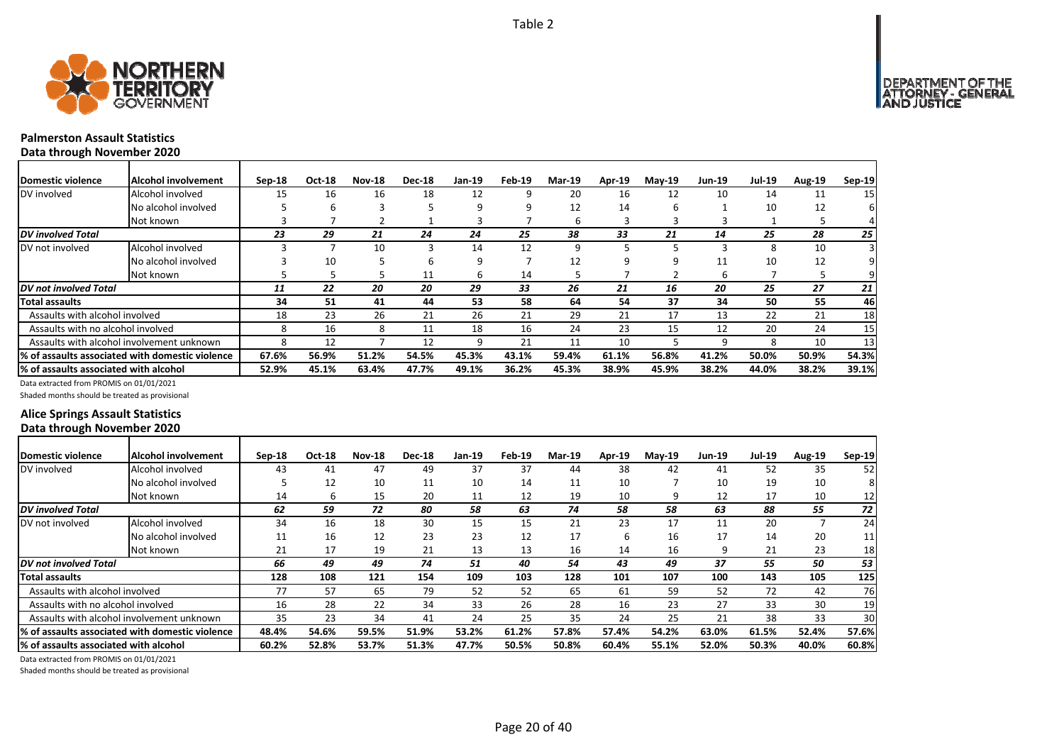Table 2

## Palmerston Assault Statistics
### Data through November 2020

| Domestic violence | Alcohol involvement | Sep-18 | Oct-18 | Nov-18 | Dec-18 | Jan-19 | Feb-19 | Mar-19 | Apr-19 | May-19 | Jun-19 | Jul-19 | Aug-19 | Sep-19 |
|---|---|---|---|---|---|---|---|---|---|---|---|---|---|---|
| DV involved | Alcohol involved | 15 | 16 | 16 | 18 | 12 | 9 | 20 | 16 | 12 | 10 | 14 | 11 | 15 |
| | No alcohol involved | 5 | 6 | 3 | 5 | 9 | 9 | 12 | 14 | 6 | 1 | 10 | 12 | 6 |
| | Not known | 3 | 7 | 2 | 1 | 3 | 7 | 6 | 3 | 3 | 3 | 1 | 5 | 4 |
| *DV involved Total* | | *23* | *29* | *21* | *24* | *24* | *25* | *38* | *33* | *21* | *14* | *25* | *28* | *25* |
| DV not involved | Alcohol involved | 3 | 7 | 10 | 3 | 14 | 12 | 9 | 5 | 5 | 3 | 8 | 10 | 3 |
| | No alcohol involved | 3 | 10 | 5 | 6 | 9 | 7 | 12 | 9 | 9 | 11 | 10 | 12 | 9 |
| | Not known | 5 | 5 | 5 | 11 | 6 | 14 | 5 | 7 | 2 | 6 | 7 | 5 | 9 |
| *DV not involved Total* | | *11* | *22* | *20* | *20* | *29* | *33* | *26* | *21* | *16* | *20* | *25* | *27* | *21* |
| **Total assaults** | | **34** | **51** | **41** | **44** | **53** | **58** | **64** | **54** | **37** | **34** | **50** | **55** | **46** |
| Assaults with alcohol involved | | 18 | 23 | 26 | 21 | 26 | 21 | 29 | 21 | 17 | 13 | 22 | 21 | 18 |
| Assaults with no alcohol involved | | 8 | 16 | 8 | 11 | 18 | 16 | 24 | 23 | 15 | 12 | 20 | 24 | 15 |
| Assaults with alcohol involvement unknown | | 8 | 12 | 7 | 12 | 9 | 21 | 11 | 10 | 5 | 9 | 8 | 10 | 13 |
| **% of assaults associated with domestic violence** | | **67.6%** | **56.9%** | **51.2%** | **54.5%** | **45.3%** | **43.1%** | **59.4%** | **61.1%** | **56.8%** | **41.2%** | **50.0%** | **50.9%** | **54.3%** |
| **% of assaults associated with alcohol** | | **52.9%** | **45.1%** | **63.4%** | **47.7%** | **49.1%** | **36.2%** | **45.3%** | **38.9%** | **45.9%** | **38.2%** | **44.0%** | **38.2%** | **39.1%** |

Data extracted from PROMIS on 01/01/2021

Shaded months should be treated as provisional

## Alice Springs Assault Statistics
### Data through November 2020

| Domestic violence | Alcohol involvement | Sep-18 | Oct-18 | Nov-18 | Dec-18 | Jan-19 | Feb-19 | Mar-19 | Apr-19 | May-19 | Jun-19 | Jul-19 | Aug-19 | Sep-19 |
|---|---|---|---|---|---|---|---|---|---|---|---|---|---|---|
| DV involved | Alcohol involved | 43 | 41 | 47 | 49 | 37 | 37 | 44 | 38 | 42 | 41 | 52 | 35 | 52 |
| | No alcohol involved | 5 | 12 | 10 | 11 | 10 | 14 | 11 | 10 | 7 | 10 | 19 | 10 | 8 |
| | Not known | 14 | 6 | 15 | 20 | 11 | 12 | 19 | 10 | 9 | 12 | 17 | 10 | 12 |
| *DV involved Total* | | *62* | *59* | *72* | *80* | *58* | *63* | *74* | *58* | *58* | *63* | *88* | *55* | *72* |
| DV not involved | Alcohol involved | 34 | 16 | 18 | 30 | 15 | 15 | 21 | 23 | 17 | 11 | 20 | 7 | 24 |
| | No alcohol involved | 11 | 16 | 12 | 23 | 23 | 12 | 17 | 6 | 16 | 17 | 14 | 20 | 11 |
| | Not known | 21 | 17 | 19 | 21 | 13 | 13 | 16 | 14 | 16 | 9 | 21 | 23 | 18 |
| *DV not involved Total* | | *66* | *49* | *49* | *74* | *51* | *40* | *54* | *43* | *49* | *37* | *55* | *50* | *53* |
| **Total assaults** | | **128** | **108** | **121** | **154** | **109** | **103** | **128** | **101** | **107** | **100** | **143** | **105** | **125** |
| Assaults with alcohol involved | | 77 | 57 | 65 | 79 | 52 | 52 | 65 | 61 | 59 | 52 | 72 | 42 | 76 |
| Assaults with no alcohol involved | | 16 | 28 | 22 | 34 | 33 | 26 | 28 | 16 | 23 | 27 | 33 | 30 | 19 |
| Assaults with alcohol involvement unknown | | 35 | 23 | 34 | 41 | 24 | 25 | 35 | 24 | 25 | 21 | 38 | 33 | 30 |
| **% of assaults associated with domestic violence** | | **48.4%** | **54.6%** | **59.5%** | **51.9%** | **53.2%** | **61.2%** | **57.8%** | **57.4%** | **54.2%** | **63.0%** | **61.5%** | **52.4%** | **57.6%** |
| **% of assaults associated with alcohol** | | **60.2%** | **52.8%** | **53.7%** | **51.3%** | **47.7%** | **50.5%** | **50.8%** | **60.4%** | **55.1%** | **52.0%** | **50.3%** | **40.0%** | **60.8%** |

Data extracted from PROMIS on 01/01/2021

Shaded months should be treated as provisional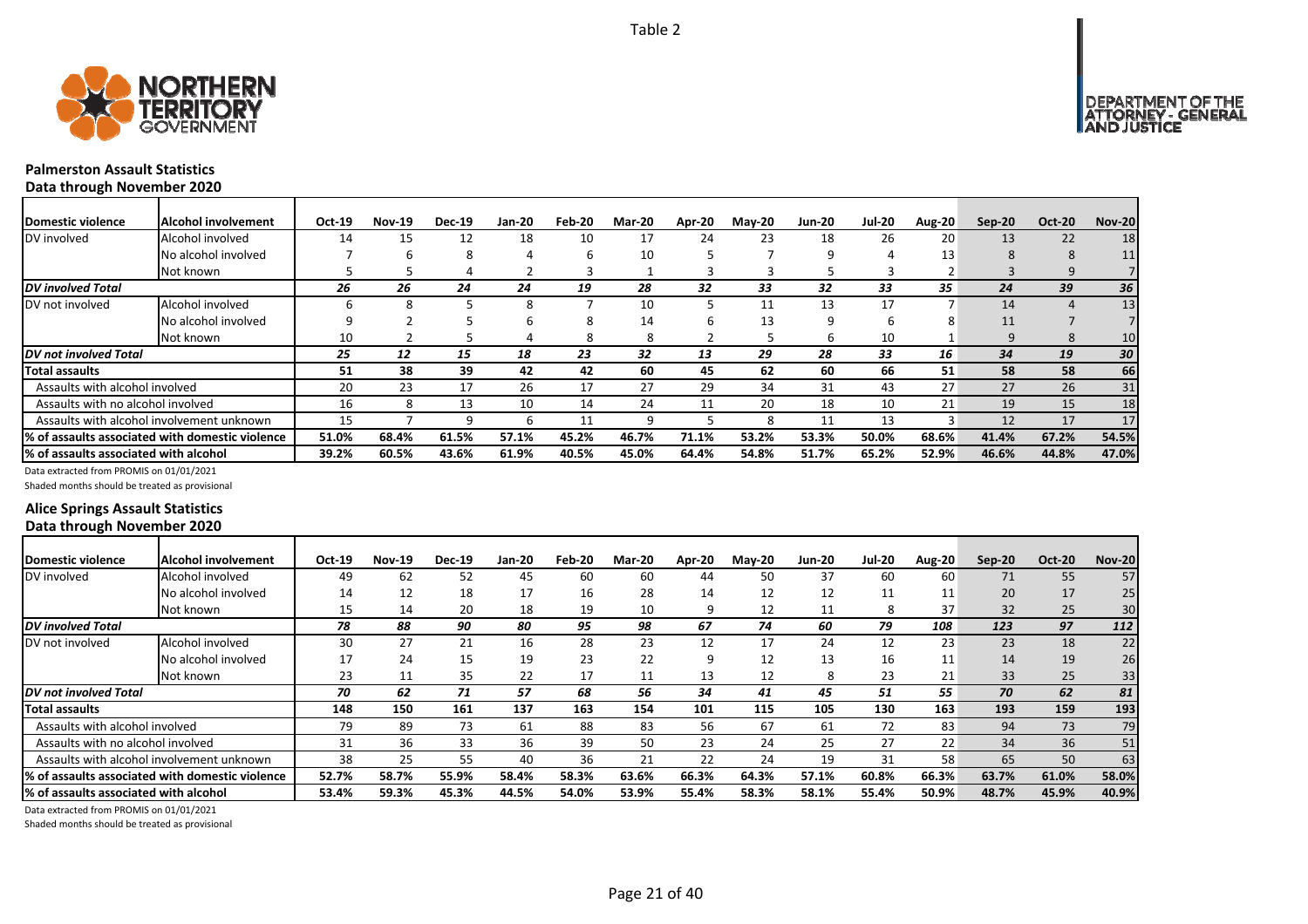Table 2

## Palmerston Assault Statistics
### Data through November 2020

| Domestic violence | Alcohol involvement | Oct-19 | Nov-19 | Dec-19 | Jan-20 | Feb-20 | Mar-20 | Apr-20 | May-20 | Jun-20 | Jul-20 | Aug-20 | Sep-20 | Oct-20 | Nov-20 |
|---|---|---|---|---|---|---|---|---|---|---|---|---|---|---|---|
| DV involved | Alcohol involved | 14 | 15 | 12 | 18 | 10 | 17 | 24 | 23 | 18 | 26 | 20 | 13 | 22 | 18 |
| | No alcohol involved | 7 | 6 | 8 | 4 | 6 | 10 | 5 | 7 | 9 | 4 | 13 | 8 | 8 | 11 |
| | Not known | 5 | 5 | 4 | 2 | 3 | 1 | 3 | 3 | 5 | 3 | 2 | 3 | 9 | 7 |
| *DV involved Total* | | *26* | *26* | *24* | *24* | *19* | *28* | *32* | *33* | *32* | *33* | *35* | *24* | *39* | *36* |
| DV not involved | Alcohol involved | 6 | 8 | 5 | 8 | 7 | 10 | 5 | 11 | 13 | 17 | 7 | 14 | 4 | 13 |
| | No alcohol involved | 9 | 2 | 5 | 6 | 8 | 14 | 6 | 13 | 9 | 6 | 8 | 11 | 7 | 7 |
| | Not known | 10 | 2 | 5 | 4 | 8 | 8 | 2 | 5 | 6 | 10 | 1 | 9 | 8 | 10 |
| *DV not involved Total* | | *25* | *12* | *15* | *18* | *23* | *32* | *13* | *29* | *28* | *33* | *16* | *34* | *19* | *30* |
| **Total assaults** | | **51** | **38** | **39** | **42** | **42** | **60** | **45** | **62** | **60** | **66** | **51** | **58** | **58** | **66** |
| Assaults with alcohol involved | | 20 | 23 | 17 | 26 | 17 | 27 | 29 | 34 | 31 | 43 | 27 | 27 | 26 | 31 |
| Assaults with no alcohol involved | | 16 | 8 | 13 | 10 | 14 | 24 | 11 | 20 | 18 | 10 | 21 | 19 | 15 | 18 |
| Assaults with alcohol involvement unknown | | 15 | 7 | 9 | 6 | 11 | 9 | 5 | 8 | 11 | 13 | 3 | 12 | 17 | 17 |
| **% of assaults associated with domestic violence** | | **51.0%** | **68.4%** | **61.5%** | **57.1%** | **45.2%** | **46.7%** | **71.1%** | **53.2%** | **53.3%** | **50.0%** | **68.6%** | **41.4%** | **67.2%** | **54.5%** |
| **% of assaults associated with alcohol** | | **39.2%** | **60.5%** | **43.6%** | **61.9%** | **40.5%** | **45.0%** | **64.4%** | **54.8%** | **51.7%** | **65.2%** | **52.9%** | **46.6%** | **44.8%** | **47.0%** |

Data extracted from PROMIS on 01/01/2021

Shaded months should be treated as provisional

## Alice Springs Assault Statistics
### Data through November 2020

| Domestic violence | Alcohol involvement | Oct-19 | Nov-19 | Dec-19 | Jan-20 | Feb-20 | Mar-20 | Apr-20 | May-20 | Jun-20 | Jul-20 | Aug-20 | Sep-20 | Oct-20 | Nov-20 |
|---|---|---|---|---|---|---|---|---|---|---|---|---|---|---|---|
| DV involved | Alcohol involved | 49 | 62 | 52 | 45 | 60 | 60 | 44 | 50 | 37 | 60 | 60 | 71 | 55 | 57 |
| | No alcohol involved | 14 | 12 | 18 | 17 | 16 | 28 | 14 | 12 | 12 | 11 | 11 | 20 | 17 | 25 |
| | Not known | 15 | 14 | 20 | 18 | 19 | 10 | 9 | 12 | 11 | 8 | 37 | 32 | 25 | 30 |
| *DV involved Total* | | *78* | *88* | *90* | *80* | *95* | *98* | *67* | *74* | *60* | *79* | *108* | *123* | *97* | *112* |
| DV not involved | Alcohol involved | 30 | 27 | 21 | 16 | 28 | 23 | 12 | 17 | 24 | 12 | 23 | 23 | 18 | 22 |
| | No alcohol involved | 17 | 24 | 15 | 19 | 23 | 22 | 9 | 12 | 13 | 16 | 11 | 14 | 19 | 26 |
| | Not known | 23 | 11 | 35 | 22 | 17 | 11 | 13 | 12 | 8 | 23 | 21 | 33 | 25 | 33 |
| *DV not involved Total* | | *70* | *62* | *71* | *57* | *68* | *56* | *34* | *41* | *45* | *51* | *55* | *70* | *62* | *81* |
| **Total assaults** | | **148** | **150** | **161** | **137** | **163** | **154** | **101** | **115** | **105** | **130** | **163** | **193** | **159** | **193** |
| Assaults with alcohol involved | | 79 | 89 | 73 | 61 | 88 | 83 | 56 | 67 | 61 | 72 | 83 | 94 | 73 | 79 |
| Assaults with no alcohol involved | | 31 | 36 | 33 | 36 | 39 | 50 | 23 | 24 | 25 | 27 | 22 | 34 | 36 | 51 |
| Assaults with alcohol involvement unknown | | 38 | 25 | 55 | 40 | 36 | 21 | 22 | 24 | 19 | 31 | 58 | 65 | 50 | 63 |
| **% of assaults associated with domestic violence** | | **52.7%** | **58.7%** | **55.9%** | **58.4%** | **58.3%** | **63.6%** | **66.3%** | **64.3%** | **57.1%** | **60.8%** | **66.3%** | **63.7%** | **61.0%** | **58.0%** |
| **% of assaults associated with alcohol** | | **53.4%** | **59.3%** | **45.3%** | **44.5%** | **54.0%** | **53.9%** | **55.4%** | **58.3%** | **58.1%** | **55.4%** | **50.9%** | **48.7%** | **45.9%** | **40.9%** |

Data extracted from PROMIS on 01/01/2021

Shaded months should be treated as provisional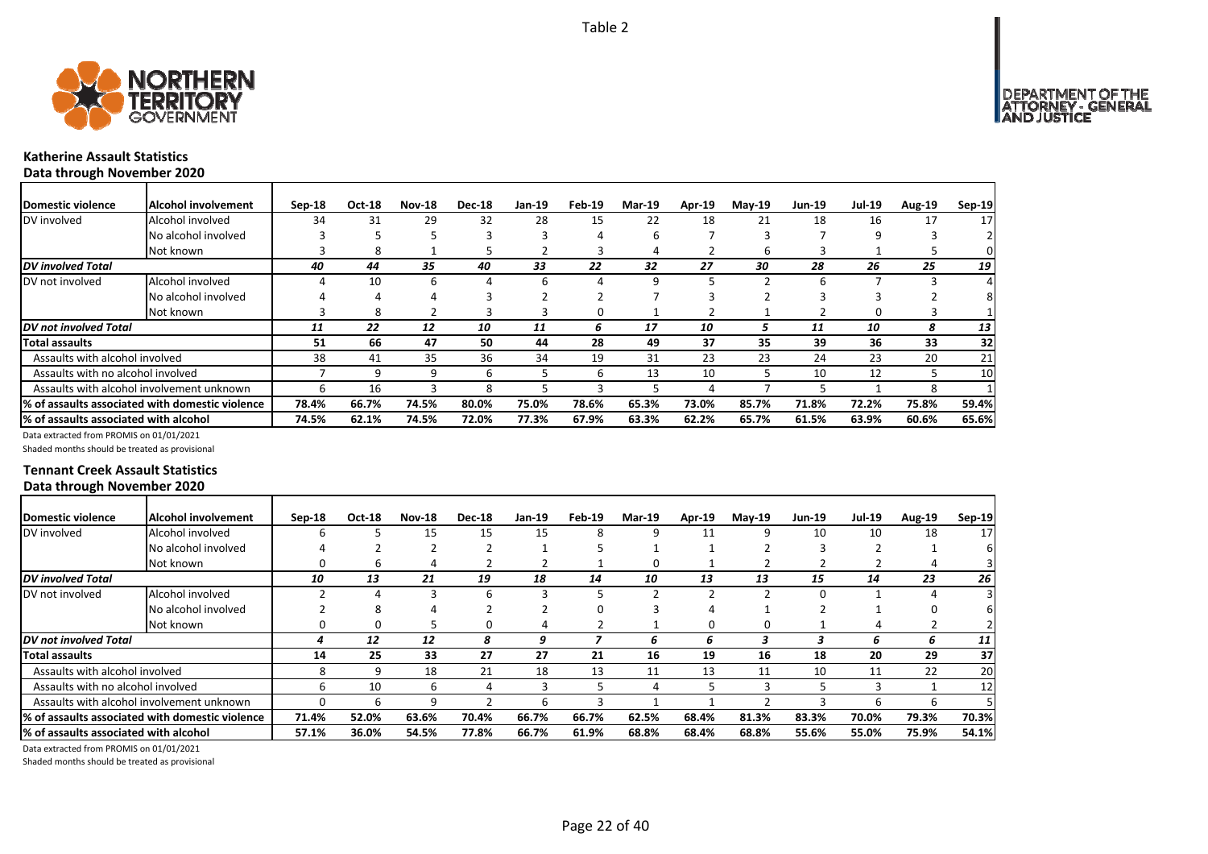Table 2

### Katherine Assault Statistics
**Data through November 2020**

| Domestic violence | Alcohol involvement | Sep-18 | Oct-18 | Nov-18 | Dec-18 | Jan-19 | Feb-19 | Mar-19 | Apr-19 | May-19 | Jun-19 | Jul-19 | Aug-19 | Sep-19 |
|---|---|---|---|---|---|---|---|---|---|---|---|---|---|---|
| DV involved | Alcohol involved | 34 | 31 | 29 | 32 | 28 | 15 | 22 | 18 | 21 | 18 | 16 | 17 | 17 |
| | No alcohol involved | 3 | 5 | 5 | 3 | 3 | 4 | 6 | 7 | 3 | 7 | 9 | 3 | 2 |
| | Not known | 3 | 8 | 1 | 5 | 2 | 3 | 4 | 2 | 6 | 3 | 1 | 5 | 0 |
| ***DV involved Total*** | | *40* | *44* | *35* | *40* | *33* | *22* | *32* | *27* | *30* | *28* | *26* | *25* | *19* |
| DV not involved | Alcohol involved | 4 | 10 | 6 | 4 | 6 | 4 | 9 | 5 | 2 | 6 | 7 | 3 | 4 |
| | No alcohol involved | 4 | 4 | 4 | 3 | 2 | 2 | 7 | 3 | 2 | 3 | 3 | 2 | 8 |
| | Not known | 3 | 8 | 2 | 3 | 3 | 0 | 1 | 2 | 1 | 2 | 0 | 3 | 1 |
| ***DV not involved Total*** | | *11* | *22* | *12* | *10* | *11* | *6* | *17* | *10* | *5* | *11* | *10* | *8* | *13* |
| **Total assaults** | | **51** | **66** | **47** | **50** | **44** | **28** | **49** | **37** | **35** | **39** | **36** | **33** | **32** |
| Assaults with alcohol involved | | 38 | 41 | 35 | 36 | 34 | 19 | 31 | 23 | 23 | 24 | 23 | 20 | 21 |
| Assaults with no alcohol involved | | 7 | 9 | 9 | 6 | 5 | 6 | 13 | 10 | 5 | 10 | 12 | 5 | 10 |
| Assaults with alcohol involvement unknown | | 6 | 16 | 3 | 8 | 5 | 3 | 5 | 4 | 7 | 5 | 1 | 8 | 1 |
| **% of assaults associated with domestic violence** | | **78.4%** | **66.7%** | **74.5%** | **80.0%** | **75.0%** | **78.6%** | **65.3%** | **73.0%** | **85.7%** | **71.8%** | **72.2%** | **75.8%** | **59.4%** |
| **% of assaults associated with alcohol** | | **74.5%** | **62.1%** | **74.5%** | **72.0%** | **77.3%** | **67.9%** | **63.3%** | **62.2%** | **65.7%** | **61.5%** | **63.9%** | **60.6%** | **65.6%** |

Data extracted from PROMIS on 01/01/2021

Shaded months should be treated as provisional

### Tennant Creek Assault Statistics
**Data through November 2020**

| Domestic violence | Alcohol involvement | Sep-18 | Oct-18 | Nov-18 | Dec-18 | Jan-19 | Feb-19 | Mar-19 | Apr-19 | May-19 | Jun-19 | Jul-19 | Aug-19 | Sep-19 |
|---|---|---|---|---|---|---|---|---|---|---|---|---|---|---|
| DV involved | Alcohol involved | 6 | 5 | 15 | 15 | 15 | 8 | 9 | 11 | 9 | 10 | 10 | 18 | 17 |
| | No alcohol involved | 4 | 2 | 2 | 2 | 1 | 5 | 1 | 1 | 2 | 3 | 2 | 1 | 6 |
| | Not known | 0 | 6 | 4 | 2 | 2 | 1 | 0 | 1 | 2 | 2 | 2 | 4 | 3 |
| ***DV involved Total*** | | *10* | *13* | *21* | *19* | *18* | *14* | *10* | *13* | *13* | *15* | *14* | *23* | *26* |
| DV not involved | Alcohol involved | 2 | 4 | 3 | 6 | 3 | 5 | 2 | 2 | 2 | 0 | 1 | 4 | 3 |
| | No alcohol involved | 2 | 8 | 4 | 2 | 2 | 0 | 3 | 4 | 1 | 2 | 1 | 0 | 6 |
| | Not known | 0 | 0 | 5 | 0 | 4 | 2 | 1 | 0 | 0 | 1 | 4 | 2 | 2 |
| ***DV not involved Total*** | | *4* | *12* | *12* | *8* | *9* | *7* | *6* | *6* | *3* | *3* | *6* | *6* | *11* |
| **Total assaults** | | **14** | **25** | **33** | **27** | **27** | **21** | **16** | **19** | **16** | **18** | **20** | **29** | **37** |
| Assaults with alcohol involved | | 8 | 9 | 18 | 21 | 18 | 13 | 11 | 13 | 11 | 10 | 11 | 22 | 20 |
| Assaults with no alcohol involved | | 6 | 10 | 6 | 4 | 3 | 5 | 4 | 5 | 3 | 5 | 3 | 1 | 12 |
| Assaults with alcohol involvement unknown | | 0 | 6 | 9 | 2 | 6 | 3 | 1 | 1 | 2 | 3 | 6 | 6 | 5 |
| **% of assaults associated with domestic violence** | | **71.4%** | **52.0%** | **63.6%** | **70.4%** | **66.7%** | **66.7%** | **62.5%** | **68.4%** | **81.3%** | **83.3%** | **70.0%** | **79.3%** | **70.3%** |
| **% of assaults associated with alcohol** | | **57.1%** | **36.0%** | **54.5%** | **77.8%** | **66.7%** | **61.9%** | **68.8%** | **68.4%** | **68.8%** | **55.6%** | **55.0%** | **75.9%** | **54.1%** |

Data extracted from PROMIS on 01/01/2021

Shaded months should be treated as provisional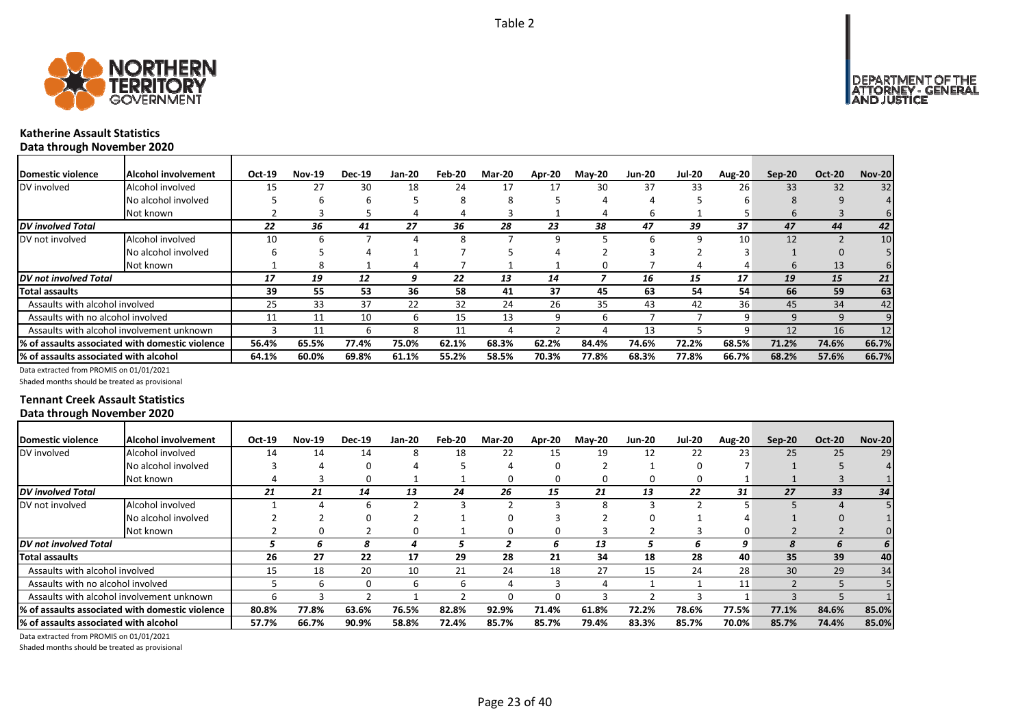Table 2

# Katherine Assault Statistics

## Data through November 2020

| Domestic violence | Alcohol involvement | Oct-19 | Nov-19 | Dec-19 | Jan-20 | Feb-20 | Mar-20 | Apr-20 | May-20 | Jun-20 | Jul-20 | Aug-20 | Sep-20 | Oct-20 | Nov-20 |
|---|---|---|---|---|---|---|---|---|---|---|---|---|---|---|---|
| DV involved | Alcohol involved | 15 | 27 | 30 | 18 | 24 | 17 | 17 | 30 | 37 | 33 | 26 | 33 | 32 | 32 |
| | No alcohol involved | 5 | 6 | 6 | 5 | 8 | 8 | 5 | 4 | 4 | 5 | 6 | 8 | 9 | 4 |
| | Not known | 2 | 3 | 5 | 4 | 4 | 3 | 1 | 4 | 6 | 1 | 5 | 6 | 3 | 6 |
| *DV involved Total* | | *22* | *36* | *41* | *27* | *36* | *28* | *23* | *38* | *47* | *39* | *37* | *47* | *44* | *42* |
| DV not involved | Alcohol involved | 10 | 6 | 7 | 4 | 8 | 7 | 9 | 5 | 6 | 9 | 10 | 12 | 2 | 10 |
| | No alcohol involved | 6 | 5 | 4 | 1 | 7 | 5 | 4 | 2 | 3 | 2 | 3 | 1 | 0 | 5 |
| | Not known | 1 | 8 | 1 | 4 | 7 | 1 | 1 | 0 | 7 | 4 | 4 | 6 | 13 | 6 |
| *DV not involved Total* | | *17* | *19* | *12* | *9* | *22* | *13* | *14* | *7* | *16* | *15* | *17* | *19* | *15* | *21* |
| **Total assaults** | | **39** | **55** | **53** | **36** | **58** | **41** | **37** | **45** | **63** | **54** | **54** | **66** | **59** | **63** |
| Assaults with alcohol involved | | 25 | 33 | 37 | 22 | 32 | 24 | 26 | 35 | 43 | 42 | 36 | 45 | 34 | 42 |
| Assaults with no alcohol involved | | 11 | 11 | 10 | 6 | 15 | 13 | 9 | 6 | 7 | 7 | 9 | 9 | 9 | 9 |
| Assaults with alcohol involvement unknown | | 3 | 11 | 6 | 8 | 11 | 4 | 2 | 4 | 13 | 5 | 9 | 12 | 16 | 12 |
| **% of assaults associated with domestic violence** | | **56.4%** | **65.5%** | **77.4%** | **75.0%** | **62.1%** | **68.3%** | **62.2%** | **84.4%** | **74.6%** | **72.2%** | **68.5%** | **71.2%** | **74.6%** | **66.7%** |
| **% of assaults associated with alcohol** | | **64.1%** | **60.0%** | **69.8%** | **61.1%** | **55.2%** | **58.5%** | **70.3%** | **77.8%** | **68.3%** | **77.8%** | **66.7%** | **68.2%** | **57.6%** | **66.7%** |

Data extracted from PROMIS on 01/01/2021

Shaded months should be treated as provisional

# Tennant Creek Assault Statistics

## Data through November 2020

| Domestic violence | Alcohol involvement | Oct-19 | Nov-19 | Dec-19 | Jan-20 | Feb-20 | Mar-20 | Apr-20 | May-20 | Jun-20 | Jul-20 | Aug-20 | Sep-20 | Oct-20 | Nov-20 |
|---|---|---|---|---|---|---|---|---|---|---|---|---|---|---|---|
| DV involved | Alcohol involved | 14 | 14 | 14 | 8 | 18 | 22 | 15 | 19 | 12 | 22 | 23 | 25 | 25 | 29 |
| | No alcohol involved | 3 | 4 | 0 | 4 | 5 | 4 | 0 | 2 | 1 | 0 | 7 | 1 | 5 | 4 |
| | Not known | 4 | 3 | 0 | 1 | 1 | 0 | 0 | 0 | 0 | 0 | 1 | 1 | 3 | 1 |
| *DV involved Total* | | *21* | *21* | *14* | *13* | *24* | *26* | *15* | *21* | *13* | *22* | *31* | *27* | *33* | *34* |
| DV not involved | Alcohol involved | 1 | 4 | 6 | 2 | 3 | 2 | 3 | 8 | 3 | 2 | 5 | 5 | 4 | 5 |
| | No alcohol involved | 2 | 2 | 0 | 2 | 1 | 0 | 3 | 2 | 0 | 1 | 4 | 1 | 0 | 1 |
| | Not known | 2 | 0 | 2 | 0 | 1 | 0 | 0 | 3 | 2 | 3 | 0 | 2 | 2 | 0 |
| *DV not involved Total* | | *5* | *6* | *8* | *4* | *5* | *2* | *6* | *13* | *5* | *6* | *9* | *8* | *6* | *6* |
| **Total assaults** | | **26** | **27** | **22** | **17** | **29** | **28** | **21** | **34** | **18** | **28** | **40** | **35** | **39** | **40** |
| Assaults with alcohol involved | | 15 | 18 | 20 | 10 | 21 | 24 | 18 | 27 | 15 | 24 | 28 | 30 | 29 | 34 |
| Assaults with no alcohol involved | | 5 | 6 | 0 | 6 | 6 | 4 | 3 | 4 | 1 | 1 | 11 | 2 | 5 | 5 |
| Assaults with alcohol involvement unknown | | 6 | 3 | 2 | 1 | 2 | 0 | 0 | 3 | 2 | 3 | 1 | 3 | 5 | 1 |
| **% of assaults associated with domestic violence** | | **80.8%** | **77.8%** | **63.6%** | **76.5%** | **82.8%** | **92.9%** | **71.4%** | **61.8%** | **72.2%** | **78.6%** | **77.5%** | **77.1%** | **84.6%** | **85.0%** |
| **% of assaults associated with alcohol** | | **57.7%** | **66.7%** | **90.9%** | **58.8%** | **72.4%** | **85.7%** | **85.7%** | **79.4%** | **83.3%** | **85.7%** | **70.0%** | **85.7%** | **74.4%** | **85.0%** |

Data extracted from PROMIS on 01/01/2021

Shaded months should be treated as provisional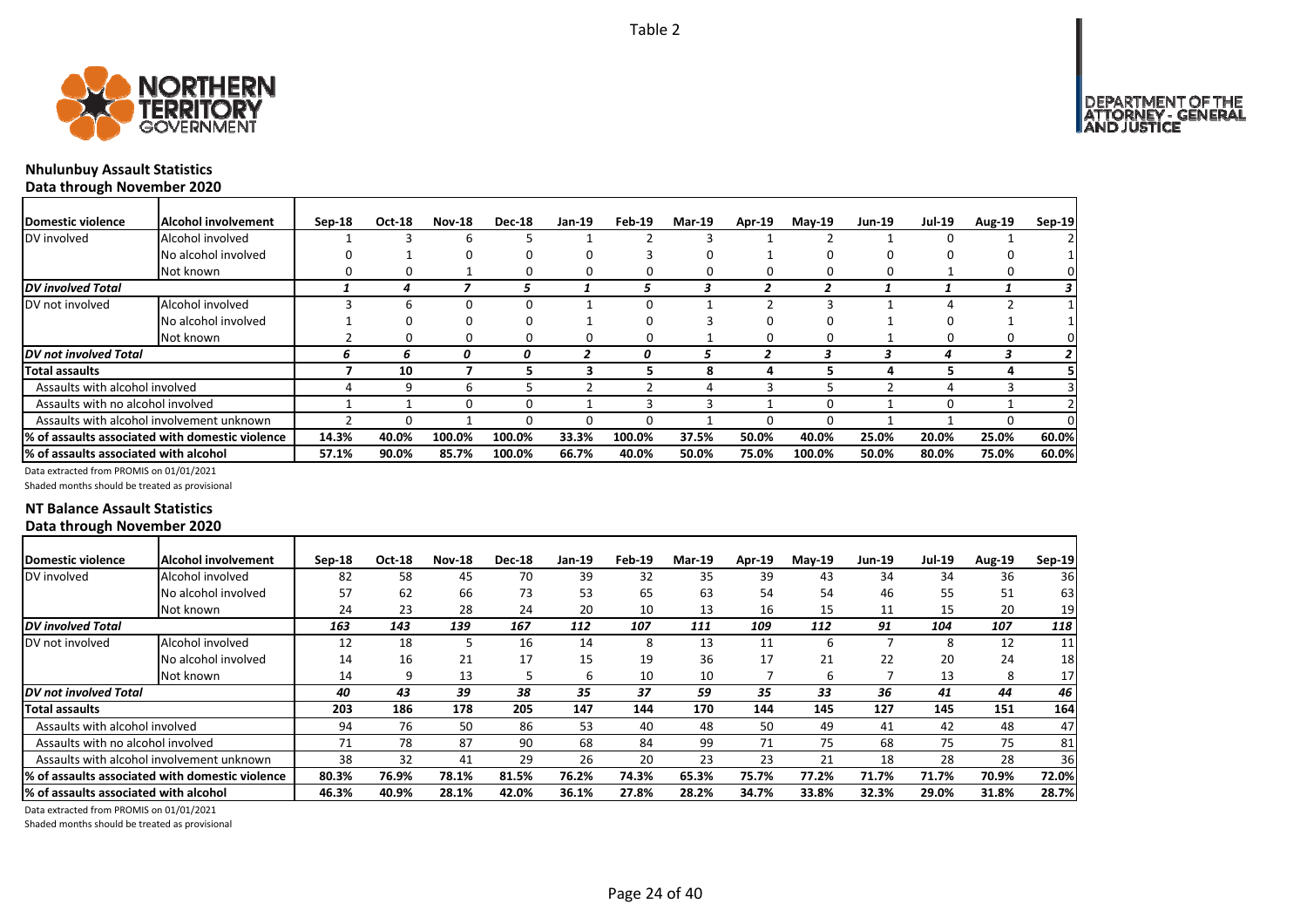Table 2

## Nhulunbuy Assault Statistics
### Data through November 2020

| Domestic violence | Alcohol involvement | Sep-18 | Oct-18 | Nov-18 | Dec-18 | Jan-19 | Feb-19 | Mar-19 | Apr-19 | May-19 | Jun-19 | Jul-19 | Aug-19 | Sep-19 |
|---|---|---|---|---|---|---|---|---|---|---|---|---|---|---|
| DV involved | Alcohol involved | 1 | 3 | 6 | 5 | 1 | 2 | 3 | 1 | 2 | 1 | 0 | 1 | 2 |
| | No alcohol involved | 0 | 1 | 0 | 0 | 0 | 3 | 0 | 1 | 0 | 0 | 0 | 0 | 1 |
| | Not known | 0 | 0 | 1 | 0 | 0 | 0 | 0 | 0 | 0 | 0 | 1 | 0 | 0 |
| *DV involved Total* | | *1* | *4* | *7* | *5* | *1* | *5* | *3* | *2* | *2* | *1* | *1* | *1* | *3* |
| DV not involved | Alcohol involved | 3 | 6 | 0 | 0 | 1 | 0 | 1 | 2 | 3 | 1 | 4 | 2 | 1 |
| | No alcohol involved | 1 | 0 | 0 | 0 | 1 | 0 | 3 | 0 | 0 | 1 | 0 | 1 | 1 |
| | Not known | 2 | 0 | 0 | 0 | 0 | 0 | 1 | 0 | 0 | 1 | 0 | 0 | 0 |
| *DV not involved Total* | | *6* | *6* | *0* | *0* | *2* | *0* | *5* | *2* | *3* | *3* | *4* | *3* | *2* |
| **Total assaults** | | **7** | **10** | **7** | **5** | **3** | **5** | **8** | **4** | **5** | **4** | **5** | **4** | **5** |
| Assaults with alcohol involved | | 4 | 9 | 6 | 5 | 2 | 2 | 4 | 3 | 5 | 2 | 4 | 3 | 3 |
| Assaults with no alcohol involved | | 1 | 1 | 0 | 0 | 1 | 3 | 3 | 1 | 0 | 1 | 0 | 1 | 2 |
| Assaults with alcohol involvement unknown | | 2 | 0 | 1 | 0 | 0 | 0 | 1 | 0 | 0 | 1 | 1 | 0 | 0 |
| **% of assaults associated with domestic violence** | | **14.3%** | **40.0%** | **100.0%** | **100.0%** | **33.3%** | **100.0%** | **37.5%** | **50.0%** | **40.0%** | **25.0%** | **20.0%** | **25.0%** | **60.0%** |
| **% of assaults associated with alcohol** | | **57.1%** | **90.0%** | **85.7%** | **100.0%** | **66.7%** | **40.0%** | **50.0%** | **75.0%** | **100.0%** | **50.0%** | **80.0%** | **75.0%** | **60.0%** |

Data extracted from PROMIS on 01/01/2021

Shaded months should be treated as provisional

## NT Balance Assault Statistics
### Data through November 2020

| Domestic violence | Alcohol involvement | Sep-18 | Oct-18 | Nov-18 | Dec-18 | Jan-19 | Feb-19 | Mar-19 | Apr-19 | May-19 | Jun-19 | Jul-19 | Aug-19 | Sep-19 |
|---|---|---|---|---|---|---|---|---|---|---|---|---|---|---|
| DV involved | Alcohol involved | 82 | 58 | 45 | 70 | 39 | 32 | 35 | 39 | 43 | 34 | 34 | 36 | 36 |
| | No alcohol involved | 57 | 62 | 66 | 73 | 53 | 65 | 63 | 54 | 54 | 46 | 55 | 51 | 63 |
| | Not known | 24 | 23 | 28 | 24 | 20 | 10 | 13 | 16 | 15 | 11 | 15 | 20 | 19 |
| *DV involved Total* | | *163* | *143* | *139* | *167* | *112* | *107* | *111* | *109* | *112* | *91* | *104* | *107* | *118* |
| DV not involved | Alcohol involved | 12 | 18 | 5 | 16 | 14 | 8 | 13 | 11 | 6 | 7 | 8 | 12 | 11 |
| | No alcohol involved | 14 | 16 | 21 | 17 | 15 | 19 | 36 | 17 | 21 | 22 | 20 | 24 | 18 |
| | Not known | 14 | 9 | 13 | 5 | 6 | 10 | 10 | 7 | 6 | 7 | 13 | 8 | 17 |
| *DV not involved Total* | | *40* | *43* | *39* | *38* | *35* | *37* | *59* | *35* | *33* | *36* | *41* | *44* | *46* |
| **Total assaults** | | **203** | **186** | **178** | **205** | **147** | **144** | **170** | **144** | **145** | **127** | **145** | **151** | **164** |
| Assaults with alcohol involved | | 94 | 76 | 50 | 86 | 53 | 40 | 48 | 50 | 49 | 41 | 42 | 48 | 47 |
| Assaults with no alcohol involved | | 71 | 78 | 87 | 90 | 68 | 84 | 99 | 71 | 75 | 68 | 75 | 75 | 81 |
| Assaults with alcohol involvement unknown | | 38 | 32 | 41 | 29 | 26 | 20 | 23 | 23 | 21 | 18 | 28 | 28 | 36 |
| **% of assaults associated with domestic violence** | | **80.3%** | **76.9%** | **78.1%** | **81.5%** | **76.2%** | **74.3%** | **65.3%** | **75.7%** | **77.2%** | **71.7%** | **71.7%** | **70.9%** | **72.0%** |
| **% of assaults associated with alcohol** | | **46.3%** | **40.9%** | **28.1%** | **42.0%** | **36.1%** | **27.8%** | **28.2%** | **34.7%** | **33.8%** | **32.3%** | **29.0%** | **31.8%** | **28.7%** |

Data extracted from PROMIS on 01/01/2021

Shaded months should be treated as provisional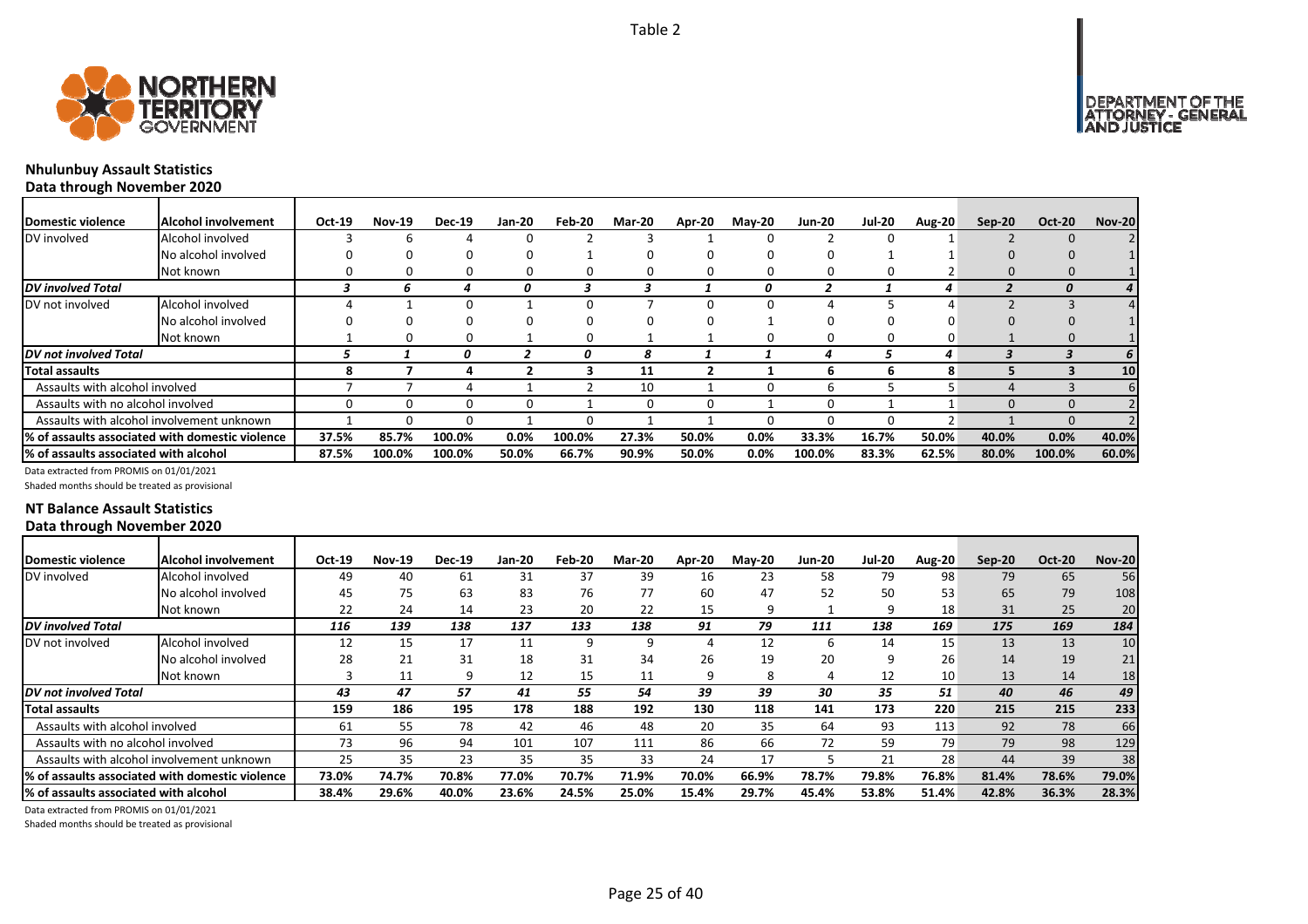Table 2

## Nhulunbuy Assault Statistics
### Data through November 2020

| Domestic violence | Alcohol involvement | Oct-19 | Nov-19 | Dec-19 | Jan-20 | Feb-20 | Mar-20 | Apr-20 | May-20 | Jun-20 | Jul-20 | Aug-20 | Sep-20 | Oct-20 | Nov-20 |
|---|---|---|---|---|---|---|---|---|---|---|---|---|---|---|---|
| DV involved | Alcohol involved | 3 | 6 | 4 | 0 | 2 | 3 | 1 | 0 | 2 | 0 | 1 | 2 | 0 | 2 |
| | No alcohol involved | 0 | 0 | 0 | 0 | 1 | 0 | 0 | 0 | 0 | 1 | 1 | 0 | 0 | 1 |
| | Not known | 0 | 0 | 0 | 0 | 0 | 0 | 0 | 0 | 0 | 0 | 2 | 0 | 0 | 1 |
| *DV involved Total* | | *3* | *6* | *4* | *0* | *3* | *3* | *1* | *0* | *2* | *1* | *4* | *2* | *0* | *4* |
| DV not involved | Alcohol involved | 4 | 1 | 0 | 1 | 0 | 7 | 0 | 0 | 4 | 5 | 4 | 2 | 3 | 4 |
| | No alcohol involved | 0 | 0 | 0 | 0 | 0 | 0 | 0 | 1 | 0 | 0 | 0 | 0 | 0 | 1 |
| | Not known | 1 | 0 | 0 | 1 | 0 | 1 | 1 | 0 | 0 | 0 | 0 | 1 | 0 | 1 |
| *DV not involved Total* | | *5* | *1* | *0* | *2* | *0* | *8* | *1* | *1* | *4* | *5* | *4* | *3* | *3* | *6* |
| **Total assaults** | | **8** | **7** | **4** | **2** | **3** | **11** | **2** | **1** | **6** | **6** | **8** | **5** | **3** | **10** |
| Assaults with alcohol involved | | 7 | 7 | 4 | 1 | 2 | 10 | 1 | 0 | 6 | 5 | 5 | 4 | 3 | 6 |
| Assaults with no alcohol involved | | 0 | 0 | 0 | 0 | 1 | 0 | 0 | 1 | 0 | 1 | 1 | 0 | 0 | 2 |
| Assaults with alcohol involvement unknown | | 1 | 0 | 0 | 1 | 0 | 1 | 1 | 0 | 0 | 0 | 2 | 1 | 0 | 2 |
| **% of assaults associated with domestic violence** | | **37.5%** | **85.7%** | **100.0%** | **0.0%** | **100.0%** | **27.3%** | **50.0%** | **0.0%** | **33.3%** | **16.7%** | **50.0%** | **40.0%** | **0.0%** | **40.0%** |
| **% of assaults associated with alcohol** | | **87.5%** | **100.0%** | **100.0%** | **50.0%** | **66.7%** | **90.9%** | **50.0%** | **0.0%** | **100.0%** | **83.3%** | **62.5%** | **80.0%** | **100.0%** | **60.0%** |

Data extracted from PROMIS on 01/01/2021

Shaded months should be treated as provisional

## NT Balance Assault Statistics
### Data through November 2020

| Domestic violence | Alcohol involvement | Oct-19 | Nov-19 | Dec-19 | Jan-20 | Feb-20 | Mar-20 | Apr-20 | May-20 | Jun-20 | Jul-20 | Aug-20 | Sep-20 | Oct-20 | Nov-20 |
|---|---|---|---|---|---|---|---|---|---|---|---|---|---|---|---|
| DV involved | Alcohol involved | 49 | 40 | 61 | 31 | 37 | 39 | 16 | 23 | 58 | 79 | 98 | 79 | 65 | 56 |
| | No alcohol involved | 45 | 75 | 63 | 83 | 76 | 77 | 60 | 47 | 52 | 50 | 53 | 65 | 79 | 108 |
| | Not known | 22 | 24 | 14 | 23 | 20 | 22 | 15 | 9 | 1 | 9 | 18 | 31 | 25 | 20 |
| *DV involved Total* | | *116* | *139* | *138* | *137* | *133* | *138* | *91* | *79* | *111* | *138* | *169* | *175* | *169* | *184* |
| DV not involved | Alcohol involved | 12 | 15 | 17 | 11 | 9 | 9 | 4 | 12 | 6 | 14 | 15 | 13 | 13 | 10 |
| | No alcohol involved | 28 | 21 | 31 | 18 | 31 | 34 | 26 | 19 | 20 | 9 | 26 | 14 | 19 | 21 |
| | Not known | 3 | 11 | 9 | 12 | 15 | 11 | 9 | 8 | 4 | 12 | 10 | 13 | 14 | 18 |
| *DV not involved Total* | | *43* | *47* | *57* | *41* | *55* | *54* | *39* | *39* | *30* | *35* | *51* | *40* | *46* | *49* |
| **Total assaults** | | **159** | **186** | **195** | **178** | **188** | **192** | **130** | **118** | **141** | **173** | **220** | **215** | **215** | **233** |
| Assaults with alcohol involved | | 61 | 55 | 78 | 42 | 46 | 48 | 20 | 35 | 64 | 93 | 113 | 92 | 78 | 66 |
| Assaults with no alcohol involved | | 73 | 96 | 94 | 101 | 107 | 111 | 86 | 66 | 72 | 59 | 79 | 79 | 98 | 129 |
| Assaults with alcohol involvement unknown | | 25 | 35 | 23 | 35 | 35 | 33 | 24 | 17 | 5 | 21 | 28 | 44 | 39 | 38 |
| **% of assaults associated with domestic violence** | | **73.0%** | **74.7%** | **70.8%** | **77.0%** | **70.7%** | **71.9%** | **70.0%** | **66.9%** | **78.7%** | **79.8%** | **76.8%** | **81.4%** | **78.6%** | **79.0%** |
| **% of assaults associated with alcohol** | | **38.4%** | **29.6%** | **40.0%** | **23.6%** | **24.5%** | **25.0%** | **15.4%** | **29.7%** | **45.4%** | **53.8%** | **51.4%** | **42.8%** | **36.3%** | **28.3%** |

Data extracted from PROMIS on 01/01/2021

Shaded months should be treated as provisional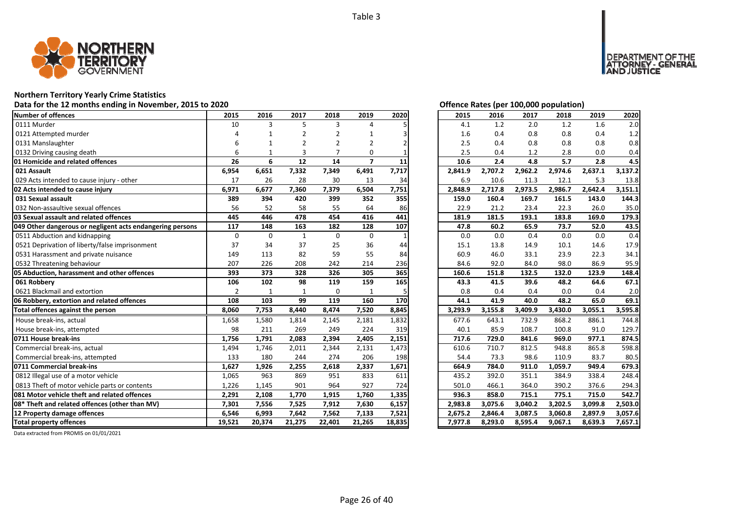Table 3

**Northern Territory Yearly Crime Statistics**

**Data for the 12 months ending in November, 2015 to 2020**

**Offence Rates (per 100,000 population)**

| Number of offences | 2015 | 2016 | 2017 | 2018 | 2019 | 2020 | 2015 | 2016 | 2017 | 2018 | 2019 | 2020 |
|---|---|---|---|---|---|---|---|---|---|---|---|---|
| 0111 Murder | 10 | 3 | 5 | 3 | 4 | 5 | 4.1 | 1.2 | 2.0 | 1.2 | 1.6 | 2.0 |
| 0121 Attempted murder | 4 | 1 | 2 | 2 | 1 | 3 | 1.6 | 0.4 | 0.8 | 0.8 | 0.4 | 1.2 |
| 0131 Manslaughter | 6 | 1 | 2 | 2 | 2 | 2 | 2.5 | 0.4 | 0.8 | 0.8 | 0.8 | 0.8 |
| 0132 Driving causing death | 6 | 1 | 3 | 7 | 0 | 1 | 2.5 | 0.4 | 1.2 | 2.8 | 0.0 | 0.4 |
| **01 Homicide and related offences** | **26** | **6** | **12** | **14** | **7** | **11** | **10.6** | **2.4** | **4.8** | **5.7** | **2.8** | **4.5** |
| **021 Assault** | **6,954** | **6,651** | **7,332** | **7,349** | **6,491** | **7,717** | **2,841.9** | **2,707.2** | **2,962.2** | **2,974.6** | **2,637.1** | **3,137.2** |
| 029 Acts intended to cause injury - other | 17 | 26 | 28 | 30 | 13 | 34 | 6.9 | 10.6 | 11.3 | 12.1 | 5.3 | 13.8 |
| **02 Acts intended to cause injury** | **6,971** | **6,677** | **7,360** | **7,379** | **6,504** | **7,751** | **2,848.9** | **2,717.8** | **2,973.5** | **2,986.7** | **2,642.4** | **3,151.1** |
| **031 Sexual assault** | **389** | **394** | **420** | **399** | **352** | **355** | **159.0** | **160.4** | **169.7** | **161.5** | **143.0** | **144.3** |
| 032 Non-assaultive sexual offences | 56 | 52 | 58 | 55 | 64 | 86 | 22.9 | 21.2 | 23.4 | 22.3 | 26.0 | 35.0 |
| **03 Sexual assault and related offences** | **445** | **446** | **478** | **454** | **416** | **441** | **181.9** | **181.5** | **193.1** | **183.8** | **169.0** | **179.3** |
| **049 Other dangerous or negligent acts endangering persons** | **117** | **148** | **163** | **182** | **128** | **107** | **47.8** | **60.2** | **65.9** | **73.7** | **52.0** | **43.5** |
| 0511 Abduction and kidnapping | 0 | 0 | 1 | 0 | 0 | 1 | 0.0 | 0.0 | 0.4 | 0.0 | 0.0 | 0.4 |
| 0521 Deprivation of liberty/false imprisonment | 37 | 34 | 37 | 25 | 36 | 44 | 15.1 | 13.8 | 14.9 | 10.1 | 14.6 | 17.9 |
| 0531 Harassment and private nuisance | 149 | 113 | 82 | 59 | 55 | 84 | 60.9 | 46.0 | 33.1 | 23.9 | 22.3 | 34.1 |
| 0532 Threatening behaviour | 207 | 226 | 208 | 242 | 214 | 236 | 84.6 | 92.0 | 84.0 | 98.0 | 86.9 | 95.9 |
| **05 Abduction, harassment and other offences** | **393** | **373** | **328** | **326** | **305** | **365** | **160.6** | **151.8** | **132.5** | **132.0** | **123.9** | **148.4** |
| **061 Robbery** | **106** | **102** | **98** | **119** | **159** | **165** | **43.3** | **41.5** | **39.6** | **48.2** | **64.6** | **67.1** |
| 0621 Blackmail and extortion | 2 | 1 | 1 | 0 | 1 | 5 | 0.8 | 0.4 | 0.4 | 0.0 | 0.4 | 2.0 |
| **06 Robbery, extortion and related offences** | **108** | **103** | **99** | **119** | **160** | **170** | **44.1** | **41.9** | **40.0** | **48.2** | **65.0** | **69.1** |
| **Total offences against the person** | **8,060** | **7,753** | **8,440** | **8,474** | **7,520** | **8,845** | **3,293.9** | **3,155.8** | **3,409.9** | **3,430.0** | **3,055.1** | **3,595.8** |
| House break-ins, actual | 1,658 | 1,580 | 1,814 | 2,145 | 2,181 | 1,832 | 677.6 | 643.1 | 732.9 | 868.2 | 886.1 | 744.8 |
| House break-ins, attempted | 98 | 211 | 269 | 249 | 224 | 319 | 40.1 | 85.9 | 108.7 | 100.8 | 91.0 | 129.7 |
| **0711 House break-ins** | **1,756** | **1,791** | **2,083** | **2,394** | **2,405** | **2,151** | **717.6** | **729.0** | **841.6** | **969.0** | **977.1** | **874.5** |
| Commercial break-ins, actual | 1,494 | 1,746 | 2,011 | 2,344 | 2,131 | 1,473 | 610.6 | 710.7 | 812.5 | 948.8 | 865.8 | 598.8 |
| Commercial break-ins, attempted | 133 | 180 | 244 | 274 | 206 | 198 | 54.4 | 73.3 | 98.6 | 110.9 | 83.7 | 80.5 |
| **0711 Commercial break-ins** | **1,627** | **1,926** | **2,255** | **2,618** | **2,337** | **1,671** | **664.9** | **784.0** | **911.0** | **1,059.7** | **949.4** | **679.3** |
| 0812 Illegal use of a motor vehicle | 1,065 | 963 | 869 | 951 | 833 | 611 | 435.2 | 392.0 | 351.1 | 384.9 | 338.4 | 248.4 |
| 0813 Theft of motor vehicle parts or contents | 1,226 | 1,145 | 901 | 964 | 927 | 724 | 501.0 | 466.1 | 364.0 | 390.2 | 376.6 | 294.3 |
| **081 Motor vehicle theft and related offences** | **2,291** | **2,108** | **1,770** | **1,915** | **1,760** | **1,335** | **936.3** | **858.0** | **715.1** | **775.1** | **715.0** | **542.7** |
| **08* Theft and related offences (other than MV)** | **7,301** | **7,556** | **7,525** | **7,912** | **7,630** | **6,157** | **2,983.8** | **3,075.6** | **3,040.2** | **3,202.5** | **3,099.8** | **2,503.0** |
| **12 Property damage offences** | **6,546** | **6,993** | **7,642** | **7,562** | **7,133** | **7,521** | **2,675.2** | **2,846.4** | **3,087.5** | **3,060.8** | **2,897.9** | **3,057.6** |
| **Total property offences** | **19,521** | **20,374** | **21,275** | **22,401** | **21,265** | **18,835** | **7,977.8** | **8,293.0** | **8,595.4** | **9,067.1** | **8,639.3** | **7,657.1** |

Data extracted from PROMIS on 01/01/2021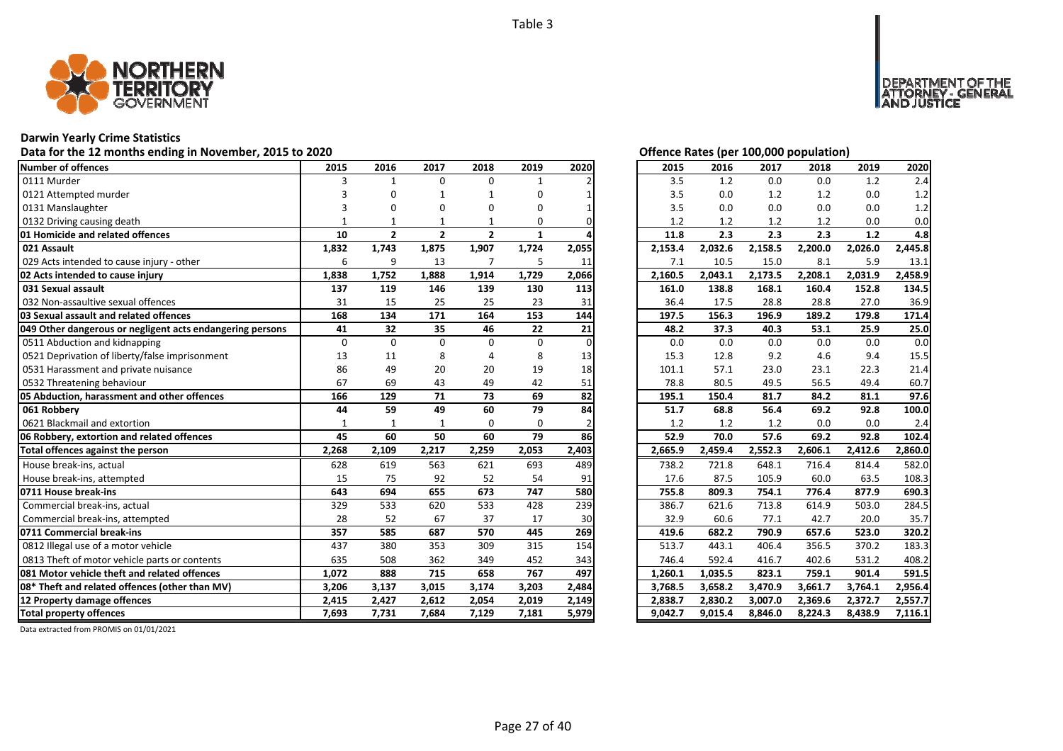Table 3

## Darwin Yearly Crime Statistics

Data for the 12 months ending in November, 2015 to 2020

Offence Rates (per 100,000 population)

| Number of offences | 2015 | 2016 | 2017 | 2018 | 2019 | 2020 | 2015 | 2016 | 2017 | 2018 | 2019 | 2020 |
|---|---|---|---|---|---|---|---|---|---|---|---|---|
| 0111 Murder | 3 | 1 | 0 | 0 | 1 | 2 | 3.5 | 1.2 | 0.0 | 0.0 | 1.2 | 2.4 |
| 0121 Attempted murder | 3 | 0 | 1 | 1 | 0 | 1 | 3.5 | 0.0 | 1.2 | 1.2 | 0.0 | 1.2 |
| 0131 Manslaughter | 3 | 0 | 0 | 0 | 0 | 1 | 3.5 | 0.0 | 0.0 | 0.0 | 0.0 | 1.2 |
| 0132 Driving causing death | 1 | 1 | 1 | 1 | 0 | 0 | 1.2 | 1.2 | 1.2 | 1.2 | 0.0 | 0.0 |
| **01 Homicide and related offences** | **10** | **2** | **2** | **2** | **1** | **4** | **11.8** | **2.3** | **2.3** | **2.3** | **1.2** | **4.8** |
| **021 Assault** | **1,832** | **1,743** | **1,875** | **1,907** | **1,724** | **2,055** | **2,153.4** | **2,032.6** | **2,158.5** | **2,200.0** | **2,026.0** | **2,445.8** |
| 029 Acts intended to cause injury - other | 6 | 9 | 13 | 7 | 5 | 11 | 7.1 | 10.5 | 15.0 | 8.1 | 5.9 | 13.1 |
| **02 Acts intended to cause injury** | **1,838** | **1,752** | **1,888** | **1,914** | **1,729** | **2,066** | **2,160.5** | **2,043.1** | **2,173.5** | **2,208.1** | **2,031.9** | **2,458.9** |
| **031 Sexual assault** | **137** | **119** | **146** | **139** | **130** | **113** | **161.0** | **138.8** | **168.1** | **160.4** | **152.8** | **134.5** |
| 032 Non-assaultive sexual offences | 31 | 15 | 25 | 25 | 23 | 31 | 36.4 | 17.5 | 28.8 | 28.8 | 27.0 | 36.9 |
| **03 Sexual assault and related offences** | **168** | **134** | **171** | **164** | **153** | **144** | **197.5** | **156.3** | **196.9** | **189.2** | **179.8** | **171.4** |
| **049 Other dangerous or negligent acts endangering persons** | **41** | **32** | **35** | **46** | **22** | **21** | **48.2** | **37.3** | **40.3** | **53.1** | **25.9** | **25.0** |
| 0511 Abduction and kidnapping | 0 | 0 | 0 | 0 | 0 | 0 | 0.0 | 0.0 | 0.0 | 0.0 | 0.0 | 0.0 |
| 0521 Deprivation of liberty/false imprisonment | 13 | 11 | 8 | 4 | 8 | 13 | 15.3 | 12.8 | 9.2 | 4.6 | 9.4 | 15.5 |
| 0531 Harassment and private nuisance | 86 | 49 | 20 | 20 | 19 | 18 | 101.1 | 57.1 | 23.0 | 23.1 | 22.3 | 21.4 |
| 0532 Threatening behaviour | 67 | 69 | 43 | 49 | 42 | 51 | 78.8 | 80.5 | 49.5 | 56.5 | 49.4 | 60.7 |
| **05 Abduction, harassment and other offences** | **166** | **129** | **71** | **73** | **69** | **82** | **195.1** | **150.4** | **81.7** | **84.2** | **81.1** | **97.6** |
| **061 Robbery** | **44** | **59** | **49** | **60** | **79** | **84** | **51.7** | **68.8** | **56.4** | **69.2** | **92.8** | **100.0** |
| 0621 Blackmail and extortion | 1 | 1 | 1 | 0 | 0 | 2 | 1.2 | 1.2 | 1.2 | 0.0 | 0.0 | 2.4 |
| **06 Robbery, extortion and related offences** | **45** | **60** | **50** | **60** | **79** | **86** | **52.9** | **70.0** | **57.6** | **69.2** | **92.8** | **102.4** |
| **Total offences against the person** | **2,268** | **2,109** | **2,217** | **2,259** | **2,053** | **2,403** | **2,665.9** | **2,459.4** | **2,552.3** | **2,606.1** | **2,412.6** | **2,860.0** |
| House break-ins, actual | 628 | 619 | 563 | 621 | 693 | 489 | 738.2 | 721.8 | 648.1 | 716.4 | 814.4 | 582.0 |
| House break-ins, attempted | 15 | 75 | 92 | 52 | 54 | 91 | 17.6 | 87.5 | 105.9 | 60.0 | 63.5 | 108.3 |
| **0711 House break-ins** | **643** | **694** | **655** | **673** | **747** | **580** | **755.8** | **809.3** | **754.1** | **776.4** | **877.9** | **690.3** |
| Commercial break-ins, actual | 329 | 533 | 620 | 533 | 428 | 239 | 386.7 | 621.6 | 713.8 | 614.9 | 503.0 | 284.5 |
| Commercial break-ins, attempted | 28 | 52 | 67 | 37 | 17 | 30 | 32.9 | 60.6 | 77.1 | 42.7 | 20.0 | 35.7 |
| **0711 Commercial break-ins** | **357** | **585** | **687** | **570** | **445** | **269** | **419.6** | **682.2** | **790.9** | **657.6** | **523.0** | **320.2** |
| 0812 Illegal use of a motor vehicle | 437 | 380 | 353 | 309 | 315 | 154 | 513.7 | 443.1 | 406.4 | 356.5 | 370.2 | 183.3 |
| 0813 Theft of motor vehicle parts or contents | 635 | 508 | 362 | 349 | 452 | 343 | 746.4 | 592.4 | 416.7 | 402.6 | 531.2 | 408.2 |
| **081 Motor vehicle theft and related offences** | **1,072** | **888** | **715** | **658** | **767** | **497** | **1,260.1** | **1,035.5** | **823.1** | **759.1** | **901.4** | **591.5** |
| **08* Theft and related offences (other than MV)** | **3,206** | **3,137** | **3,015** | **3,174** | **3,203** | **2,484** | **3,768.5** | **3,658.2** | **3,470.9** | **3,661.7** | **3,764.1** | **2,956.4** |
| **12 Property damage offences** | **2,415** | **2,427** | **2,612** | **2,054** | **2,019** | **2,149** | **2,838.7** | **2,830.2** | **3,007.0** | **2,369.6** | **2,372.7** | **2,557.7** |
| **Total property offences** | **7,693** | **7,731** | **7,684** | **7,129** | **7,181** | **5,979** | **9,042.7** | **9,015.4** | **8,846.0** | **8,224.3** | **8,438.9** | **7,116.1** |

Data extracted from PROMIS on 01/01/2021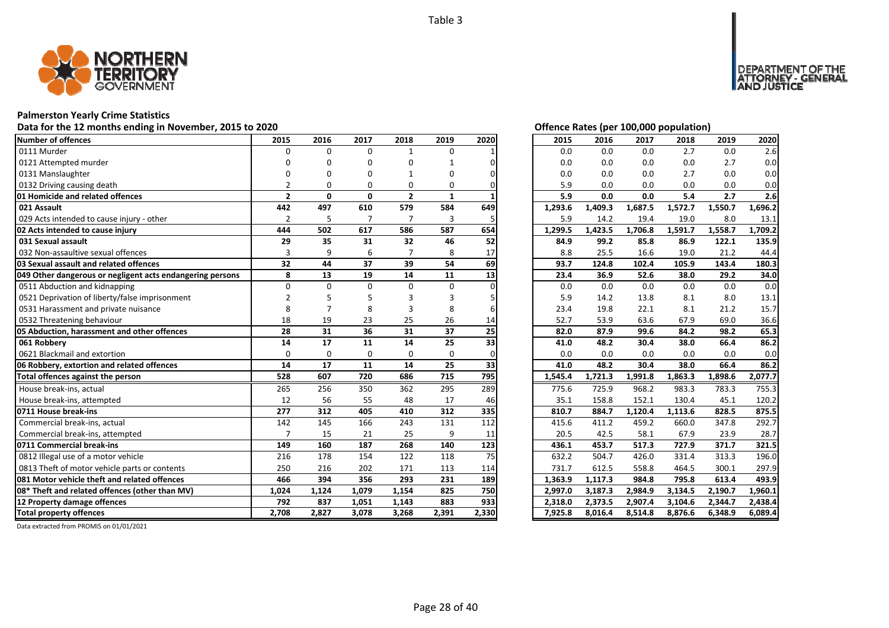Table 3

## Palmerston Yearly Crime Statistics

**Data for the 12 months ending in November, 2015 to 2020**

**Offence Rates (per 100,000 population)**

| Number of offences | 2015 | 2016 | 2017 | 2018 | 2019 | 2020 | 2015 | 2016 | 2017 | 2018 | 2019 | 2020 |
|---|---|---|---|---|---|---|---|---|---|---|---|---|
| 0111 Murder | 0 | 0 | 0 | 1 | 0 | 1 | 0.0 | 0.0 | 0.0 | 2.7 | 0.0 | 2.6 |
| 0121 Attempted murder | 0 | 0 | 0 | 0 | 1 | 0 | 0.0 | 0.0 | 0.0 | 0.0 | 2.7 | 0.0 |
| 0131 Manslaughter | 0 | 0 | 0 | 1 | 0 | 0 | 0.0 | 0.0 | 0.0 | 2.7 | 0.0 | 0.0 |
| 0132 Driving causing death | 2 | 0 | 0 | 0 | 0 | 0 | 5.9 | 0.0 | 0.0 | 0.0 | 0.0 | 0.0 |
| **01 Homicide and related offences** | **2** | **0** | **0** | **2** | **1** | **1** | **5.9** | **0.0** | **0.0** | **5.4** | **2.7** | **2.6** |
| **021 Assault** | **442** | **497** | **610** | **579** | **584** | **649** | **1,293.6** | **1,409.3** | **1,687.5** | **1,572.7** | **1,550.7** | **1,696.2** |
| 029 Acts intended to cause injury - other | 2 | 5 | 7 | 7 | 3 | 5 | 5.9 | 14.2 | 19.4 | 19.0 | 8.0 | 13.1 |
| **02 Acts intended to cause injury** | **444** | **502** | **617** | **586** | **587** | **654** | **1,299.5** | **1,423.5** | **1,706.8** | **1,591.7** | **1,558.7** | **1,709.2** |
| **031 Sexual assault** | **29** | **35** | **31** | **32** | **46** | **52** | **84.9** | **99.2** | **85.8** | **86.9** | **122.1** | **135.9** |
| 032 Non-assaultive sexual offences | 3 | 9 | 6 | 7 | 8 | 17 | 8.8 | 25.5 | 16.6 | 19.0 | 21.2 | 44.4 |
| **03 Sexual assault and related offences** | **32** | **44** | **37** | **39** | **54** | **69** | **93.7** | **124.8** | **102.4** | **105.9** | **143.4** | **180.3** |
| **049 Other dangerous or negligent acts endangering persons** | **8** | **13** | **19** | **14** | **11** | **13** | **23.4** | **36.9** | **52.6** | **38.0** | **29.2** | **34.0** |
| 0511 Abduction and kidnapping | 0 | 0 | 0 | 0 | 0 | 0 | 0.0 | 0.0 | 0.0 | 0.0 | 0.0 | 0.0 |
| 0521 Deprivation of liberty/false imprisonment | 2 | 5 | 5 | 3 | 3 | 5 | 5.9 | 14.2 | 13.8 | 8.1 | 8.0 | 13.1 |
| 0531 Harassment and private nuisance | 8 | 7 | 8 | 3 | 8 | 6 | 23.4 | 19.8 | 22.1 | 8.1 | 21.2 | 15.7 |
| 0532 Threatening behaviour | 18 | 19 | 23 | 25 | 26 | 14 | 52.7 | 53.9 | 63.6 | 67.9 | 69.0 | 36.6 |
| **05 Abduction, harassment and other offences** | **28** | **31** | **36** | **31** | **37** | **25** | **82.0** | **87.9** | **99.6** | **84.2** | **98.2** | **65.3** |
| **061 Robbery** | **14** | **17** | **11** | **14** | **25** | **33** | **41.0** | **48.2** | **30.4** | **38.0** | **66.4** | **86.2** |
| 0621 Blackmail and extortion | 0 | 0 | 0 | 0 | 0 | 0 | 0.0 | 0.0 | 0.0 | 0.0 | 0.0 | 0.0 |
| **06 Robbery, extortion and related offences** | **14** | **17** | **11** | **14** | **25** | **33** | **41.0** | **48.2** | **30.4** | **38.0** | **66.4** | **86.2** |
| **Total offences against the person** | **528** | **607** | **720** | **686** | **715** | **795** | **1,545.4** | **1,721.3** | **1,991.8** | **1,863.3** | **1,898.6** | **2,077.7** |
| House break-ins, actual | 265 | 256 | 350 | 362 | 295 | 289 | 775.6 | 725.9 | 968.2 | 983.3 | 783.3 | 755.3 |
| House break-ins, attempted | 12 | 56 | 55 | 48 | 17 | 46 | 35.1 | 158.8 | 152.1 | 130.4 | 45.1 | 120.2 |
| **0711 House break-ins** | **277** | **312** | **405** | **410** | **312** | **335** | **810.7** | **884.7** | **1,120.4** | **1,113.6** | **828.5** | **875.5** |
| Commercial break-ins, actual | 142 | 145 | 166 | 243 | 131 | 112 | 415.6 | 411.2 | 459.2 | 660.0 | 347.8 | 292.7 |
| Commercial break-ins, attempted | 7 | 15 | 21 | 25 | 9 | 11 | 20.5 | 42.5 | 58.1 | 67.9 | 23.9 | 28.7 |
| **0711 Commercial break-ins** | **149** | **160** | **187** | **268** | **140** | **123** | **436.1** | **453.7** | **517.3** | **727.9** | **371.7** | **321.5** |
| 0812 Illegal use of a motor vehicle | 216 | 178 | 154 | 122 | 118 | 75 | 632.2 | 504.7 | 426.0 | 331.4 | 313.3 | 196.0 |
| 0813 Theft of motor vehicle parts or contents | 250 | 216 | 202 | 171 | 113 | 114 | 731.7 | 612.5 | 558.8 | 464.5 | 300.1 | 297.9 |
| **081 Motor vehicle theft and related offences** | **466** | **394** | **356** | **293** | **231** | **189** | **1,363.9** | **1,117.3** | **984.8** | **795.8** | **613.4** | **493.9** |
| **08* Theft and related offences (other than MV)** | **1,024** | **1,124** | **1,079** | **1,154** | **825** | **750** | **2,997.0** | **3,187.3** | **2,984.9** | **3,134.5** | **2,190.7** | **1,960.1** |
| **12 Property damage offences** | **792** | **837** | **1,051** | **1,143** | **883** | **933** | **2,318.0** | **2,373.5** | **2,907.4** | **3,104.6** | **2,344.7** | **2,438.4** |
| **Total property offences** | **2,708** | **2,827** | **3,078** | **3,268** | **2,391** | **2,330** | **7,925.8** | **8,016.4** | **8,514.8** | **8,876.6** | **6,348.9** | **6,089.4** |

Data extracted from PROMIS on 01/01/2021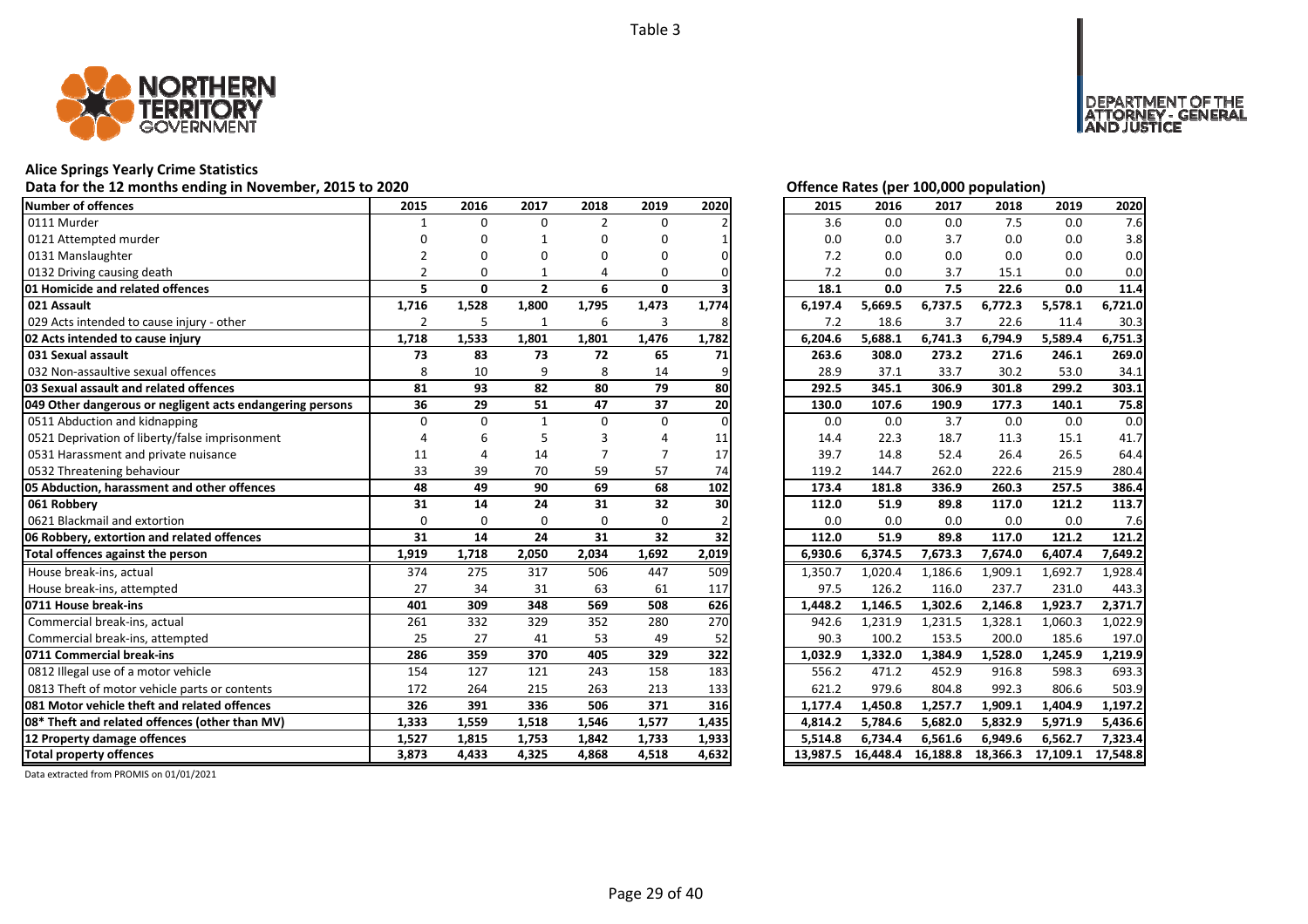Table 3

# Alice Springs Yearly Crime Statistics

## Data for the 12 months ending in November, 2015 to 2020

| Number of offences | 2015 | 2016 | 2017 | 2018 | 2019 | 2020 |
|---|---|---|---|---|---|---|
| 0111 Murder | 1 | 0 | 0 | 2 | 0 | 2 |
| 0121 Attempted murder | 0 | 0 | 1 | 0 | 0 | 1 |
| 0131 Manslaughter | 2 | 0 | 0 | 0 | 0 | 0 |
| 0132 Driving causing death | 2 | 0 | 1 | 4 | 0 | 0 |
| **01 Homicide and related offences** | **5** | **0** | **2** | **6** | **0** | **3** |
| **021 Assault** | **1,716** | **1,528** | **1,800** | **1,795** | **1,473** | **1,774** |
| 029 Acts intended to cause injury - other | 2 | 5 | 1 | 6 | 3 | 8 |
| **02 Acts intended to cause injury** | **1,718** | **1,533** | **1,801** | **1,801** | **1,476** | **1,782** |
| **031 Sexual assault** | **73** | **83** | **73** | **72** | **65** | **71** |
| 032 Non-assaultive sexual offences | 8 | 10 | 9 | 8 | 14 | 9 |
| **03 Sexual assault and related offences** | **81** | **93** | **82** | **80** | **79** | **80** |
| **049 Other dangerous or negligent acts endangering persons** | **36** | **29** | **51** | **47** | **37** | **20** |
| 0511 Abduction and kidnapping | 0 | 0 | 1 | 0 | 0 | 0 |
| 0521 Deprivation of liberty/false imprisonment | 4 | 6 | 5 | 3 | 4 | 11 |
| 0531 Harassment and private nuisance | 11 | 4 | 14 | 7 | 7 | 17 |
| 0532 Threatening behaviour | 33 | 39 | 70 | 59 | 57 | 74 |
| **05 Abduction, harassment and other offences** | **48** | **49** | **90** | **69** | **68** | **102** |
| **061 Robbery** | **31** | **14** | **24** | **31** | **32** | **30** |
| 0621 Blackmail and extortion | 0 | 0 | 0 | 0 | 0 | 2 |
| **06 Robbery, extortion and related offences** | **31** | **14** | **24** | **31** | **32** | **32** |
| **Total offences against the person** | **1,919** | **1,718** | **2,050** | **2,034** | **1,692** | **2,019** |
| House break-ins, actual | 374 | 275 | 317 | 506 | 447 | 509 |
| House break-ins, attempted | 27 | 34 | 31 | 63 | 61 | 117 |
| **0711 House break-ins** | **401** | **309** | **348** | **569** | **508** | **626** |
| Commercial break-ins, actual | 261 | 332 | 329 | 352 | 280 | 270 |
| Commercial break-ins, attempted | 25 | 27 | 41 | 53 | 49 | 52 |
| **0711 Commercial break-ins** | **286** | **359** | **370** | **405** | **329** | **322** |
| 0812 Illegal use of a motor vehicle | 154 | 127 | 121 | 243 | 158 | 183 |
| 0813 Theft of motor vehicle parts or contents | 172 | 264 | 215 | 263 | 213 | 133 |
| **081 Motor vehicle theft and related offences** | **326** | **391** | **336** | **506** | **371** | **316** |
| **08* Theft and related offences (other than MV)** | **1,333** | **1,559** | **1,518** | **1,546** | **1,577** | **1,435** |
| **12 Property damage offences** | **1,527** | **1,815** | **1,753** | **1,842** | **1,733** | **1,933** |
| **Total property offences** | **3,873** | **4,433** | **4,325** | **4,868** | **4,518** | **4,632** |

## Offence Rates (per 100,000 population)

| Number of offences | 2015 | 2016 | 2017 | 2018 | 2019 | 2020 |
|---|---|---|---|---|---|---|
| 0111 Murder | 3.6 | 0.0 | 0.0 | 7.5 | 0.0 | 7.6 |
| 0121 Attempted murder | 0.0 | 0.0 | 3.7 | 0.0 | 0.0 | 3.8 |
| 0131 Manslaughter | 7.2 | 0.0 | 0.0 | 0.0 | 0.0 | 0.0 |
| 0132 Driving causing death | 7.2 | 0.0 | 3.7 | 15.1 | 0.0 | 0.0 |
| **01 Homicide and related offences** | **18.1** | **0.0** | **7.5** | **22.6** | **0.0** | **11.4** |
| **021 Assault** | **6,197.4** | **5,669.5** | **6,737.5** | **6,772.3** | **5,578.1** | **6,721.0** |
| 029 Acts intended to cause injury - other | 7.2 | 18.6 | 3.7 | 22.6 | 11.4 | 30.3 |
| **02 Acts intended to cause injury** | **6,204.6** | **5,688.1** | **6,741.3** | **6,794.9** | **5,589.4** | **6,751.3** |
| **031 Sexual assault** | **263.6** | **308.0** | **273.2** | **271.6** | **246.1** | **269.0** |
| 032 Non-assaultive sexual offences | 28.9 | 37.1 | 33.7 | 30.2 | 53.0 | 34.1 |
| **03 Sexual assault and related offences** | **292.5** | **345.1** | **306.9** | **301.8** | **299.2** | **303.1** |
| **049 Other dangerous or negligent acts endangering persons** | **130.0** | **107.6** | **190.9** | **177.3** | **140.1** | **75.8** |
| 0511 Abduction and kidnapping | 0.0 | 0.0 | 3.7 | 0.0 | 0.0 | 0.0 |
| 0521 Deprivation of liberty/false imprisonment | 14.4 | 22.3 | 18.7 | 11.3 | 15.1 | 41.7 |
| 0531 Harassment and private nuisance | 39.7 | 14.8 | 52.4 | 26.4 | 26.5 | 64.4 |
| 0532 Threatening behaviour | 119.2 | 144.7 | 262.0 | 222.6 | 215.9 | 280.4 |
| **05 Abduction, harassment and other offences** | **173.4** | **181.8** | **336.9** | **260.3** | **257.5** | **386.4** |
| **061 Robbery** | **112.0** | **51.9** | **89.8** | **117.0** | **121.2** | **113.7** |
| 0621 Blackmail and extortion | 0.0 | 0.0 | 0.0 | 0.0 | 0.0 | 7.6 |
| **06 Robbery, extortion and related offences** | **112.0** | **51.9** | **89.8** | **117.0** | **121.2** | **121.2** |
| **Total offences against the person** | **6,930.6** | **6,374.5** | **7,673.3** | **7,674.0** | **6,407.4** | **7,649.2** |
| House break-ins, actual | 1,350.7 | 1,020.4 | 1,186.6 | 1,909.1 | 1,692.7 | 1,928.4 |
| House break-ins, attempted | 97.5 | 126.2 | 116.0 | 237.7 | 231.0 | 443.3 |
| **0711 House break-ins** | **1,448.2** | **1,146.5** | **1,302.6** | **2,146.8** | **1,923.7** | **2,371.7** |
| Commercial break-ins, actual | 942.6 | 1,231.9 | 1,231.5 | 1,328.1 | 1,060.3 | 1,022.9 |
| Commercial break-ins, attempted | 90.3 | 100.2 | 153.5 | 200.0 | 185.6 | 197.0 |
| **0711 Commercial break-ins** | **1,032.9** | **1,332.0** | **1,384.9** | **1,528.0** | **1,245.9** | **1,219.9** |
| 0812 Illegal use of a motor vehicle | 556.2 | 471.2 | 452.9 | 916.8 | 598.3 | 693.3 |
| 0813 Theft of motor vehicle parts or contents | 621.2 | 979.6 | 804.8 | 992.3 | 806.6 | 503.9 |
| **081 Motor vehicle theft and related offences** | **1,177.4** | **1,450.8** | **1,257.7** | **1,909.1** | **1,404.9** | **1,197.2** |
| **08* Theft and related offences (other than MV)** | **4,814.2** | **5,784.6** | **5,682.0** | **5,832.9** | **5,971.9** | **5,436.6** |
| **12 Property damage offences** | **5,514.8** | **6,734.4** | **6,561.6** | **6,949.6** | **6,562.7** | **7,323.4** |
| **Total property offences** | **13,987.5** | **16,448.4** | **16,188.8** | **18,366.3** | **17,109.1** | **17,548.8** |

Data extracted from PROMIS on 01/01/2021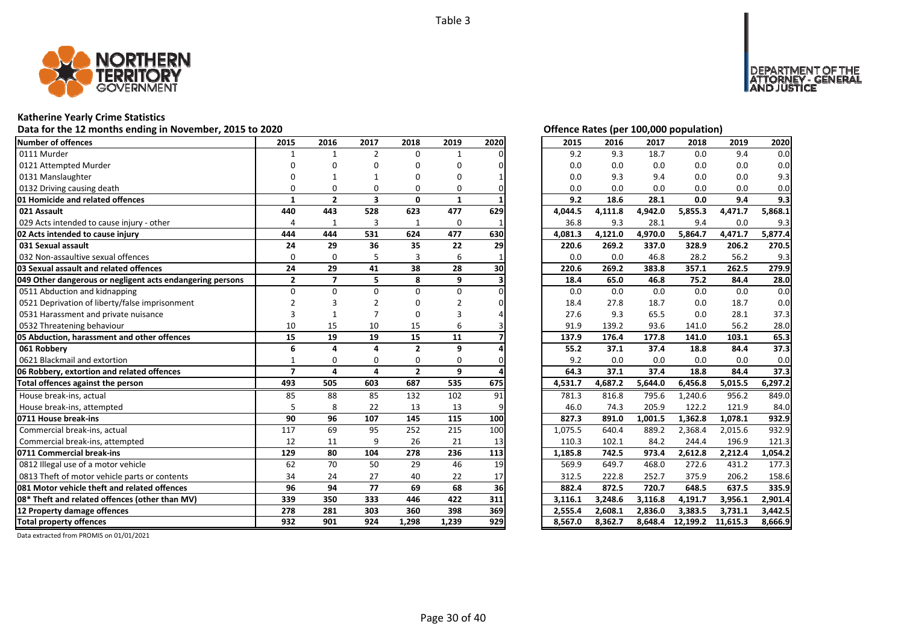Table 3

# Katherine Yearly Crime Statistics

## Data for the 12 months ending in November, 2015 to 2020

Offence Rates (per 100,000 population)

| Number of offences | 2015 | 2016 | 2017 | 2018 | 2019 | 2020 | 2015 | 2016 | 2017 | 2018 | 2019 | 2020 |
|---|---|---|---|---|---|---|---|---|---|---|---|---|
| 0111 Murder | 1 | 1 | 2 | 0 | 1 | 0 | 9.2 | 9.3 | 18.7 | 0.0 | 9.4 | 0.0 |
| 0121 Attempted Murder | 0 | 0 | 0 | 0 | 0 | 0 | 0.0 | 0.0 | 0.0 | 0.0 | 0.0 | 0.0 |
| 0131 Manslaughter | 0 | 1 | 1 | 0 | 0 | 1 | 0.0 | 9.3 | 9.4 | 0.0 | 0.0 | 9.3 |
| 0132 Driving causing death | 0 | 0 | 0 | 0 | 0 | 0 | 0.0 | 0.0 | 0.0 | 0.0 | 0.0 | 0.0 |
| **01 Homicide and related offences** | **1** | **2** | **3** | **0** | **1** | **1** | **9.2** | **18.6** | **28.1** | **0.0** | **9.4** | **9.3** |
| **021 Assault** | **440** | **443** | **528** | **623** | **477** | **629** | **4,044.5** | **4,111.8** | **4,942.0** | **5,855.3** | **4,471.7** | **5,868.1** |
| 029 Acts intended to cause injury - other | 4 | 1 | 3 | 1 | 0 | 1 | 36.8 | 9.3 | 28.1 | 9.4 | 0.0 | 9.3 |
| **02 Acts intended to cause injury** | **444** | **444** | **531** | **624** | **477** | **630** | **4,081.3** | **4,121.0** | **4,970.0** | **5,864.7** | **4,471.7** | **5,877.4** |
| **031 Sexual assault** | **24** | **29** | **36** | **35** | **22** | **29** | **220.6** | **269.2** | **337.0** | **328.9** | **206.2** | **270.5** |
| 032 Non-assaultive sexual offences | 0 | 0 | 5 | 3 | 6 | 1 | 0.0 | 0.0 | 46.8 | 28.2 | 56.2 | 9.3 |
| **03 Sexual assault and related offences** | **24** | **29** | **41** | **38** | **28** | **30** | **220.6** | **269.2** | **383.8** | **357.1** | **262.5** | **279.9** |
| **049 Other dangerous or negligent acts endangering persons** | **2** | **7** | **5** | **8** | **9** | **3** | **18.4** | **65.0** | **46.8** | **75.2** | **84.4** | **28.0** |
| 0511 Abduction and kidnapping | 0 | 0 | 0 | 0 | 0 | 0 | 0.0 | 0.0 | 0.0 | 0.0 | 0.0 | 0.0 |
| 0521 Deprivation of liberty/false imprisonment | 2 | 3 | 2 | 0 | 2 | 0 | 18.4 | 27.8 | 18.7 | 0.0 | 18.7 | 0.0 |
| 0531 Harassment and private nuisance | 3 | 1 | 7 | 0 | 3 | 4 | 27.6 | 9.3 | 65.5 | 0.0 | 28.1 | 37.3 |
| 0532 Threatening behaviour | 10 | 15 | 10 | 15 | 6 | 3 | 91.9 | 139.2 | 93.6 | 141.0 | 56.2 | 28.0 |
| **05 Abduction, harassment and other offences** | **15** | **19** | **19** | **15** | **11** | **7** | **137.9** | **176.4** | **177.8** | **141.0** | **103.1** | **65.3** |
| **061 Robbery** | **6** | **4** | **4** | **2** | **9** | **4** | **55.2** | **37.1** | **37.4** | **18.8** | **84.4** | **37.3** |
| 0621 Blackmail and extortion | 1 | 0 | 0 | 0 | 0 | 0 | 9.2 | 0.0 | 0.0 | 0.0 | 0.0 | 0.0 |
| **06 Robbery, extortion and related offences** | **7** | **4** | **4** | **2** | **9** | **4** | **64.3** | **37.1** | **37.4** | **18.8** | **84.4** | **37.3** |
| **Total offences against the person** | **493** | **505** | **603** | **687** | **535** | **675** | **4,531.7** | **4,687.2** | **5,644.0** | **6,456.8** | **5,015.5** | **6,297.2** |
| House break-ins, actual | 85 | 88 | 85 | 132 | 102 | 91 | 781.3 | 816.8 | 795.6 | 1,240.6 | 956.2 | 849.0 |
| House break-ins, attempted | 5 | 8 | 22 | 13 | 13 | 9 | 46.0 | 74.3 | 205.9 | 122.2 | 121.9 | 84.0 |
| **0711 House break-ins** | **90** | **96** | **107** | **145** | **115** | **100** | **827.3** | **891.0** | **1,001.5** | **1,362.8** | **1,078.1** | **932.9** |
| Commercial break-ins, actual | 117 | 69 | 95 | 252 | 215 | 100 | 1,075.5 | 640.4 | 889.2 | 2,368.4 | 2,015.6 | 932.9 |
| Commercial break-ins, attempted | 12 | 11 | 9 | 26 | 21 | 13 | 110.3 | 102.1 | 84.2 | 244.4 | 196.9 | 121.3 |
| **0711 Commercial break-ins** | **129** | **80** | **104** | **278** | **236** | **113** | **1,185.8** | **742.5** | **973.4** | **2,612.8** | **2,212.4** | **1,054.2** |
| 0812 Illegal use of a motor vehicle | 62 | 70 | 50 | 29 | 46 | 19 | 569.9 | 649.7 | 468.0 | 272.6 | 431.2 | 177.3 |
| 0813 Theft of motor vehicle parts or contents | 34 | 24 | 27 | 40 | 22 | 17 | 312.5 | 222.8 | 252.7 | 375.9 | 206.2 | 158.6 |
| **081 Motor vehicle theft and related offences** | **96** | **94** | **77** | **69** | **68** | **36** | **882.4** | **872.5** | **720.7** | **648.5** | **637.5** | **335.9** |
| **08* Theft and related offences (other than MV)** | **339** | **350** | **333** | **446** | **422** | **311** | **3,116.1** | **3,248.6** | **3,116.8** | **4,191.7** | **3,956.1** | **2,901.4** |
| **12 Property damage offences** | **278** | **281** | **303** | **360** | **398** | **369** | **2,555.4** | **2,608.1** | **2,836.0** | **3,383.5** | **3,731.1** | **3,442.5** |
| **Total property offences** | **932** | **901** | **924** | **1,298** | **1,239** | **929** | **8,567.0** | **8,362.7** | **8,648.4** | **12,199.2** | **11,615.3** | **8,666.9** |

Data extracted from PROMIS on 01/01/2021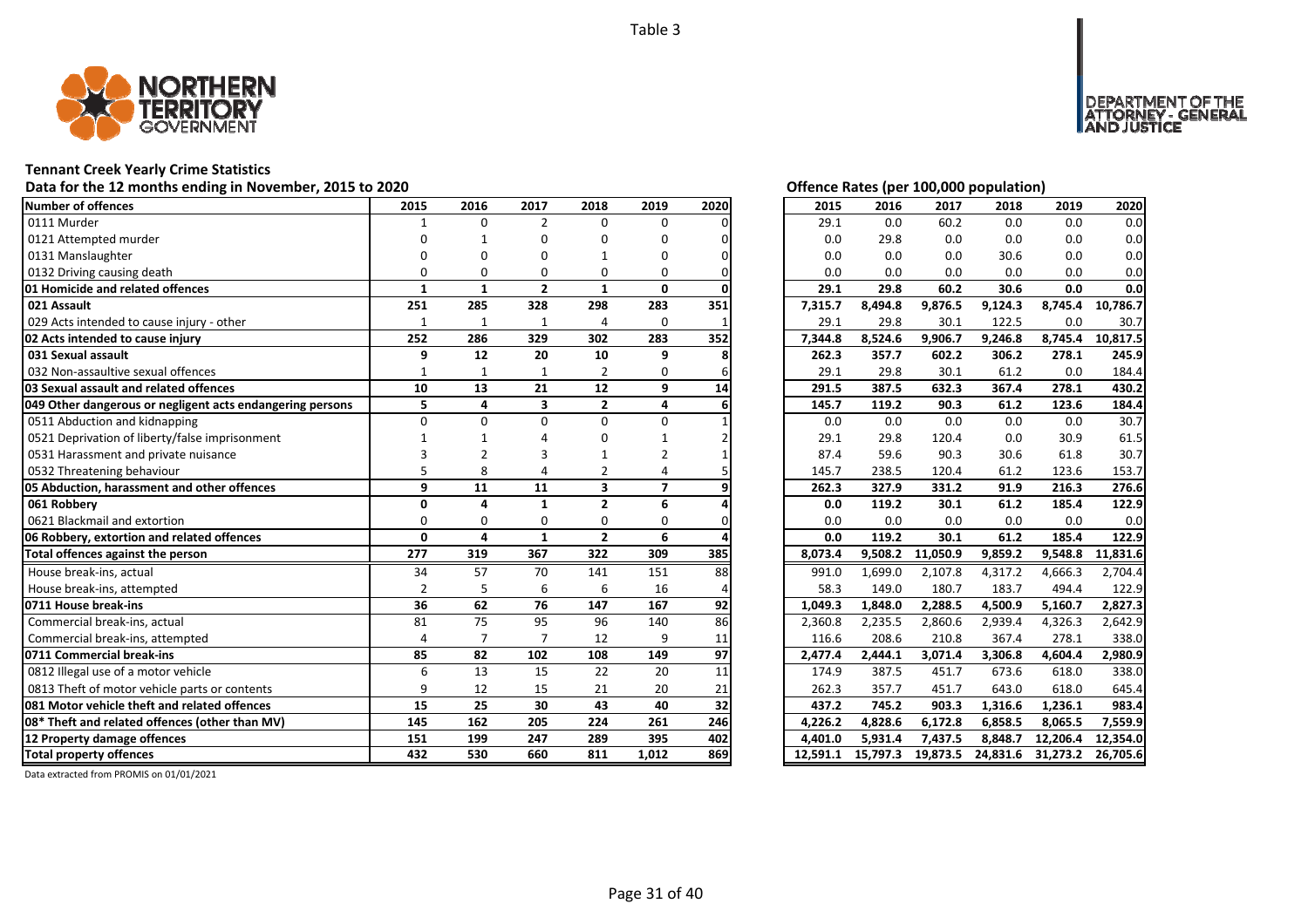Table 3

# Tennant Creek Yearly Crime Statistics

## Data for the 12 months ending in November, 2015 to 2020

| Number of offences | 2015 | 2016 | 2017 | 2018 | 2019 | 2020 |
|---|---|---|---|---|---|---|
| 0111 Murder | 1 | 0 | 2 | 0 | 0 | 0 |
| 0121 Attempted murder | 0 | 1 | 0 | 0 | 0 | 0 |
| 0131 Manslaughter | 0 | 0 | 0 | 1 | 0 | 0 |
| 0132 Driving causing death | 0 | 0 | 0 | 0 | 0 | 0 |
| **01 Homicide and related offences** | **1** | **1** | **2** | **1** | **0** | **0** |
| **021 Assault** | **251** | **285** | **328** | **298** | **283** | **351** |
| 029 Acts intended to cause injury - other | 1 | 1 | 1 | 4 | 0 | 1 |
| **02 Acts intended to cause injury** | **252** | **286** | **329** | **302** | **283** | **352** |
| **031 Sexual assault** | **9** | **12** | **20** | **10** | **9** | **8** |
| 032 Non-assaultive sexual offences | 1 | 1 | 1 | 2 | 0 | 6 |
| **03 Sexual assault and related offences** | **10** | **13** | **21** | **12** | **9** | **14** |
| **049 Other dangerous or negligent acts endangering persons** | **5** | **4** | **3** | **2** | **4** | **6** |
| 0511 Abduction and kidnapping | 0 | 0 | 0 | 0 | 0 | 1 |
| 0521 Deprivation of liberty/false imprisonment | 1 | 1 | 4 | 0 | 1 | 2 |
| 0531 Harassment and private nuisance | 3 | 2 | 3 | 1 | 2 | 1 |
| 0532 Threatening behaviour | 5 | 8 | 4 | 2 | 4 | 5 |
| **05 Abduction, harassment and other offences** | **9** | **11** | **11** | **3** | **7** | **9** |
| **061 Robbery** | **0** | **4** | **1** | **2** | **6** | **4** |
| 0621 Blackmail and extortion | 0 | 0 | 0 | 0 | 0 | 0 |
| **06 Robbery, extortion and related offences** | **0** | **4** | **1** | **2** | **6** | **4** |
| **Total offences against the person** | **277** | **319** | **367** | **322** | **309** | **385** |
| House break-ins, actual | 34 | 57 | 70 | 141 | 151 | 88 |
| House break-ins, attempted | 2 | 5 | 6 | 6 | 16 | 4 |
| **0711 House break-ins** | **36** | **62** | **76** | **147** | **167** | **92** |
| Commercial break-ins, actual | 81 | 75 | 95 | 96 | 140 | 86 |
| Commercial break-ins, attempted | 4 | 7 | 7 | 12 | 9 | 11 |
| **0711 Commercial break-ins** | **85** | **82** | **102** | **108** | **149** | **97** |
| 0812 Illegal use of a motor vehicle | 6 | 13 | 15 | 22 | 20 | 11 |
| 0813 Theft of motor vehicle parts or contents | 9 | 12 | 15 | 21 | 20 | 21 |
| **081 Motor vehicle theft and related offences** | **15** | **25** | **30** | **43** | **40** | **32** |
| **08* Theft and related offences (other than MV)** | **145** | **162** | **205** | **224** | **261** | **246** |
| **12 Property damage offences** | **151** | **199** | **247** | **289** | **395** | **402** |
| **Total property offences** | **432** | **530** | **660** | **811** | **1,012** | **869** |

## Offence Rates (per 100,000 population)

| Number of offences | 2015 | 2016 | 2017 | 2018 | 2019 | 2020 |
|---|---|---|---|---|---|---|
| 0111 Murder | 29.1 | 0.0 | 60.2 | 0.0 | 0.0 | 0.0 |
| 0121 Attempted murder | 0.0 | 29.8 | 0.0 | 0.0 | 0.0 | 0.0 |
| 0131 Manslaughter | 0.0 | 0.0 | 0.0 | 30.6 | 0.0 | 0.0 |
| 0132 Driving causing death | 0.0 | 0.0 | 0.0 | 0.0 | 0.0 | 0.0 |
| **01 Homicide and related offences** | **29.1** | **29.8** | **60.2** | **30.6** | **0.0** | **0.0** |
| **021 Assault** | **7,315.7** | **8,494.8** | **9,876.5** | **9,124.3** | **8,745.4** | **10,786.7** |
| 029 Acts intended to cause injury - other | 29.1 | 29.8 | 30.1 | 122.5 | 0.0 | 30.7 |
| **02 Acts intended to cause injury** | **7,344.8** | **8,524.6** | **9,906.7** | **9,246.8** | **8,745.4** | **10,817.5** |
| **031 Sexual assault** | **262.3** | **357.7** | **602.2** | **306.2** | **278.1** | **245.9** |
| 032 Non-assaultive sexual offences | 29.1 | 29.8 | 30.1 | 61.2 | 0.0 | 184.4 |
| **03 Sexual assault and related offences** | **291.5** | **387.5** | **632.3** | **367.4** | **278.1** | **430.2** |
| **049 Other dangerous or negligent acts endangering persons** | **145.7** | **119.2** | **90.3** | **61.2** | **123.6** | **184.4** |
| 0511 Abduction and kidnapping | 0.0 | 0.0 | 0.0 | 0.0 | 0.0 | 30.7 |
| 0521 Deprivation of liberty/false imprisonment | 29.1 | 29.8 | 120.4 | 0.0 | 30.9 | 61.5 |
| 0531 Harassment and private nuisance | 87.4 | 59.6 | 90.3 | 30.6 | 61.8 | 30.7 |
| 0532 Threatening behaviour | 145.7 | 238.5 | 120.4 | 61.2 | 123.6 | 153.7 |
| **05 Abduction, harassment and other offences** | **262.3** | **327.9** | **331.2** | **91.9** | **216.3** | **276.6** |
| **061 Robbery** | **0.0** | **119.2** | **30.1** | **61.2** | **185.4** | **122.9** |
| 0621 Blackmail and extortion | 0.0 | 0.0 | 0.0 | 0.0 | 0.0 | 0.0 |
| **06 Robbery, extortion and related offences** | **0.0** | **119.2** | **30.1** | **61.2** | **185.4** | **122.9** |
| **Total offences against the person** | **8,073.4** | **9,508.2** | **11,050.9** | **9,859.2** | **9,548.8** | **11,831.6** |
| House break-ins, actual | 991.0 | 1,699.0 | 2,107.8 | 4,317.2 | 4,666.3 | 2,704.4 |
| House break-ins, attempted | 58.3 | 149.0 | 180.7 | 183.7 | 494.4 | 122.9 |
| **0711 House break-ins** | **1,049.3** | **1,848.0** | **2,288.5** | **4,500.9** | **5,160.7** | **2,827.3** |
| Commercial break-ins, actual | 2,360.8 | 2,235.5 | 2,860.6 | 2,939.4 | 4,326.3 | 2,642.9 |
| Commercial break-ins, attempted | 116.6 | 208.6 | 210.8 | 367.4 | 278.1 | 338.0 |
| **0711 Commercial break-ins** | **2,477.4** | **2,444.1** | **3,071.4** | **3,306.8** | **4,604.4** | **2,980.9** |
| 0812 Illegal use of a motor vehicle | 174.9 | 387.5 | 451.7 | 673.6 | 618.0 | 338.0 |
| 0813 Theft of motor vehicle parts or contents | 262.3 | 357.7 | 451.7 | 643.0 | 618.0 | 645.4 |
| **081 Motor vehicle theft and related offences** | **437.2** | **745.2** | **903.3** | **1,316.6** | **1,236.1** | **983.4** |
| **08* Theft and related offences (other than MV)** | **4,226.2** | **4,828.6** | **6,172.8** | **6,858.5** | **8,065.5** | **7,559.9** |
| **12 Property damage offences** | **4,401.0** | **5,931.4** | **7,437.5** | **8,848.7** | **12,206.4** | **12,354.0** |
| **Total property offences** | **12,591.1** | **15,797.3** | **19,873.5** | **24,831.6** | **31,273.2** | **26,705.6** |

Data extracted from PROMIS on 01/01/2021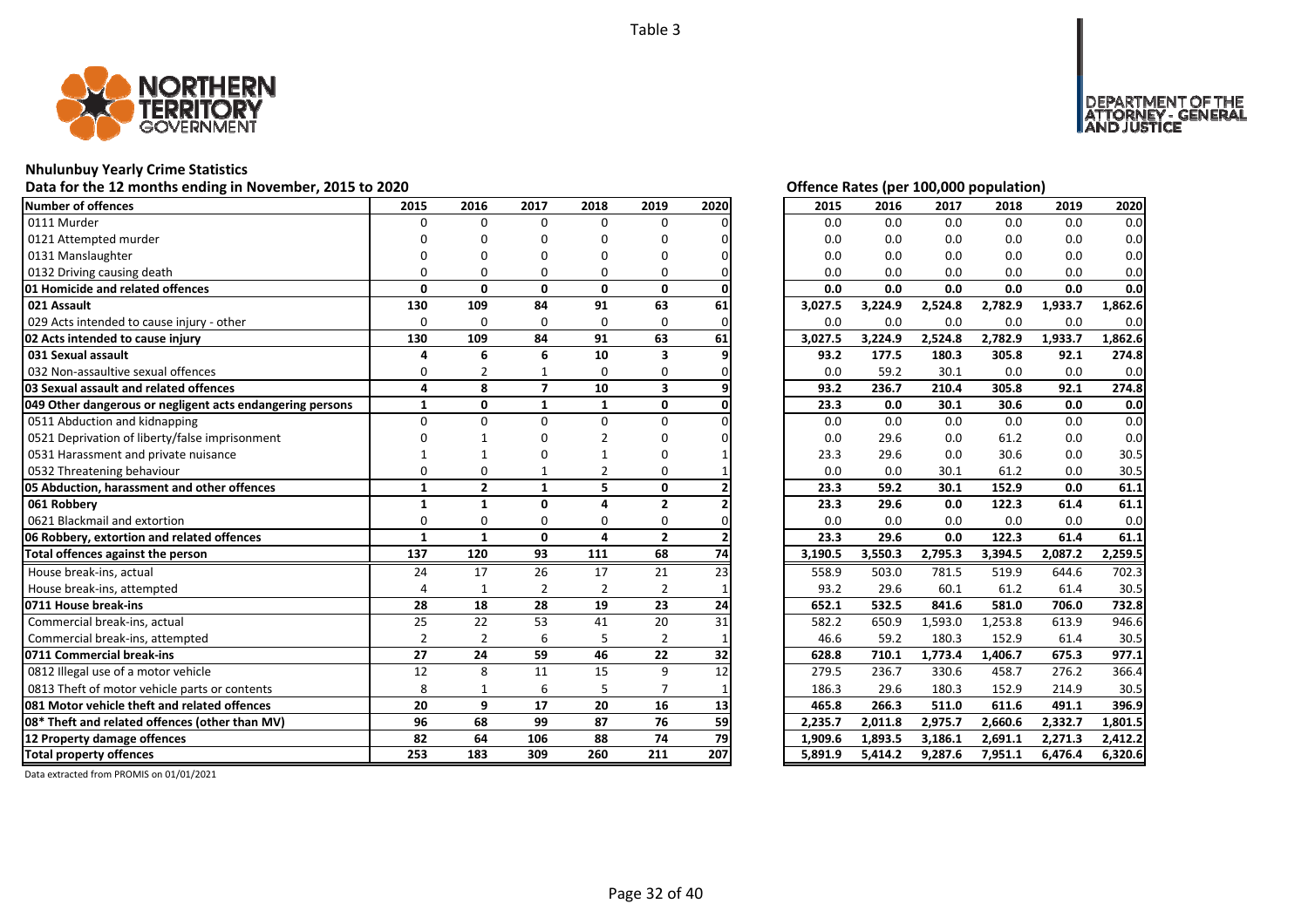Table 3

## Nhulunbuy Yearly Crime Statistics

Data for the 12 months ending in November, 2015 to 2020

Offence Rates (per 100,000 population)

| Number of offences | 2015 | 2016 | 2017 | 2018 | 2019 | 2020 | 2015 | 2016 | 2017 | 2018 | 2019 | 2020 |
|---|---|---|---|---|---|---|---|---|---|---|---|---|
| 0111 Murder | 0 | 0 | 0 | 0 | 0 | 0 | 0.0 | 0.0 | 0.0 | 0.0 | 0.0 | 0.0 |
| 0121 Attempted murder | 0 | 0 | 0 | 0 | 0 | 0 | 0.0 | 0.0 | 0.0 | 0.0 | 0.0 | 0.0 |
| 0131 Manslaughter | 0 | 0 | 0 | 0 | 0 | 0 | 0.0 | 0.0 | 0.0 | 0.0 | 0.0 | 0.0 |
| 0132 Driving causing death | 0 | 0 | 0 | 0 | 0 | 0 | 0.0 | 0.0 | 0.0 | 0.0 | 0.0 | 0.0 |
| **01 Homicide and related offences** | **0** | **0** | **0** | **0** | **0** | **0** | **0.0** | **0.0** | **0.0** | **0.0** | **0.0** | **0.0** |
| **021 Assault** | **130** | **109** | **84** | **91** | **63** | **61** | **3,027.5** | **3,224.9** | **2,524.8** | **2,782.9** | **1,933.7** | **1,862.6** |
| 029 Acts intended to cause injury - other | 0 | 0 | 0 | 0 | 0 | 0 | 0.0 | 0.0 | 0.0 | 0.0 | 0.0 | 0.0 |
| **02 Acts intended to cause injury** | **130** | **109** | **84** | **91** | **63** | **61** | **3,027.5** | **3,224.9** | **2,524.8** | **2,782.9** | **1,933.7** | **1,862.6** |
| **031 Sexual assault** | **4** | **6** | **6** | **10** | **3** | **9** | **93.2** | **177.5** | **180.3** | **305.8** | **92.1** | **274.8** |
| 032 Non-assaultive sexual offences | 0 | 2 | 1 | 0 | 0 | 0 | 0.0 | 59.2 | 30.1 | 0.0 | 0.0 | 0.0 |
| **03 Sexual assault and related offences** | **4** | **8** | **7** | **10** | **3** | **9** | **93.2** | **236.7** | **210.4** | **305.8** | **92.1** | **274.8** |
| **049 Other dangerous or negligent acts endangering persons** | **1** | **0** | **1** | **1** | **0** | **0** | **23.3** | **0.0** | **30.1** | **30.6** | **0.0** | **0.0** |
| 0511 Abduction and kidnapping | 0 | 0 | 0 | 0 | 0 | 0 | 0.0 | 0.0 | 0.0 | 0.0 | 0.0 | 0.0 |
| 0521 Deprivation of liberty/false imprisonment | 0 | 1 | 0 | 2 | 0 | 0 | 0.0 | 29.6 | 0.0 | 61.2 | 0.0 | 0.0 |
| 0531 Harassment and private nuisance | 1 | 1 | 0 | 1 | 0 | 1 | 23.3 | 29.6 | 0.0 | 30.6 | 0.0 | 30.5 |
| 0532 Threatening behaviour | 0 | 0 | 1 | 2 | 0 | 1 | 0.0 | 0.0 | 30.1 | 61.2 | 0.0 | 30.5 |
| **05 Abduction, harassment and other offences** | **1** | **2** | **1** | **5** | **0** | **2** | **23.3** | **59.2** | **30.1** | **152.9** | **0.0** | **61.1** |
| **061 Robbery** | **1** | **1** | **0** | **4** | **2** | **2** | **23.3** | **29.6** | **0.0** | **122.3** | **61.4** | **61.1** |
| 0621 Blackmail and extortion | 0 | 0 | 0 | 0 | 0 | 0 | 0.0 | 0.0 | 0.0 | 0.0 | 0.0 | 0.0 |
| **06 Robbery, extortion and related offences** | **1** | **1** | **0** | **4** | **2** | **2** | **23.3** | **29.6** | **0.0** | **122.3** | **61.4** | **61.1** |
| **Total offences against the person** | **137** | **120** | **93** | **111** | **68** | **74** | **3,190.5** | **3,550.3** | **2,795.3** | **3,394.5** | **2,087.2** | **2,259.5** |
| House break-ins, actual | 24 | 17 | 26 | 17 | 21 | 23 | 558.9 | 503.0 | 781.5 | 519.9 | 644.6 | 702.3 |
| House break-ins, attempted | 4 | 1 | 2 | 2 | 2 | 1 | 93.2 | 29.6 | 60.1 | 61.2 | 61.4 | 30.5 |
| **0711 House break-ins** | **28** | **18** | **28** | **19** | **23** | **24** | **652.1** | **532.5** | **841.6** | **581.0** | **706.0** | **732.8** |
| Commercial break-ins, actual | 25 | 22 | 53 | 41 | 20 | 31 | 582.2 | 650.9 | 1,593.0 | 1,253.8 | 613.9 | 946.6 |
| Commercial break-ins, attempted | 2 | 2 | 6 | 5 | 2 | 1 | 46.6 | 59.2 | 180.3 | 152.9 | 61.4 | 30.5 |
| **0711 Commercial break-ins** | **27** | **24** | **59** | **46** | **22** | **32** | **628.8** | **710.1** | **1,773.4** | **1,406.7** | **675.3** | **977.1** |
| 0812 Illegal use of a motor vehicle | 12 | 8 | 11 | 15 | 9 | 12 | 279.5 | 236.7 | 330.6 | 458.7 | 276.2 | 366.4 |
| 0813 Theft of motor vehicle parts or contents | 8 | 1 | 6 | 5 | 7 | 1 | 186.3 | 29.6 | 180.3 | 152.9 | 214.9 | 30.5 |
| **081 Motor vehicle theft and related offences** | **20** | **9** | **17** | **20** | **16** | **13** | **465.8** | **266.3** | **511.0** | **611.6** | **491.1** | **396.9** |
| **08* Theft and related offences (other than MV)** | **96** | **68** | **99** | **87** | **76** | **59** | **2,235.7** | **2,011.8** | **2,975.7** | **2,660.6** | **2,332.7** | **1,801.5** |
| **12 Property damage offences** | **82** | **64** | **106** | **88** | **74** | **79** | **1,909.6** | **1,893.5** | **3,186.1** | **2,691.1** | **2,271.3** | **2,412.2** |
| **Total property offences** | **253** | **183** | **309** | **260** | **211** | **207** | **5,891.9** | **5,414.2** | **9,287.6** | **7,951.1** | **6,476.4** | **6,320.6** |

Data extracted from PROMIS on 01/01/2021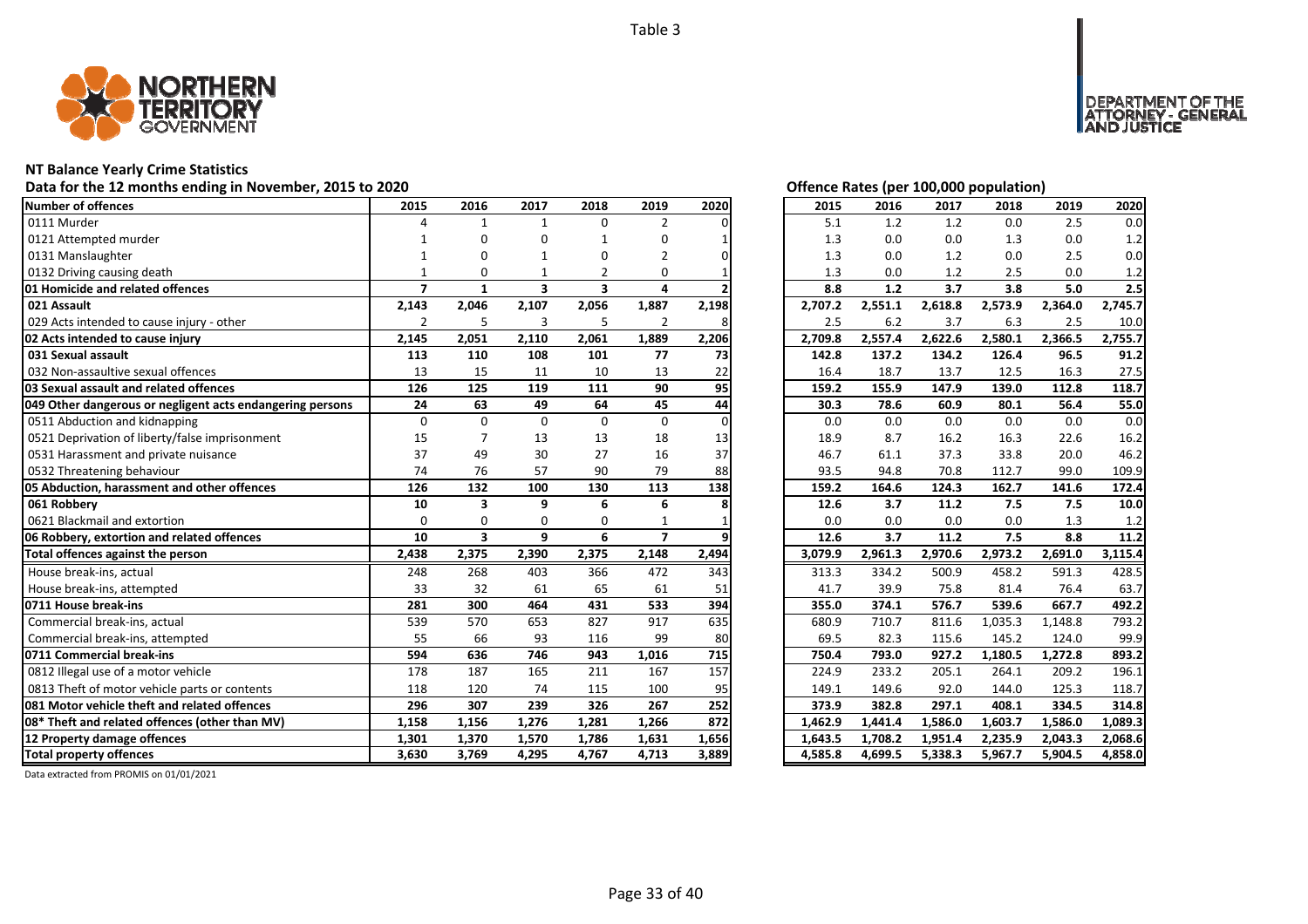Table 3

# NT Balance Yearly Crime Statistics

## Data for the 12 months ending in November, 2015 to 2020

Offence Rates (per 100,000 population)

| Number of offences | 2015 | 2016 | 2017 | 2018 | 2019 | 2020 | 2015 | 2016 | 2017 | 2018 | 2019 | 2020 |
|---|---|---|---|---|---|---|---|---|---|---|---|---|
| 0111 Murder | 4 | 1 | 1 | 0 | 2 | 0 | 5.1 | 1.2 | 1.2 | 0.0 | 2.5 | 0.0 |
| 0121 Attempted murder | 1 | 0 | 0 | 1 | 0 | 1 | 1.3 | 0.0 | 0.0 | 1.3 | 0.0 | 1.2 |
| 0131 Manslaughter | 1 | 0 | 1 | 0 | 2 | 0 | 1.3 | 0.0 | 1.2 | 0.0 | 2.5 | 0.0 |
| 0132 Driving causing death | 1 | 0 | 1 | 2 | 0 | 1 | 1.3 | 0.0 | 1.2 | 2.5 | 0.0 | 1.2 |
| **01 Homicide and related offences** | **7** | **1** | **3** | **3** | **4** | **2** | **8.8** | **1.2** | **3.7** | **3.8** | **5.0** | **2.5** |
| **021 Assault** | **2,143** | **2,046** | **2,107** | **2,056** | **1,887** | **2,198** | **2,707.2** | **2,551.1** | **2,618.8** | **2,573.9** | **2,364.0** | **2,745.7** |
| 029 Acts intended to cause injury - other | 2 | 5 | 3 | 5 | 2 | 8 | 2.5 | 6.2 | 3.7 | 6.3 | 2.5 | 10.0 |
| **02 Acts intended to cause injury** | **2,145** | **2,051** | **2,110** | **2,061** | **1,889** | **2,206** | **2,709.8** | **2,557.4** | **2,622.6** | **2,580.1** | **2,366.5** | **2,755.7** |
| **031 Sexual assault** | **113** | **110** | **108** | **101** | **77** | **73** | **142.8** | **137.2** | **134.2** | **126.4** | **96.5** | **91.2** |
| 032 Non-assaultive sexual offences | 13 | 15 | 11 | 10 | 13 | 22 | 16.4 | 18.7 | 13.7 | 12.5 | 16.3 | 27.5 |
| **03 Sexual assault and related offences** | **126** | **125** | **119** | **111** | **90** | **95** | **159.2** | **155.9** | **147.9** | **139.0** | **112.8** | **118.7** |
| **049 Other dangerous or negligent acts endangering persons** | **24** | **63** | **49** | **64** | **45** | **44** | **30.3** | **78.6** | **60.9** | **80.1** | **56.4** | **55.0** |
| 0511 Abduction and kidnapping | 0 | 0 | 0 | 0 | 0 | 0 | 0.0 | 0.0 | 0.0 | 0.0 | 0.0 | 0.0 |
| 0521 Deprivation of liberty/false imprisonment | 15 | 7 | 13 | 13 | 18 | 13 | 18.9 | 8.7 | 16.2 | 16.3 | 22.6 | 16.2 |
| 0531 Harassment and private nuisance | 37 | 49 | 30 | 27 | 16 | 37 | 46.7 | 61.1 | 37.3 | 33.8 | 20.0 | 46.2 |
| 0532 Threatening behaviour | 74 | 76 | 57 | 90 | 79 | 88 | 93.5 | 94.8 | 70.8 | 112.7 | 99.0 | 109.9 |
| **05 Abduction, harassment and other offences** | **126** | **132** | **100** | **130** | **113** | **138** | **159.2** | **164.6** | **124.3** | **162.7** | **141.6** | **172.4** |
| **061 Robbery** | **10** | **3** | **9** | **6** | **6** | **8** | **12.6** | **3.7** | **11.2** | **7.5** | **7.5** | **10.0** |
| 0621 Blackmail and extortion | 0 | 0 | 0 | 0 | 1 | 1 | 0.0 | 0.0 | 0.0 | 0.0 | 1.3 | 1.2 |
| **06 Robbery, extortion and related offences** | **10** | **3** | **9** | **6** | **7** | **9** | **12.6** | **3.7** | **11.2** | **7.5** | **8.8** | **11.2** |
| **Total offences against the person** | **2,438** | **2,375** | **2,390** | **2,375** | **2,148** | **2,494** | **3,079.9** | **2,961.3** | **2,970.6** | **2,973.2** | **2,691.0** | **3,115.4** |
| House break-ins, actual | 248 | 268 | 403 | 366 | 472 | 343 | 313.3 | 334.2 | 500.9 | 458.2 | 591.3 | 428.5 |
| House break-ins, attempted | 33 | 32 | 61 | 65 | 61 | 51 | 41.7 | 39.9 | 75.8 | 81.4 | 76.4 | 63.7 |
| **0711 House break-ins** | **281** | **300** | **464** | **431** | **533** | **394** | **355.0** | **374.1** | **576.7** | **539.6** | **667.7** | **492.2** |
| Commercial break-ins, actual | 539 | 570 | 653 | 827 | 917 | 635 | 680.9 | 710.7 | 811.6 | 1,035.3 | 1,148.8 | 793.2 |
| Commercial break-ins, attempted | 55 | 66 | 93 | 116 | 99 | 80 | 69.5 | 82.3 | 115.6 | 145.2 | 124.0 | 99.9 |
| **0711 Commercial break-ins** | **594** | **636** | **746** | **943** | **1,016** | **715** | **750.4** | **793.0** | **927.2** | **1,180.5** | **1,272.8** | **893.2** |
| 0812 Illegal use of a motor vehicle | 178 | 187 | 165 | 211 | 167 | 157 | 224.9 | 233.2 | 205.1 | 264.1 | 209.2 | 196.1 |
| 0813 Theft of motor vehicle parts or contents | 118 | 120 | 74 | 115 | 100 | 95 | 149.1 | 149.6 | 92.0 | 144.0 | 125.3 | 118.7 |
| **081 Motor vehicle theft and related offences** | **296** | **307** | **239** | **326** | **267** | **252** | **373.9** | **382.8** | **297.1** | **408.1** | **334.5** | **314.8** |
| **08* Theft and related offences (other than MV)** | **1,158** | **1,156** | **1,276** | **1,281** | **1,266** | **872** | **1,462.9** | **1,441.4** | **1,586.0** | **1,603.7** | **1,586.0** | **1,089.3** |
| **12 Property damage offences** | **1,301** | **1,370** | **1,570** | **1,786** | **1,631** | **1,656** | **1,643.5** | **1,708.2** | **1,951.4** | **2,235.9** | **2,043.3** | **2,068.6** |
| **Total property offences** | **3,630** | **3,769** | **4,295** | **4,767** | **4,713** | **3,889** | **4,585.8** | **4,699.5** | **5,338.3** | **5,967.7** | **5,904.5** | **4,858.0** |

Data extracted from PROMIS on 01/01/2021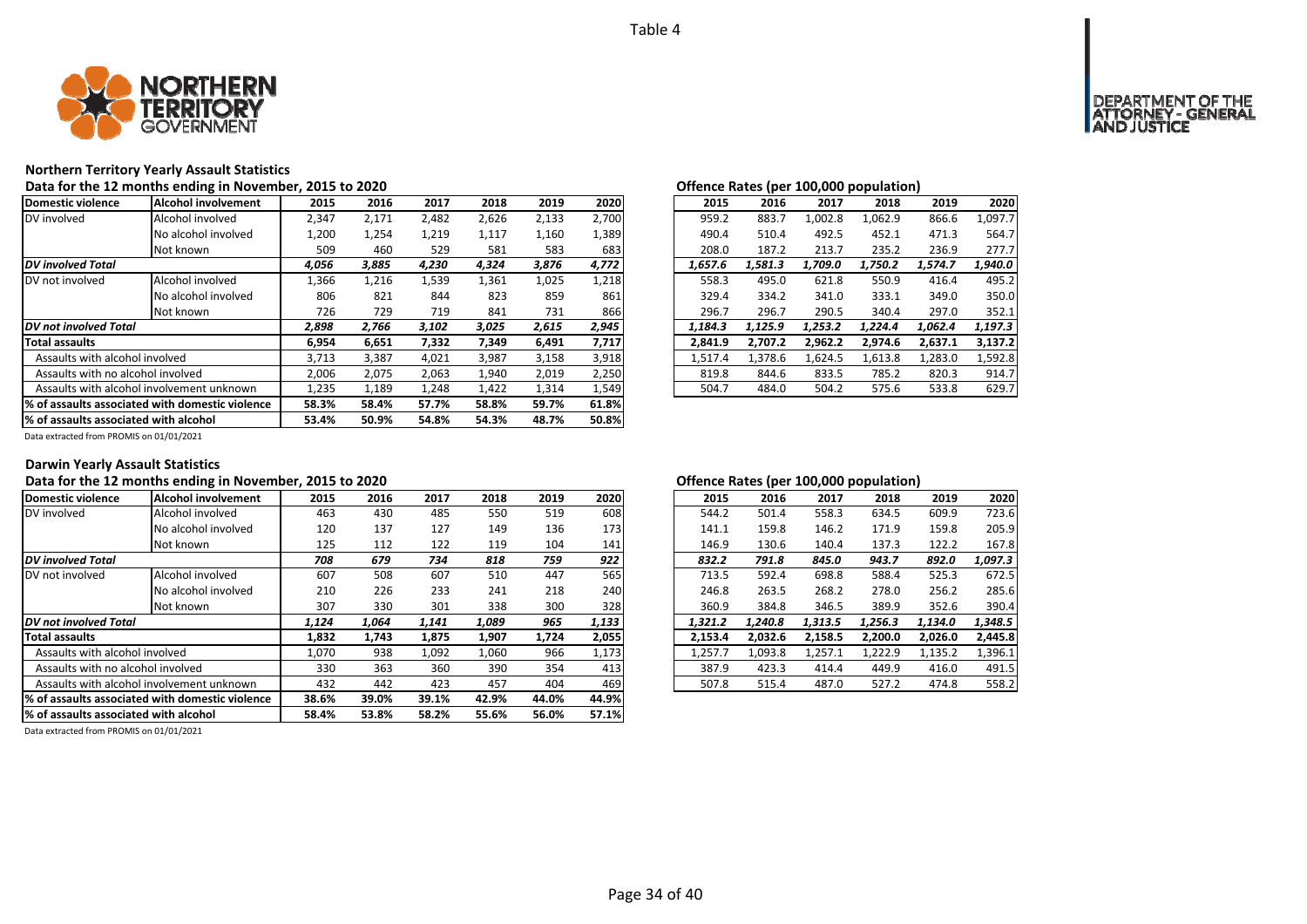Table 4

## Northern Territory Yearly Assault Statistics

**Data for the 12 months ending in November, 2015 to 2020**

| Domestic violence | Alcohol involvement | 2015 | 2016 | 2017 | 2018 | 2019 | 2020 |
|---|---|---|---|---|---|---|---|
| DV involved | Alcohol involved | 2,347 | 2,171 | 2,482 | 2,626 | 2,133 | 2,700 |
| | No alcohol involved | 1,200 | 1,254 | 1,219 | 1,117 | 1,160 | 1,389 |
| | Not known | 509 | 460 | 529 | 581 | 583 | 683 |
| *DV involved Total* | | *4,056* | *3,885* | *4,230* | *4,324* | *3,876* | *4,772* |
| DV not involved | Alcohol involved | 1,366 | 1,216 | 1,539 | 1,361 | 1,025 | 1,218 |
| | No alcohol involved | 806 | 821 | 844 | 823 | 859 | 861 |
| | Not known | 726 | 729 | 719 | 841 | 731 | 866 |
| *DV not involved Total* | | *2,898* | *2,766* | *3,102* | *3,025* | *2,615* | *2,945* |
| **Total assaults** | | **6,954** | **6,651** | **7,332** | **7,349** | **6,491** | **7,717** |
| Assaults with alcohol involved | | 3,713 | 3,387 | 4,021 | 3,987 | 3,158 | 3,918 |
| Assaults with no alcohol involved | | 2,006 | 2,075 | 2,063 | 1,940 | 2,019 | 2,250 |
| Assaults with alcohol involvement unknown | | 1,235 | 1,189 | 1,248 | 1,422 | 1,314 | 1,549 |
| **% of assaults associated with domestic violence** | | **58.3%** | **58.4%** | **57.7%** | **58.8%** | **59.7%** | **61.8%** |
| **% of assaults associated with alcohol** | | **53.4%** | **50.9%** | **54.8%** | **54.3%** | **48.7%** | **50.8%** |

Data extracted from PROMIS on 01/01/2021

**Offence Rates (per 100,000 population)**

| Domestic violence | Alcohol involvement | 2015 | 2016 | 2017 | 2018 | 2019 | 2020 |
|---|---|---|---|---|---|---|---|
| DV involved | Alcohol involved | 959.2 | 883.7 | 1,002.8 | 1,062.9 | 866.6 | 1,097.7 |
| | No alcohol involved | 490.4 | 510.4 | 492.5 | 452.1 | 471.3 | 564.7 |
| | Not known | 208.0 | 187.2 | 213.7 | 235.2 | 236.9 | 277.7 |
| *DV involved Total* | | *1,657.6* | *1,581.3* | *1,709.0* | *1,750.2* | *1,574.7* | *1,940.0* |
| DV not involved | Alcohol involved | 558.3 | 495.0 | 621.8 | 550.9 | 416.4 | 495.2 |
| | No alcohol involved | 329.4 | 334.2 | 341.0 | 333.1 | 349.0 | 350.0 |
| | Not known | 296.7 | 296.7 | 290.5 | 340.4 | 297.0 | 352.1 |
| *DV not involved Total* | | *1,184.3* | *1,125.9* | *1,253.2* | *1,224.4* | *1,062.4* | *1,197.3* |
| **Total assaults** | | **2,841.9** | **2,707.2** | **2,962.2** | **2,974.6** | **2,637.1** | **3,137.2** |
| Assaults with alcohol involved | | 1,517.4 | 1,378.6 | 1,624.5 | 1,613.8 | 1,283.0 | 1,592.8 |
| Assaults with no alcohol involved | | 819.8 | 844.6 | 833.5 | 785.2 | 820.3 | 914.7 |
| Assaults with alcohol involvement unknown | | 504.7 | 484.0 | 504.2 | 575.6 | 533.8 | 629.7 |

## Darwin Yearly Assault Statistics

**Data for the 12 months ending in November, 2015 to 2020**

| Domestic violence | Alcohol involvement | 2015 | 2016 | 2017 | 2018 | 2019 | 2020 |
|---|---|---|---|---|---|---|---|
| DV involved | Alcohol involved | 463 | 430 | 485 | 550 | 519 | 608 |
| | No alcohol involved | 120 | 137 | 127 | 149 | 136 | 173 |
| | Not known | 125 | 112 | 122 | 119 | 104 | 141 |
| *DV involved Total* | | *708* | *679* | *734* | *818* | *759* | *922* |
| DV not involved | Alcohol involved | 607 | 508 | 607 | 510 | 447 | 565 |
| | No alcohol involved | 210 | 226 | 233 | 241 | 218 | 240 |
| | Not known | 307 | 330 | 301 | 338 | 300 | 328 |
| *DV not involved Total* | | *1,124* | *1,064* | *1,141* | *1,089* | *965* | *1,133* |
| **Total assaults** | | **1,832** | **1,743** | **1,875** | **1,907** | **1,724** | **2,055** |
| Assaults with alcohol involved | | 1,070 | 938 | 1,092 | 1,060 | 966 | 1,173 |
| Assaults with no alcohol involved | | 330 | 363 | 360 | 390 | 354 | 413 |
| Assaults with alcohol involvement unknown | | 432 | 442 | 423 | 457 | 404 | 469 |
| **% of assaults associated with domestic violence** | | **38.6%** | **39.0%** | **39.1%** | **42.9%** | **44.0%** | **44.9%** |
| **% of assaults associated with alcohol** | | **58.4%** | **53.8%** | **58.2%** | **55.6%** | **56.0%** | **57.1%** |

Data extracted from PROMIS on 01/01/2021

**Offence Rates (per 100,000 population)**

| Domestic violence | Alcohol involvement | 2015 | 2016 | 2017 | 2018 | 2019 | 2020 |
|---|---|---|---|---|---|---|---|
| DV involved | Alcohol involved | 544.2 | 501.4 | 558.3 | 634.5 | 609.9 | 723.6 |
| | No alcohol involved | 141.1 | 159.8 | 146.2 | 171.9 | 159.8 | 205.9 |
| | Not known | 146.9 | 130.6 | 140.4 | 137.3 | 122.2 | 167.8 |
| *DV involved Total* | | *832.2* | *791.8* | *845.0* | *943.7* | *892.0* | *1,097.3* |
| DV not involved | Alcohol involved | 713.5 | 592.4 | 698.8 | 588.4 | 525.3 | 672.5 |
| | No alcohol involved | 246.8 | 263.5 | 268.2 | 278.0 | 256.2 | 285.6 |
| | Not known | 360.9 | 384.8 | 346.5 | 389.9 | 352.6 | 390.4 |
| *DV not involved Total* | | *1,321.2* | *1,240.8* | *1,313.5* | *1,256.3* | *1,134.0* | *1,348.5* |
| **Total assaults** | | **2,153.4** | **2,032.6** | **2,158.5** | **2,200.0** | **2,026.0** | **2,445.8** |
| Assaults with alcohol involved | | 1,257.7 | 1,093.8 | 1,257.1 | 1,222.9 | 1,135.2 | 1,396.1 |
| Assaults with no alcohol involved | | 387.9 | 423.3 | 414.4 | 449.9 | 416.0 | 491.5 |
| Assaults with alcohol involvement unknown | | 507.8 | 515.4 | 487.0 | 527.2 | 474.8 | 558.2 |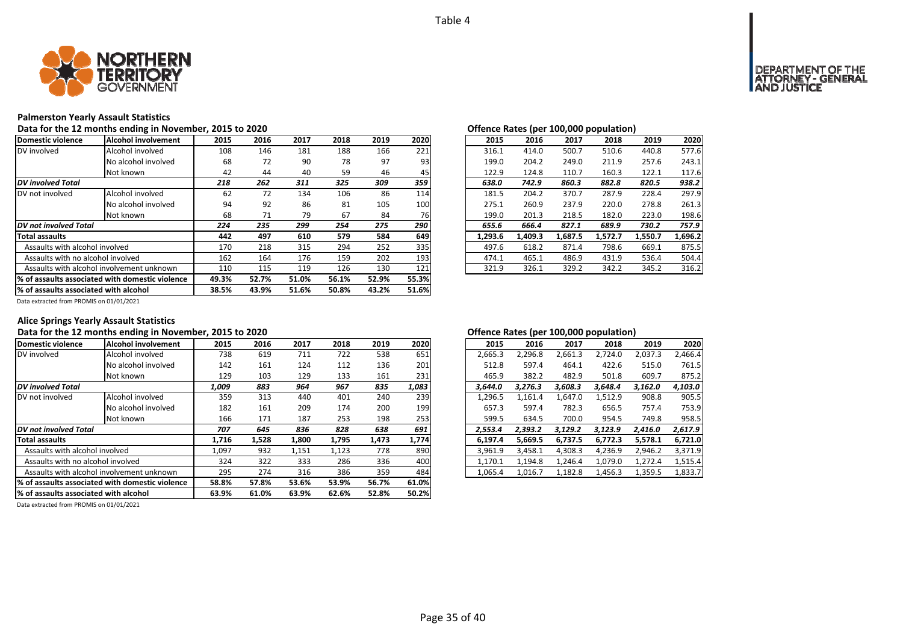Table 4

## Palmerston Yearly Assault Statistics

### Data for the 12 months ending in November, 2015 to 2020

| Domestic violence | Alcohol involvement | 2015 | 2016 | 2017 | 2018 | 2019 | 2020 |
|---|---|---|---|---|---|---|---|
| DV involved | Alcohol involved | 108 | 146 | 181 | 188 | 166 | 221 |
| | No alcohol involved | 68 | 72 | 90 | 78 | 97 | 93 |
| | Not known | 42 | 44 | 40 | 59 | 46 | 45 |
| *DV involved Total* | | *218* | *262* | *311* | *325* | *309* | *359* |
| DV not involved | Alcohol involved | 62 | 72 | 134 | 106 | 86 | 114 |
| | No alcohol involved | 94 | 92 | 86 | 81 | 105 | 100 |
| | Not known | 68 | 71 | 79 | 67 | 84 | 76 |
| *DV not involved Total* | | *224* | *235* | *299* | *254* | *275* | *290* |
| **Total assaults** | | 442 | 497 | 610 | 579 | 584 | 649 |
| Assaults with alcohol involved | | 170 | 218 | 315 | 294 | 252 | 335 |
| Assaults with no alcohol involved | | 162 | 164 | 176 | 159 | 202 | 193 |
| Assaults with alcohol involvement unknown | | 110 | 115 | 119 | 126 | 130 | 121 |
| **% of assaults associated with domestic violence** | | 49.3% | 52.7% | 51.0% | 56.1% | 52.9% | 55.3% |
| **% of assaults associated with alcohol** | | 38.5% | 43.9% | 51.6% | 50.8% | 43.2% | 51.6% |

Data extracted from PROMIS on 01/01/2021

### Offence Rates (per 100,000 population)

| Domestic violence | Alcohol involvement | 2015 | 2016 | 2017 | 2018 | 2019 | 2020 |
|---|---|---|---|---|---|---|---|
| DV involved | Alcohol involved | 316.1 | 414.0 | 500.7 | 510.6 | 440.8 | 577.6 |
| | No alcohol involved | 199.0 | 204.2 | 249.0 | 211.9 | 257.6 | 243.1 |
| | Not known | 122.9 | 124.8 | 110.7 | 160.3 | 122.1 | 117.6 |
| *DV involved Total* | | *638.0* | *742.9* | *860.3* | *882.8* | *820.5* | *938.2* |
| DV not involved | Alcohol involved | 181.5 | 204.2 | 370.7 | 287.9 | 228.4 | 297.9 |
| | No alcohol involved | 275.1 | 260.9 | 237.9 | 220.0 | 278.8 | 261.3 |
| | Not known | 199.0 | 201.3 | 218.5 | 182.0 | 223.0 | 198.6 |
| *DV not involved Total* | | *655.6* | *666.4* | *827.1* | *689.9* | *730.2* | *757.9* |
| **Total assaults** | | 1,293.6 | 1,409.3 | 1,687.5 | 1,572.7 | 1,550.7 | 1,696.2 |
| Assaults with alcohol involved | | 497.6 | 618.2 | 871.4 | 798.6 | 669.1 | 875.5 |
| Assaults with no alcohol involved | | 474.1 | 465.1 | 486.9 | 431.9 | 536.4 | 504.4 |
| Assaults with alcohol involvement unknown | | 321.9 | 326.1 | 329.2 | 342.2 | 345.2 | 316.2 |

## Alice Springs Yearly Assault Statistics

### Data for the 12 months ending in November, 2015 to 2020

| Domestic violence | Alcohol involvement | 2015 | 2016 | 2017 | 2018 | 2019 | 2020 |
|---|---|---|---|---|---|---|---|
| DV involved | Alcohol involved | 738 | 619 | 711 | 722 | 538 | 651 |
| | No alcohol involved | 142 | 161 | 124 | 112 | 136 | 201 |
| | Not known | 129 | 103 | 129 | 133 | 161 | 231 |
| *DV involved Total* | | *1,009* | *883* | *964* | *967* | *835* | *1,083* |
| DV not involved | Alcohol involved | 359 | 313 | 440 | 401 | 240 | 239 |
| | No alcohol involved | 182 | 161 | 209 | 174 | 200 | 199 |
| | Not known | 166 | 171 | 187 | 253 | 198 | 253 |
| *DV not involved Total* | | *707* | *645* | *836* | *828* | *638* | *691* |
| **Total assaults** | | 1,716 | 1,528 | 1,800 | 1,795 | 1,473 | 1,774 |
| Assaults with alcohol involved | | 1,097 | 932 | 1,151 | 1,123 | 778 | 890 |
| Assaults with no alcohol involved | | 324 | 322 | 333 | 286 | 336 | 400 |
| Assaults with alcohol involvement unknown | | 295 | 274 | 316 | 386 | 359 | 484 |
| **% of assaults associated with domestic violence** | | 58.8% | 57.8% | 53.6% | 53.9% | 56.7% | 61.0% |
| **% of assaults associated with alcohol** | | 63.9% | 61.0% | 63.9% | 62.6% | 52.8% | 50.2% |

Data extracted from PROMIS on 01/01/2021

### Offence Rates (per 100,000 population)

| Domestic violence | Alcohol involvement | 2015 | 2016 | 2017 | 2018 | 2019 | 2020 |
|---|---|---|---|---|---|---|---|
| DV involved | Alcohol involved | 2,665.3 | 2,296.8 | 2,661.3 | 2,724.0 | 2,037.3 | 2,466.4 |
| | No alcohol involved | 512.8 | 597.4 | 464.1 | 422.6 | 515.0 | 761.5 |
| | Not known | 465.9 | 382.2 | 482.9 | 501.8 | 609.7 | 875.2 |
| *DV involved Total* | | *3,644.0* | *3,276.3* | *3,608.3* | *3,648.4* | *3,162.0* | *4,103.0* |
| DV not involved | Alcohol involved | 1,296.5 | 1,161.4 | 1,647.0 | 1,512.9 | 908.8 | 905.5 |
| | No alcohol involved | 657.3 | 597.4 | 782.3 | 656.5 | 757.4 | 753.9 |
| | Not known | 599.5 | 634.5 | 700.0 | 954.5 | 749.8 | 958.5 |
| *DV not involved Total* | | *2,553.4* | *2,393.2* | *3,129.2* | *3,123.9* | *2,416.0* | *2,617.9* |
| **Total assaults** | | 6,197.4 | 5,669.5 | 6,737.5 | 6,772.3 | 5,578.1 | 6,721.0 |
| Assaults with alcohol involved | | 3,961.9 | 3,458.1 | 4,308.3 | 4,236.9 | 2,946.2 | 3,371.9 |
| Assaults with no alcohol involved | | 1,170.1 | 1,194.8 | 1,246.4 | 1,079.0 | 1,272.4 | 1,515.4 |
| Assaults with alcohol involvement unknown | | 1,065.4 | 1,016.7 | 1,182.8 | 1,456.3 | 1,359.5 | 1,833.7 |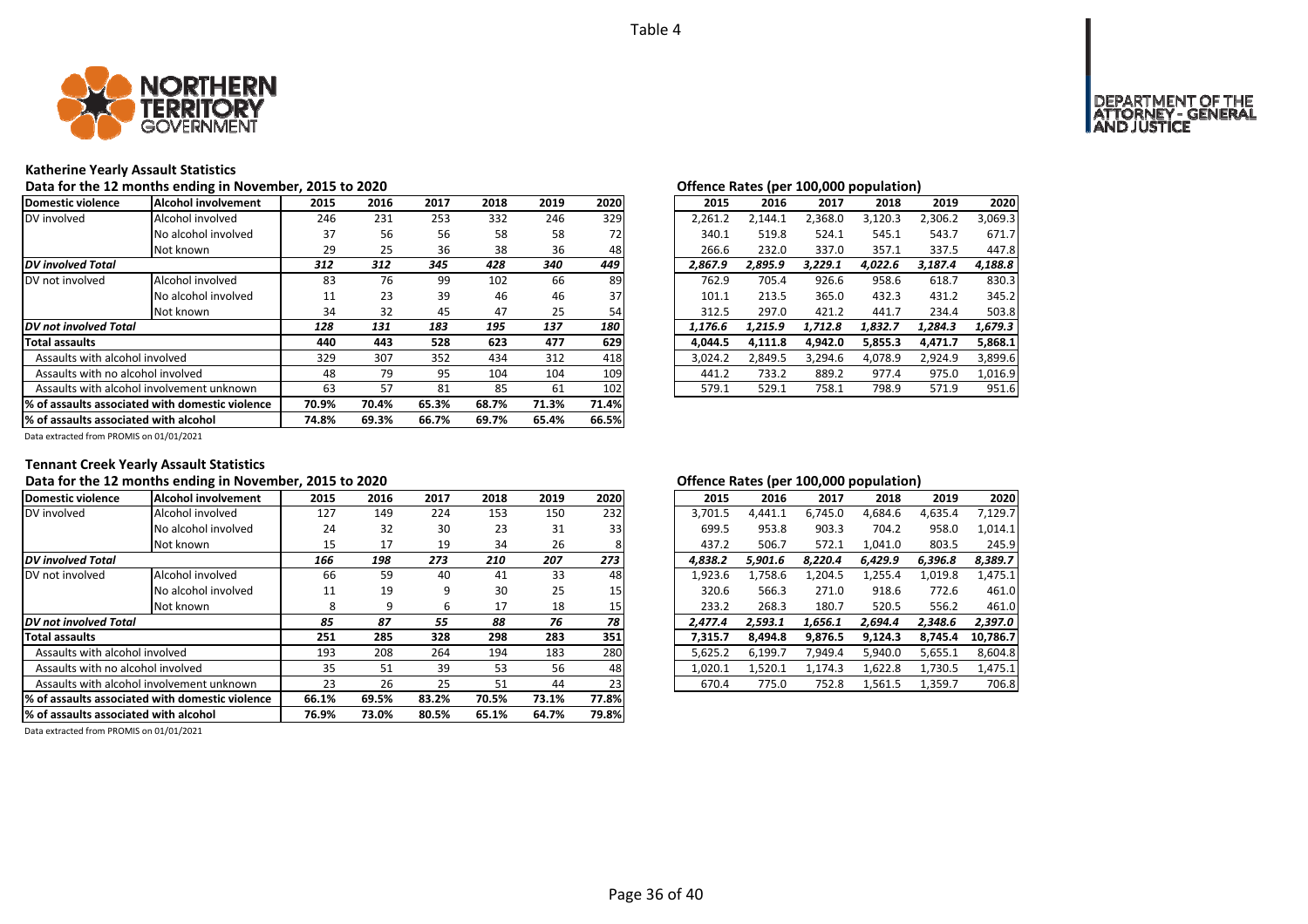Table 4

### Katherine Yearly Assault Statistics

Data for the 12 months ending in November, 2015 to 2020

| Domestic violence | Alcohol involvement | 2015 | 2016 | 2017 | 2018 | 2019 | 2020 |
|---|---|---|---|---|---|---|---|
| DV involved | Alcohol involved | 246 | 231 | 253 | 332 | 246 | 329 |
| | No alcohol involved | 37 | 56 | 56 | 58 | 58 | 72 |
| | Not known | 29 | 25 | 36 | 38 | 36 | 48 |
| ***DV involved Total*** | | ***312*** | ***312*** | ***345*** | ***428*** | ***340*** | ***449*** |
| DV not involved | Alcohol involved | 83 | 76 | 99 | 102 | 66 | 89 |
| | No alcohol involved | 11 | 23 | 39 | 46 | 46 | 37 |
| | Not known | 34 | 32 | 45 | 47 | 25 | 54 |
| ***DV not involved Total*** | | ***128*** | ***131*** | ***183*** | ***195*** | ***137*** | ***180*** |
| **Total assaults** | | 440 | 443 | 528 | 623 | 477 | 629 |
| Assaults with alcohol involved | | 329 | 307 | 352 | 434 | 312 | 418 |
| Assaults with no alcohol involved | | 48 | 79 | 95 | 104 | 104 | 109 |
| Assaults with alcohol involvement unknown | | 63 | 57 | 81 | 85 | 61 | 102 |
| **% of assaults associated with domestic violence** | | 70.9% | 70.4% | 65.3% | 68.7% | 71.3% | 71.4% |
| **% of assaults associated with alcohol** | | 74.8% | 69.3% | 66.7% | 69.7% | 65.4% | 66.5% |

Data extracted from PROMIS on 01/01/2021

Offence Rates (per 100,000 population)

| Domestic violence | Alcohol involvement | 2015 | 2016 | 2017 | 2018 | 2019 | 2020 |
|---|---|---|---|---|---|---|---|
| DV involved | Alcohol involved | 2,261.2 | 2,144.1 | 2,368.0 | 3,120.3 | 2,306.2 | 3,069.3 |
| | No alcohol involved | 340.1 | 519.8 | 524.1 | 545.1 | 543.7 | 671.7 |
| | Not known | 266.6 | 232.0 | 337.0 | 357.1 | 337.5 | 447.8 |
| ***DV involved Total*** | | ***2,867.9*** | ***2,895.9*** | ***3,229.1*** | ***4,022.6*** | ***3,187.4*** | ***4,188.8*** |
| DV not involved | Alcohol involved | 762.9 | 705.4 | 926.6 | 958.6 | 618.7 | 830.3 |
| | No alcohol involved | 101.1 | 213.5 | 365.0 | 432.3 | 431.2 | 345.2 |
| | Not known | 312.5 | 297.0 | 421.2 | 441.7 | 234.4 | 503.8 |
| ***DV not involved Total*** | | ***1,176.6*** | ***1,215.9*** | ***1,712.8*** | ***1,832.7*** | ***1,284.3*** | ***1,679.3*** |
| **Total assaults** | | 4,044.5 | 4,111.8 | 4,942.0 | 5,855.3 | 4,471.7 | 5,868.1 |
| Assaults with alcohol involved | | 3,024.2 | 2,849.5 | 3,294.6 | 4,078.9 | 2,924.9 | 3,899.6 |
| Assaults with no alcohol involved | | 441.2 | 733.2 | 889.2 | 977.4 | 975.0 | 1,016.9 |
| Assaults with alcohol involvement unknown | | 579.1 | 529.1 | 758.1 | 798.9 | 571.9 | 951.6 |

### Tennant Creek Yearly Assault Statistics

Data for the 12 months ending in November, 2015 to 2020

| Domestic violence | Alcohol involvement | 2015 | 2016 | 2017 | 2018 | 2019 | 2020 |
|---|---|---|---|---|---|---|---|
| DV involved | Alcohol involved | 127 | 149 | 224 | 153 | 150 | 232 |
| | No alcohol involved | 24 | 32 | 30 | 23 | 31 | 33 |
| | Not known | 15 | 17 | 19 | 34 | 26 | 8 |
| ***DV involved Total*** | | ***166*** | ***198*** | ***273*** | ***210*** | ***207*** | ***273*** |
| DV not involved | Alcohol involved | 66 | 59 | 40 | 41 | 33 | 48 |
| | No alcohol involved | 11 | 19 | 9 | 30 | 25 | 15 |
| | Not known | 8 | 9 | 6 | 17 | 18 | 15 |
| ***DV not involved Total*** | | ***85*** | ***87*** | ***55*** | ***88*** | ***76*** | ***78*** |
| **Total assaults** | | 251 | 285 | 328 | 298 | 283 | 351 |
| Assaults with alcohol involved | | 193 | 208 | 264 | 194 | 183 | 280 |
| Assaults with no alcohol involved | | 35 | 51 | 39 | 53 | 56 | 48 |
| Assaults with alcohol involvement unknown | | 23 | 26 | 25 | 51 | 44 | 23 |
| **% of assaults associated with domestic violence** | | 66.1% | 69.5% | 83.2% | 70.5% | 73.1% | 77.8% |
| **% of assaults associated with alcohol** | | 76.9% | 73.0% | 80.5% | 65.1% | 64.7% | 79.8% |

Data extracted from PROMIS on 01/01/2021

Offence Rates (per 100,000 population)

| Domestic violence | Alcohol involvement | 2015 | 2016 | 2017 | 2018 | 2019 | 2020 |
|---|---|---|---|---|---|---|---|
| DV involved | Alcohol involved | 3,701.5 | 4,441.1 | 6,745.0 | 4,684.6 | 4,635.4 | 7,129.7 |
| | No alcohol involved | 699.5 | 953.8 | 903.3 | 704.2 | 958.0 | 1,014.1 |
| | Not known | 437.2 | 506.7 | 572.1 | 1,041.0 | 803.5 | 245.9 |
| ***DV involved Total*** | | ***4,838.2*** | ***5,901.6*** | ***8,220.4*** | ***6,429.9*** | ***6,396.8*** | ***8,389.7*** |
| DV not involved | Alcohol involved | 1,923.6 | 1,758.6 | 1,204.5 | 1,255.4 | 1,019.8 | 1,475.1 |
| | No alcohol involved | 320.6 | 566.3 | 271.0 | 918.6 | 772.6 | 461.0 |
| | Not known | 233.2 | 268.3 | 180.7 | 520.5 | 556.2 | 461.0 |
| ***DV not involved Total*** | | ***2,477.4*** | ***2,593.1*** | ***1,656.1*** | ***2,694.4*** | ***2,348.6*** | ***2,397.0*** |
| **Total assaults** | | 7,315.7 | 8,494.8 | 9,876.5 | 9,124.3 | 8,745.4 | 10,786.7 |
| Assaults with alcohol involved | | 5,625.2 | 6,199.7 | 7,949.4 | 5,940.0 | 5,655.1 | 8,604.8 |
| Assaults with no alcohol involved | | 1,020.1 | 1,520.1 | 1,174.3 | 1,622.8 | 1,730.5 | 1,475.1 |
| Assaults with alcohol involvement unknown | | 670.4 | 775.0 | 752.8 | 1,561.5 | 1,359.7 | 706.8 |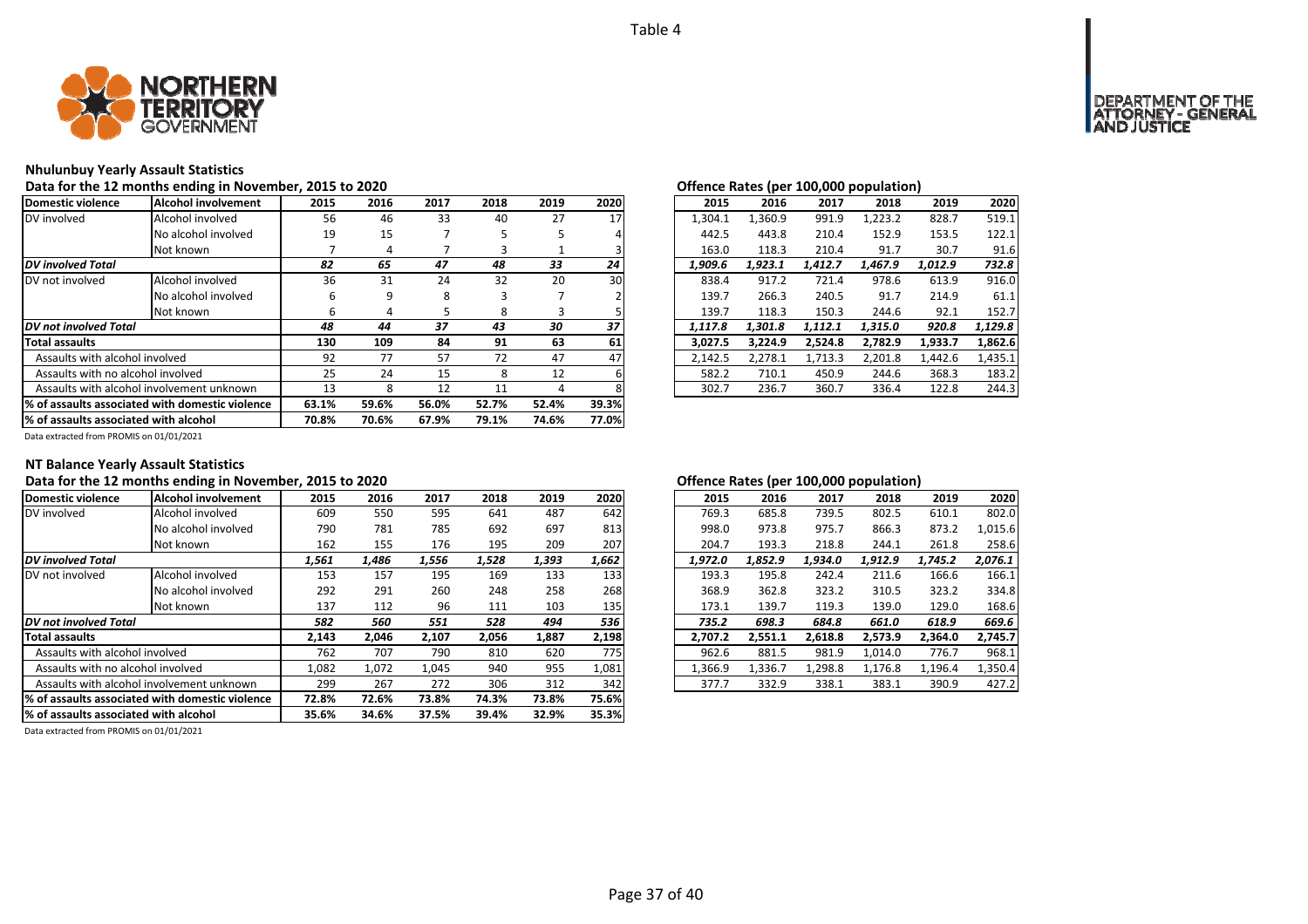Table 4

## Nhulunbuy Yearly Assault Statistics

### Data for the 12 months ending in November, 2015 to 2020

| Domestic violence | Alcohol involvement | 2015 | 2016 | 2017 | 2018 | 2019 | 2020 |
|---|---|---|---|---|---|---|---|
| DV involved | Alcohol involved | 56 | 46 | 33 | 40 | 27 | 17 |
| | No alcohol involved | 19 | 15 | 7 | 5 | 5 | 4 |
| | Not known | 7 | 4 | 7 | 3 | 1 | 3 |
| ***DV involved Total*** | | ***82*** | ***65*** | ***47*** | ***48*** | ***33*** | ***24*** |
| DV not involved | Alcohol involved | 36 | 31 | 24 | 32 | 20 | 30 |
| | No alcohol involved | 6 | 9 | 8 | 3 | 7 | 2 |
| | Not known | 6 | 4 | 5 | 8 | 3 | 5 |
| ***DV not involved Total*** | | ***48*** | ***44*** | ***37*** | ***43*** | ***30*** | ***37*** |
| **Total assaults** | | **130** | **109** | **84** | **91** | **63** | **61** |
| Assaults with alcohol involved | | 92 | 77 | 57 | 72 | 47 | 47 |
| Assaults with no alcohol involved | | 25 | 24 | 15 | 8 | 12 | 6 |
| Assaults with alcohol involvement unknown | | 13 | 8 | 12 | 11 | 4 | 8 |
| **% of assaults associated with domestic violence** | | **63.1%** | **59.6%** | **56.0%** | **52.7%** | **52.4%** | **39.3%** |
| **% of assaults associated with alcohol** | | **70.8%** | **70.6%** | **67.9%** | **79.1%** | **74.6%** | **77.0%** |

Data extracted from PROMIS on 01/01/2021

### Offence Rates (per 100,000 population)

| Domestic violence | Alcohol involvement | 2015 | 2016 | 2017 | 2018 | 2019 | 2020 |
|---|---|---|---|---|---|---|---|
| DV involved | Alcohol involved | 1,304.1 | 1,360.9 | 991.9 | 1,223.2 | 828.7 | 519.1 |
| | No alcohol involved | 442.5 | 443.8 | 210.4 | 152.9 | 153.5 | 122.1 |
| | Not known | 163.0 | 118.3 | 210.4 | 91.7 | 30.7 | 91.6 |
| ***DV involved Total*** | | ***1,909.6*** | ***1,923.1*** | ***1,412.7*** | ***1,467.9*** | ***1,012.9*** | ***732.8*** |
| DV not involved | Alcohol involved | 838.4 | 917.2 | 721.4 | 978.6 | 613.9 | 916.0 |
| | No alcohol involved | 139.7 | 266.3 | 240.5 | 91.7 | 214.9 | 61.1 |
| | Not known | 139.7 | 118.3 | 150.3 | 244.6 | 92.1 | 152.7 |
| ***DV not involved Total*** | | ***1,117.8*** | ***1,301.8*** | ***1,112.1*** | ***1,315.0*** | ***920.8*** | ***1,129.8*** |
| **Total assaults** | | **3,027.5** | **3,224.9** | **2,524.8** | **2,782.9** | **1,933.7** | **1,862.6** |
| Assaults with alcohol involved | | 2,142.5 | 2,278.1 | 1,713.3 | 2,201.8 | 1,442.6 | 1,435.1 |
| Assaults with no alcohol involved | | 582.2 | 710.1 | 450.9 | 244.6 | 368.3 | 183.2 |
| Assaults with alcohol involvement unknown | | 302.7 | 236.7 | 360.7 | 336.4 | 122.8 | 244.3 |

## NT Balance Yearly Assault Statistics

### Data for the 12 months ending in November, 2015 to 2020

| Domestic violence | Alcohol involvement | 2015 | 2016 | 2017 | 2018 | 2019 | 2020 |
|---|---|---|---|---|---|---|---|
| DV involved | Alcohol involved | 609 | 550 | 595 | 641 | 487 | 642 |
| | No alcohol involved | 790 | 781 | 785 | 692 | 697 | 813 |
| | Not known | 162 | 155 | 176 | 195 | 209 | 207 |
| ***DV involved Total*** | | ***1,561*** | ***1,486*** | ***1,556*** | ***1,528*** | ***1,393*** | ***1,662*** |
| DV not involved | Alcohol involved | 153 | 157 | 195 | 169 | 133 | 133 |
| | No alcohol involved | 292 | 291 | 260 | 248 | 258 | 268 |
| | Not known | 137 | 112 | 96 | 111 | 103 | 135 |
| ***DV not involved Total*** | | ***582*** | ***560*** | ***551*** | ***528*** | ***494*** | ***536*** |
| **Total assaults** | | **2,143** | **2,046** | **2,107** | **2,056** | **1,887** | **2,198** |
| Assaults with alcohol involved | | 762 | 707 | 790 | 810 | 620 | 775 |
| Assaults with no alcohol involved | | 1,082 | 1,072 | 1,045 | 940 | 955 | 1,081 |
| Assaults with alcohol involvement unknown | | 299 | 267 | 272 | 306 | 312 | 342 |
| **% of assaults associated with domestic violence** | | **72.8%** | **72.6%** | **73.8%** | **74.3%** | **73.8%** | **75.6%** |
| **% of assaults associated with alcohol** | | **35.6%** | **34.6%** | **37.5%** | **39.4%** | **32.9%** | **35.3%** |

Data extracted from PROMIS on 01/01/2021

### Offence Rates (per 100,000 population)

| Domestic violence | Alcohol involvement | 2015 | 2016 | 2017 | 2018 | 2019 | 2020 |
|---|---|---|---|---|---|---|---|
| DV involved | Alcohol involved | 769.3 | 685.8 | 739.5 | 802.5 | 610.1 | 802.0 |
| | No alcohol involved | 998.0 | 973.8 | 975.7 | 866.3 | 873.2 | 1,015.6 |
| | Not known | 204.7 | 193.3 | 218.8 | 244.1 | 261.8 | 258.6 |
| ***DV involved Total*** | | ***1,972.0*** | ***1,852.9*** | ***1,934.0*** | ***1,912.9*** | ***1,745.2*** | ***2,076.1*** |
| DV not involved | Alcohol involved | 193.3 | 195.8 | 242.4 | 211.6 | 166.6 | 166.1 |
| | No alcohol involved | 368.9 | 362.8 | 323.2 | 310.5 | 323.2 | 334.8 |
| | Not known | 173.1 | 139.7 | 119.3 | 139.0 | 129.0 | 168.6 |
| ***DV not involved Total*** | | ***735.2*** | ***698.3*** | ***684.8*** | ***661.0*** | ***618.9*** | ***669.6*** |
| **Total assaults** | | **2,707.2** | **2,551.1** | **2,618.8** | **2,573.9** | **2,364.0** | **2,745.7** |
| Assaults with alcohol involved | | 962.6 | 881.5 | 981.9 | 1,014.0 | 776.7 | 968.1 |
| Assaults with no alcohol involved | | 1,366.9 | 1,336.7 | 1,298.8 | 1,176.8 | 1,196.4 | 1,350.4 |
| Assaults with alcohol involvement unknown | | 377.7 | 332.9 | 338.1 | 383.1 | 390.9 | 427.2 |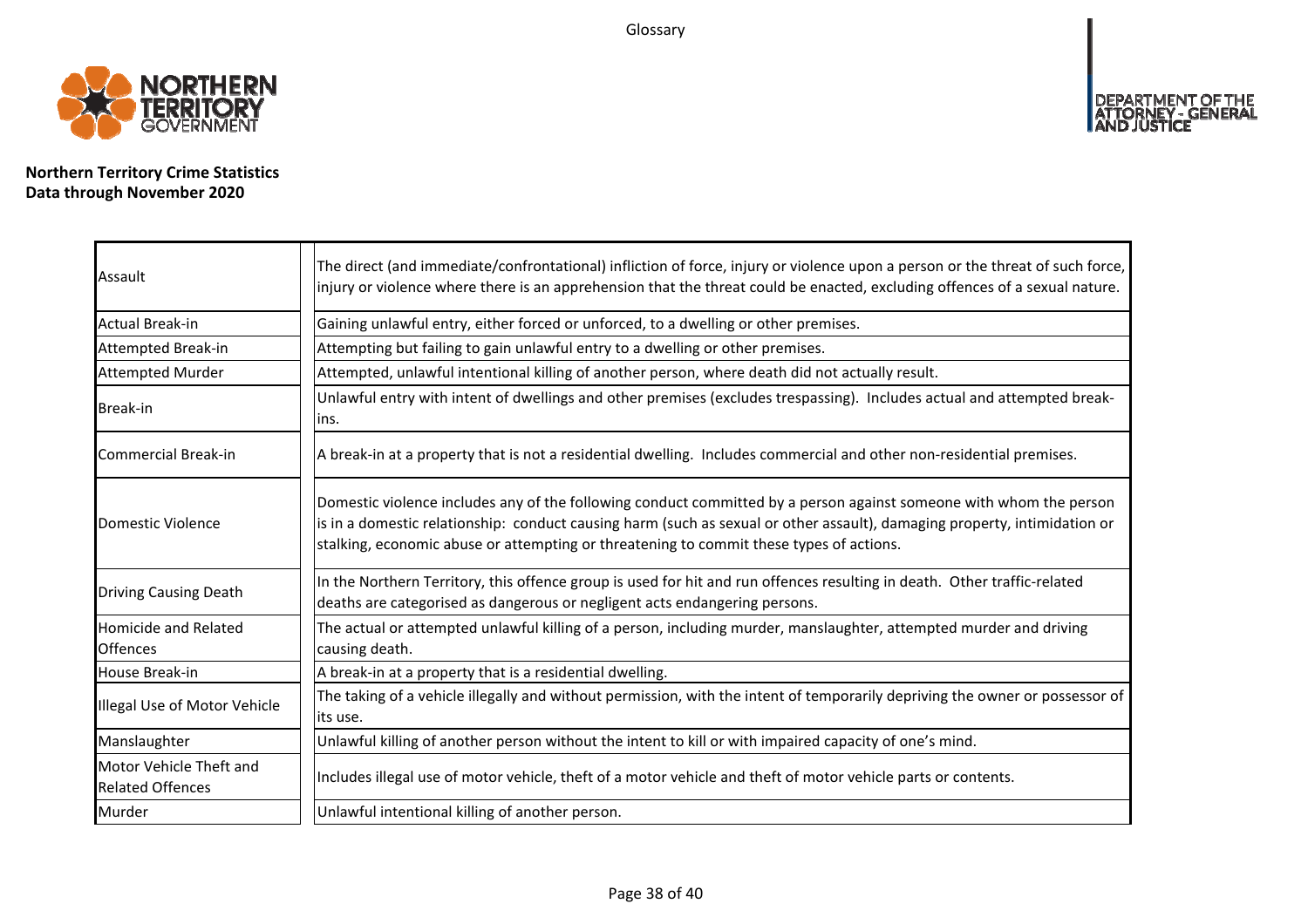# Glossary

**Northern Territory Crime Statistics**
**Data through November 2020**

| Term | Definition |
|---|---|
| Assault | The direct (and immediate/confrontational) infliction of force, injury or violence upon a person or the threat of such force, injury or violence where there is an apprehension that the threat could be enacted, excluding offences of a sexual nature. |
| Actual Break-in | Gaining unlawful entry, either forced or unforced, to a dwelling or other premises. |
| Attempted Break-in | Attempting but failing to gain unlawful entry to a dwelling or other premises. |
| Attempted Murder | Attempted, unlawful intentional killing of another person, where death did not actually result. |
| Break-in | Unlawful entry with intent of dwellings and other premises (excludes trespassing). Includes actual and attempted break-ins. |
| Commercial Break-in | A break-in at a property that is not a residential dwelling. Includes commercial and other non-residential premises. |
| Domestic Violence | Domestic violence includes any of the following conduct committed by a person against someone with whom the person is in a domestic relationship: conduct causing harm (such as sexual or other assault), damaging property, intimidation or stalking, economic abuse or attempting or threatening to commit these types of actions. |
| Driving Causing Death | In the Northern Territory, this offence group is used for hit and run offences resulting in death. Other traffic-related deaths are categorised as dangerous or negligent acts endangering persons. |
| Homicide and Related Offences | The actual or attempted unlawful killing of a person, including murder, manslaughter, attempted murder and driving causing death. |
| House Break-in | A break-in at a property that is a residential dwelling. |
| Illegal Use of Motor Vehicle | The taking of a vehicle illegally and without permission, with the intent of temporarily depriving the owner or possessor of its use. |
| Manslaughter | Unlawful killing of another person without the intent to kill or with impaired capacity of one's mind. |
| Motor Vehicle Theft and Related Offences | Includes illegal use of motor vehicle, theft of a motor vehicle and theft of motor vehicle parts or contents. |
| Murder | Unlawful intentional killing of another person. |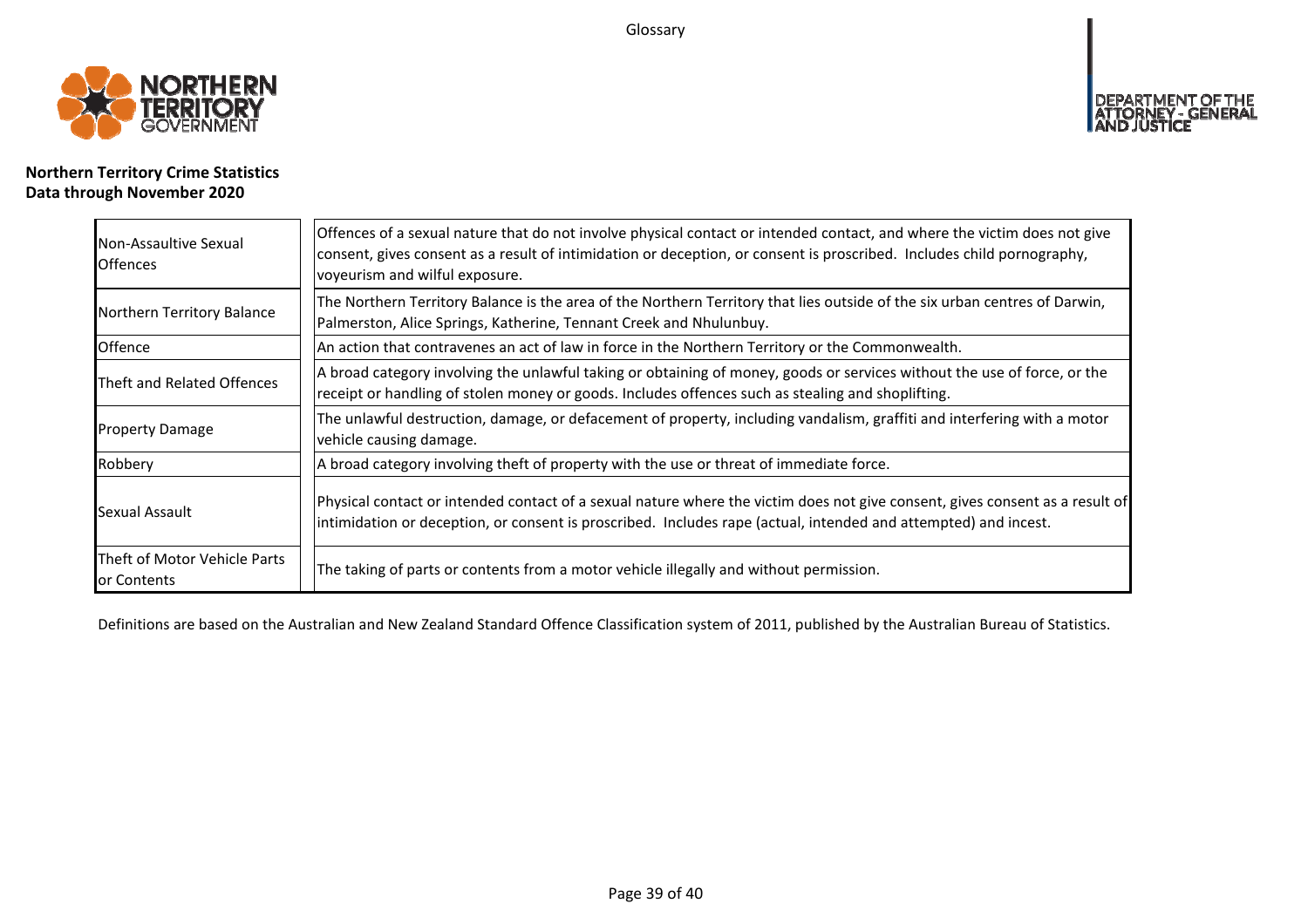Glossary

**Northern Territory Crime Statistics**
**Data through November 2020**

| | |
|---|---|
| Non-Assaultive Sexual Offences | Offences of a sexual nature that do not involve physical contact or intended contact, and where the victim does not give consent, gives consent as a result of intimidation or deception, or consent is proscribed. Includes child pornography, voyeurism and wilful exposure. |
| Northern Territory Balance | The Northern Territory Balance is the area of the Northern Territory that lies outside of the six urban centres of Darwin, Palmerston, Alice Springs, Katherine, Tennant Creek and Nhulunbuy. |
| Offence | An action that contravenes an act of law in force in the Northern Territory or the Commonwealth. |
| Theft and Related Offences | A broad category involving the unlawful taking or obtaining of money, goods or services without the use of force, or the receipt or handling of stolen money or goods. Includes offences such as stealing and shoplifting. |
| Property Damage | The unlawful destruction, damage, or defacement of property, including vandalism, graffiti and interfering with a motor vehicle causing damage. |
| Robbery | A broad category involving theft of property with the use or threat of immediate force. |
| Sexual Assault | Physical contact or intended contact of a sexual nature where the victim does not give consent, gives consent as a result of intimidation or deception, or consent is proscribed. Includes rape (actual, intended and attempted) and incest. |
| Theft of Motor Vehicle Parts or Contents | The taking of parts or contents from a motor vehicle illegally and without permission. |

Definitions are based on the Australian and New Zealand Standard Offence Classification system of 2011, published by the Australian Bureau of Statistics.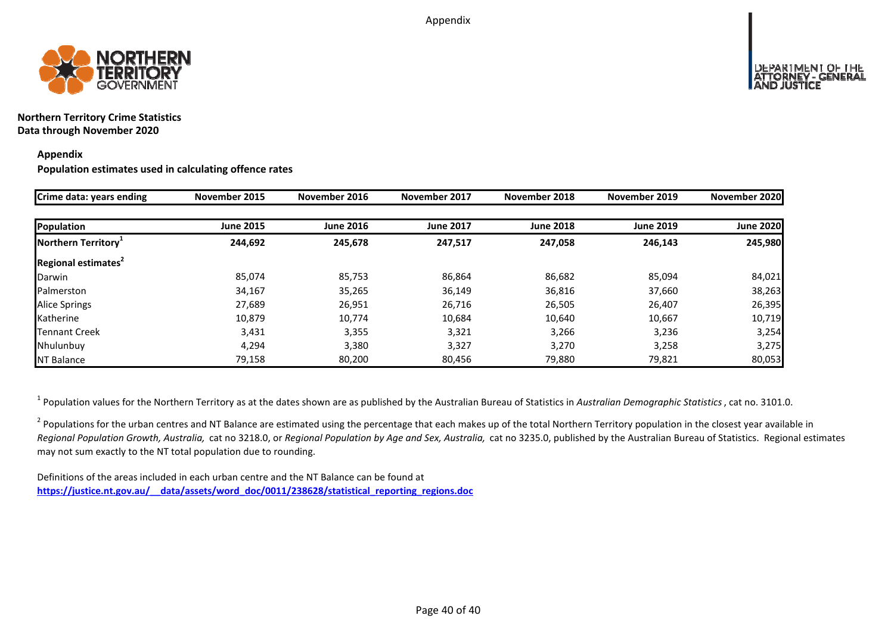**Northern Territory Crime Statistics**
**Data through November 2020**

### Appendix

**Population estimates used in calculating offence rates**

| Crime data: years ending | November 2015 | November 2016 | November 2017 | November 2018 | November 2019 | November 2020 |
|---|---|---|---|---|---|---|
| **Population** | **June 2015** | **June 2016** | **June 2017** | **June 2018** | **June 2019** | **June 2020** |
| **Northern Territory[1]** | **244,692** | **245,678** | **247,517** | **247,058** | **246,143** | **245,980** |
| **Regional estimates[2]** | | | | | | |
| Darwin | 85,074 | 85,753 | 86,864 | 86,682 | 85,094 | 84,021 |
| Palmerston | 34,167 | 35,265 | 36,149 | 36,816 | 37,660 | 38,263 |
| Alice Springs | 27,689 | 26,951 | 26,716 | 26,505 | 26,407 | 26,395 |
| Katherine | 10,879 | 10,774 | 10,684 | 10,640 | 10,667 | 10,719 |
| Tennant Creek | 3,431 | 3,355 | 3,321 | 3,266 | 3,236 | 3,254 |
| Nhulunbuy | 4,294 | 3,380 | 3,327 | 3,270 | 3,258 | 3,275 |
| NT Balance | 79,158 | 80,200 | 80,456 | 79,880 | 79,821 | 80,053 |

[1] Population values for the Northern Territory as at the dates shown are as published by the Australian Bureau of Statistics in *Australian Demographic Statistics* , cat no. 3101.0.

[2] Populations for the urban centres and NT Balance are estimated using the percentage that each makes up of the total Northern Territory population in the closest year available in *Regional Population Growth, Australia,* cat no 3218.0, or *Regional Population by Age and Sex, Australia,* cat no 3235.0, published by the Australian Bureau of Statistics. Regional estimates may not sum exactly to the NT total population due to rounding.

Definitions of the areas included in each urban centre and the NT Balance can be found at
**https://justice.nt.gov.au/__data/assets/word_doc/0011/238628/statistical_reporting_regions.doc**